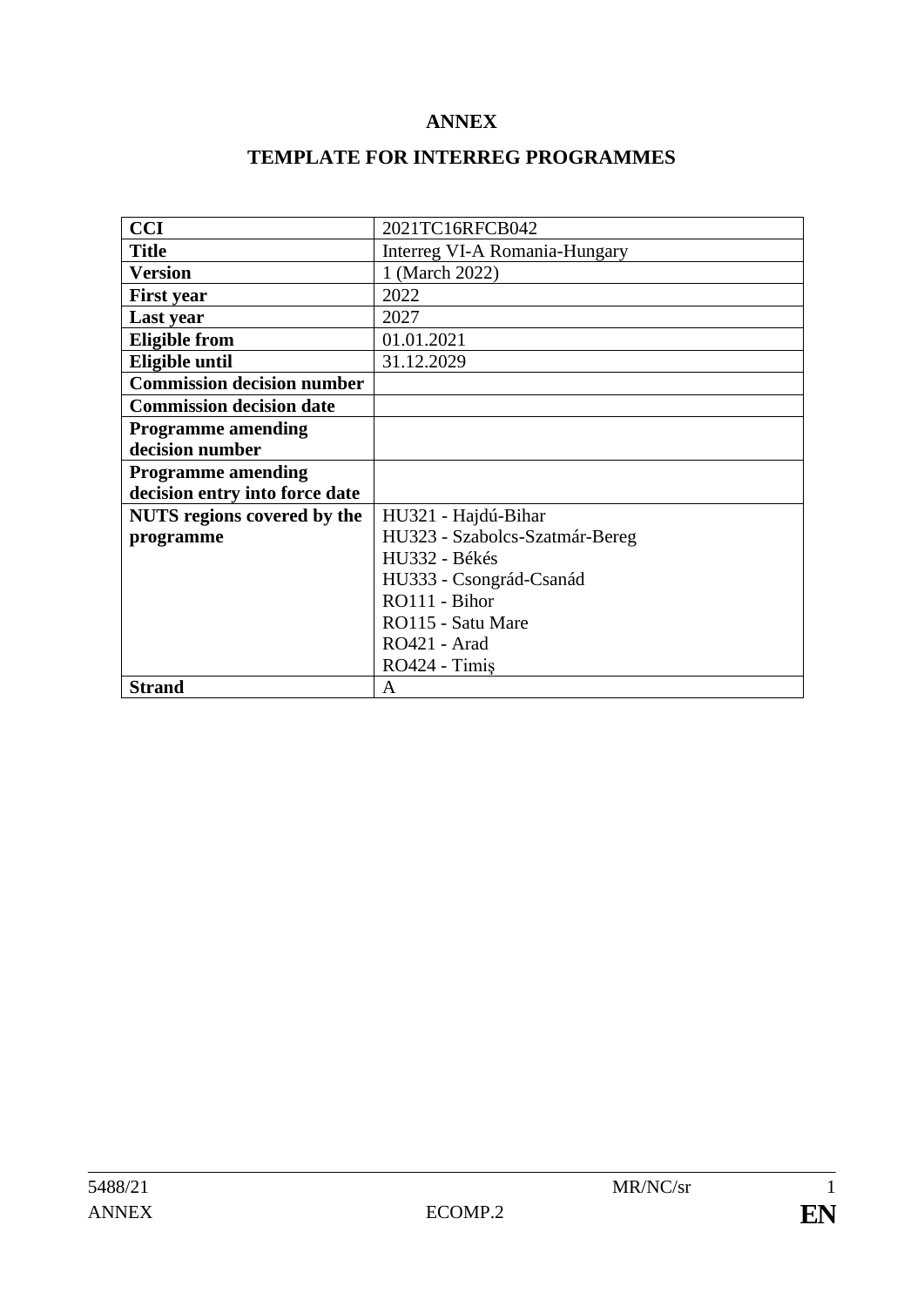**ANNEX**

**TEMPLATE FOR INTERREG PROGRAMMES**

| | |
|---|---|
| **CCI** | 2021TC16RFCB042 |
| **Title** | Interreg VI-A Romania-Hungary |
| **Version** | 1 (March 2022) |
| **First year** | 2022 |
| **Last year** | 2027 |
| **Eligible from** | 01.01.2021 |
| **Eligible until** | 31.12.2029 |
| **Commission decision number** | |
| **Commission decision date** | |
| **Programme amending decision number** | |
| **Programme amending decision entry into force date** | |
| **NUTS regions covered by the programme** | HU321 - Hajdú-Bihar<br>HU323 - Szabolcs-Szatmár-Bereg<br>HU332 - Békés<br>HU333 - Csongrád-Csanád<br>RO111 - Bihor<br>RO115 - Satu Mare<br>RO421 - Arad<br>RO424 - Timiş |
| **Strand** | A |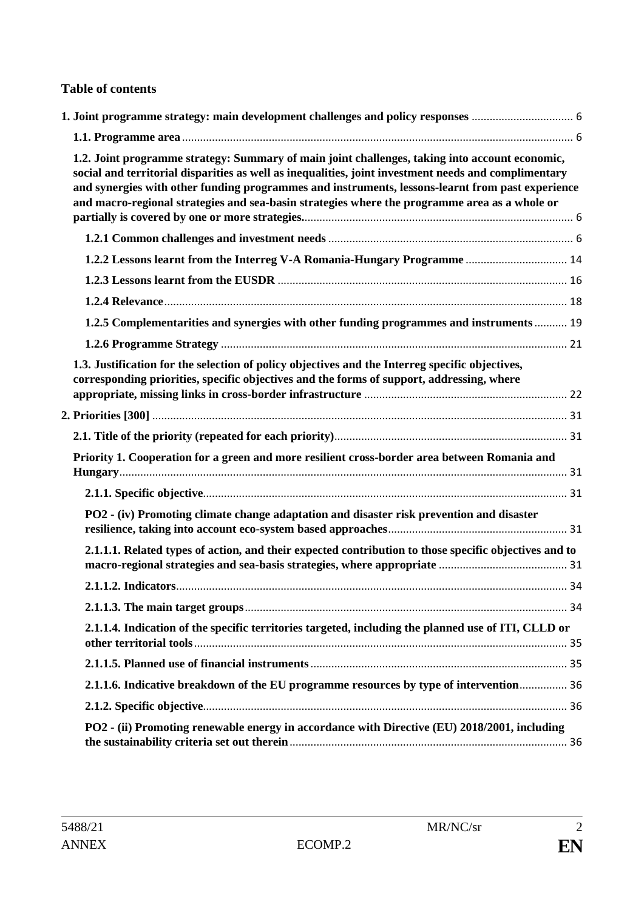**Table of contents**

| | |
|---|---|
| **1. Joint programme strategy: main development challenges and policy responses** | 6 |
| **1.1. Programme area** | 6 |
| **1.2. Joint programme strategy: Summary of main joint challenges, taking into account economic, social and territorial disparities as well as inequalities, joint investment needs and complimentary and synergies with other funding programmes and instruments, lessons-learnt from past experience and macro-regional strategies and sea-basin strategies where the programme area as a whole or partially is covered by one or more strategies.** | 6 |
| **1.2.1 Common challenges and investment needs** | 6 |
| **1.2.2 Lessons learnt from the Interreg V-A Romania-Hungary Programme** | 14 |
| **1.2.3 Lessons learnt from the EUSDR** | 16 |
| **1.2.4 Relevance** | 18 |
| **1.2.5 Complementarities and synergies with other funding programmes and instruments** | 19 |
| **1.2.6 Programme Strategy** | 21 |
| **1.3. Justification for the selection of policy objectives and the Interreg specific objectives, corresponding priorities, specific objectives and the forms of support, addressing, where appropriate, missing links in cross-border infrastructure** | 22 |
| **2. Priorities [300]** | 31 |
| **2.1. Title of the priority (repeated for each priority)** | 31 |
| **Priority 1. Cooperation for a green and more resilient cross-border area between Romania and Hungary** | 31 |
| **2.1.1. Specific objective** | 31 |
| **PO2 - (iv) Promoting climate change adaptation and disaster risk prevention and disaster resilience, taking into account eco-system based approaches** | 31 |
| **2.1.1.1. Related types of action, and their expected contribution to those specific objectives and to macro-regional strategies and sea-basis strategies, where appropriate** | 31 |
| **2.1.1.2. Indicators** | 34 |
| **2.1.1.3. The main target groups** | 34 |
| **2.1.1.4. Indication of the specific territories targeted, including the planned use of ITI, CLLD or other territorial tools** | 35 |
| **2.1.1.5. Planned use of financial instruments** | 35 |
| **2.1.1.6. Indicative breakdown of the EU programme resources by type of intervention** | 36 |
| **2.1.2. Specific objective** | 36 |
| **PO2 - (ii) Promoting renewable energy in accordance with Directive (EU) 2018/2001, including the sustainability criteria set out therein** | 36 |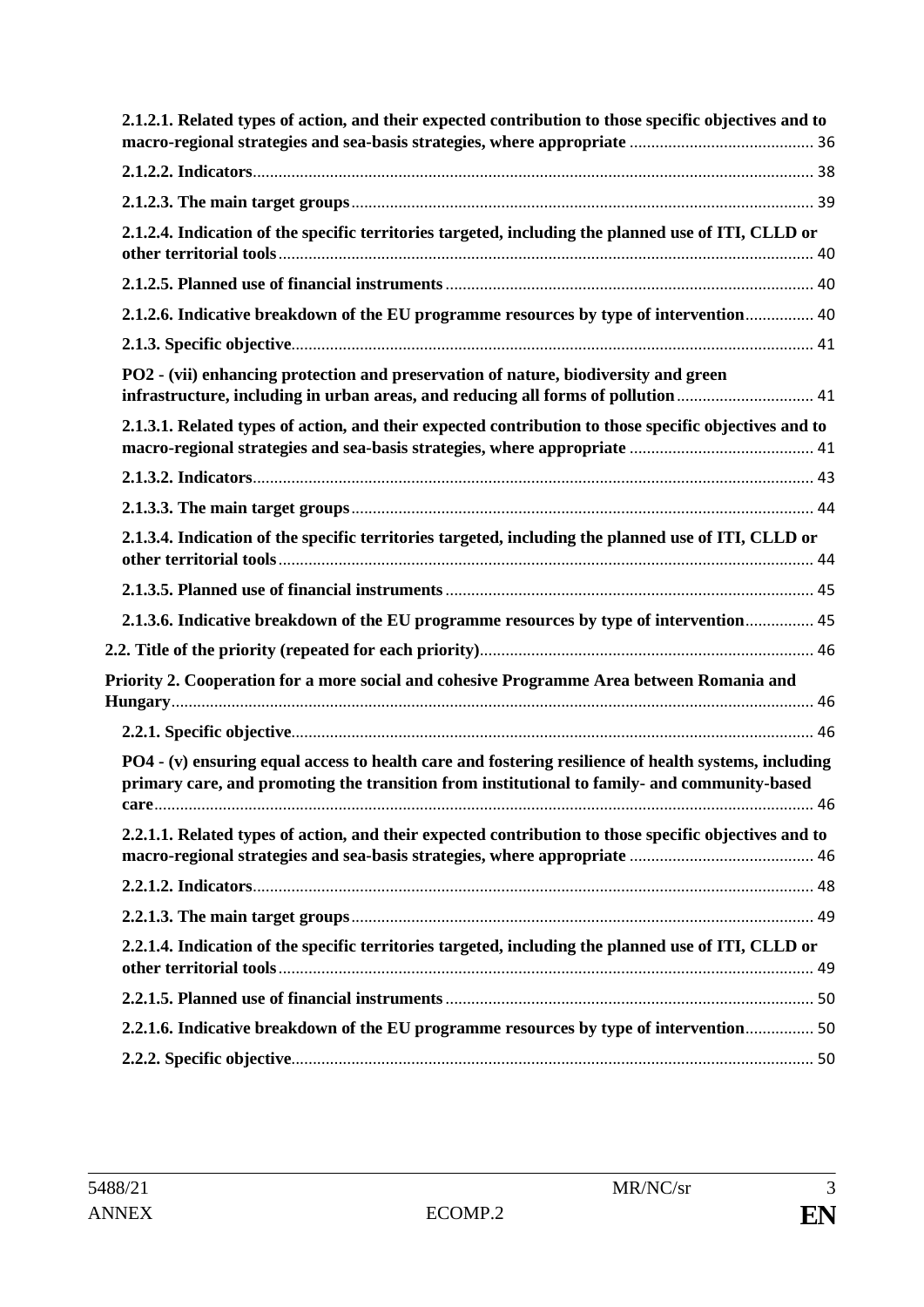**2.1.2.1. Related types of action, and their expected contribution to those specific objectives and to macro-regional strategies and sea-basis strategies, where appropriate** .......................................... 36

**2.1.2.2. Indicators**................................................................................................................................. 38

**2.1.2.3. The main target groups**.......................................................................................................... 39

**2.1.2.4. Indication of the specific territories targeted, including the planned use of ITI, CLLD or other territorial tools**........................................................................................................................... 40

**2.1.2.5. Planned use of financial instruments**..................................................................................... 40

**2.1.2.6. Indicative breakdown of the EU programme resources by type of intervention**................ 40

**2.1.3. Specific objective**........................................................................................................................ 41

**PO2 - (vii) enhancing protection and preservation of nature, biodiversity and green infrastructure, including in urban areas, and reducing all forms of pollution**................................ 41

**2.1.3.1. Related types of action, and their expected contribution to those specific objectives and to macro-regional strategies and sea-basis strategies, where appropriate** .......................................... 41

**2.1.3.2. Indicators**................................................................................................................................. 43

**2.1.3.3. The main target groups**.......................................................................................................... 44

**2.1.3.4. Indication of the specific territories targeted, including the planned use of ITI, CLLD or other territorial tools**........................................................................................................................... 44

**2.1.3.5. Planned use of financial instruments**..................................................................................... 45

**2.1.3.6. Indicative breakdown of the EU programme resources by type of intervention**................ 45

**2.2. Title of the priority (repeated for each priority)**............................................................................ 46

**Priority 2. Cooperation for a more social and cohesive Programme Area between Romania and Hungary**.................................................................................................................................................... 46

**2.2.1. Specific objective**........................................................................................................................ 46

**PO4 - (v) ensuring equal access to health care and fostering resilience of health systems, including primary care, and promoting the transition from institutional to family- and community-based care**........................................................................................................................................................ 46

**2.2.1.1. Related types of action, and their expected contribution to those specific objectives and to macro-regional strategies and sea-basis strategies, where appropriate** .......................................... 46

**2.2.1.2. Indicators**................................................................................................................................. 48

**2.2.1.3. The main target groups**.......................................................................................................... 49

**2.2.1.4. Indication of the specific territories targeted, including the planned use of ITI, CLLD or other territorial tools**........................................................................................................................... 49

**2.2.1.5. Planned use of financial instruments**..................................................................................... 50

**2.2.1.6. Indicative breakdown of the EU programme resources by type of intervention**................ 50

**2.2.2. Specific objective**........................................................................................................................ 50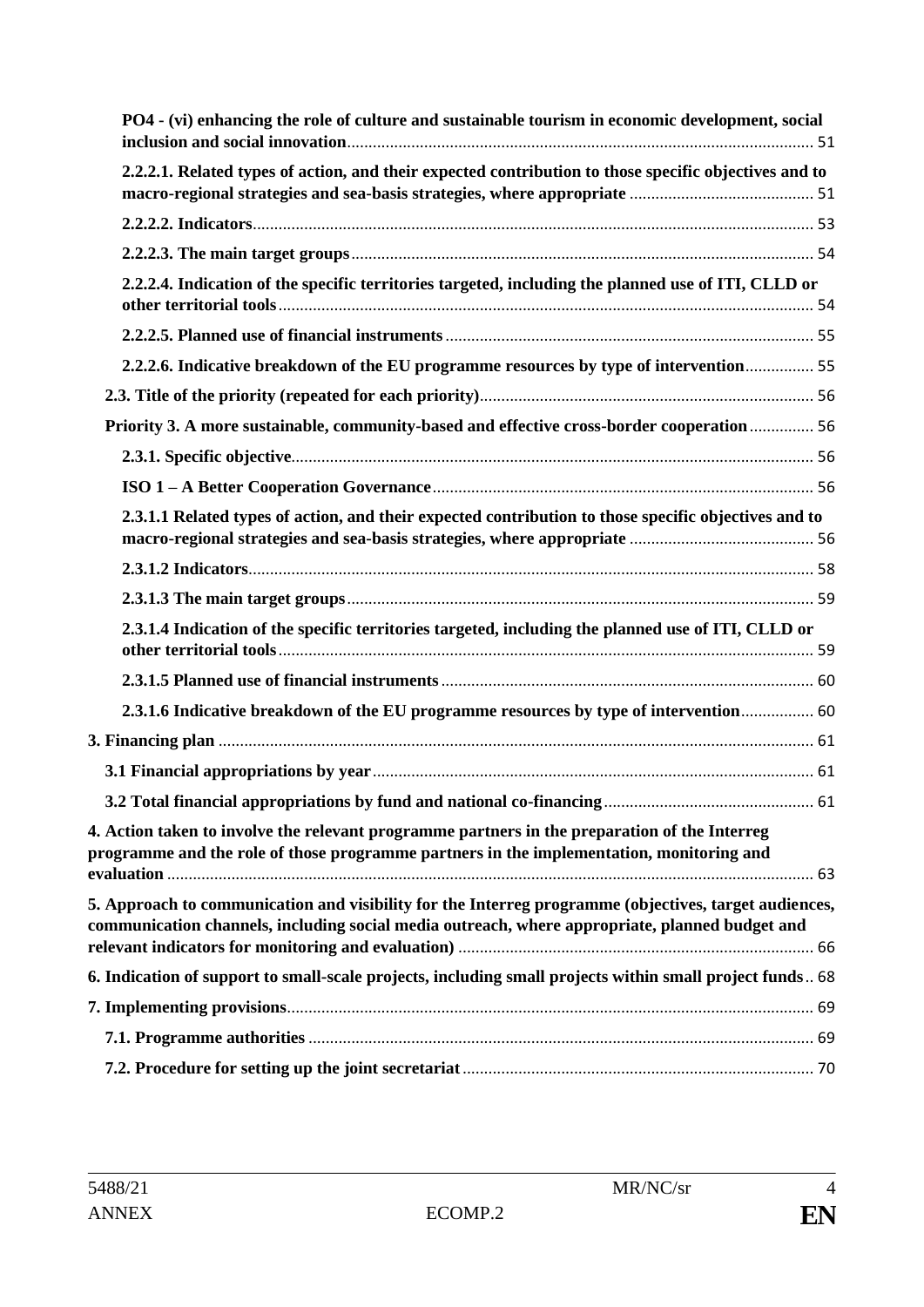**PO4 - (vi) enhancing the role of culture and sustainable tourism in economic development, social inclusion and social innovation** ........ 51

**2.2.2.1. Related types of action, and their expected contribution to those specific objectives and to macro-regional strategies and sea-basis strategies, where appropriate** ........ 51

**2.2.2.2. Indicators** ........ 53

**2.2.2.3. The main target groups** ........ 54

**2.2.2.4. Indication of the specific territories targeted, including the planned use of ITI, CLLD or other territorial tools** ........ 54

**2.2.2.5. Planned use of financial instruments** ........ 55

**2.2.2.6. Indicative breakdown of the EU programme resources by type of intervention** ........ 55

**2.3. Title of the priority (repeated for each priority)** ........ 56

**Priority 3. A more sustainable, community-based and effective cross-border cooperation** ........ 56

**2.3.1. Specific objective** ........ 56

**ISO 1 – A Better Cooperation Governance** ........ 56

**2.3.1.1 Related types of action, and their expected contribution to those specific objectives and to macro-regional strategies and sea-basis strategies, where appropriate** ........ 56

**2.3.1.2 Indicators** ........ 58

**2.3.1.3 The main target groups** ........ 59

**2.3.1.4 Indication of the specific territories targeted, including the planned use of ITI, CLLD or other territorial tools** ........ 59

**2.3.1.5 Planned use of financial instruments** ........ 60

**2.3.1.6 Indicative breakdown of the EU programme resources by type of intervention** ........ 60

**3. Financing plan** ........ 61

**3.1 Financial appropriations by year** ........ 61

**3.2 Total financial appropriations by fund and national co-financing** ........ 61

**4. Action taken to involve the relevant programme partners in the preparation of the Interreg programme and the role of those programme partners in the implementation, monitoring and evaluation** ........ 63

**5. Approach to communication and visibility for the Interreg programme (objectives, target audiences, communication channels, including social media outreach, where appropriate, planned budget and relevant indicators for monitoring and evaluation)** ........ 66

**6. Indication of support to small-scale projects, including small projects within small project funds** ........ 68

**7. Implementing provisions** ........ 69

**7.1. Programme authorities** ........ 69

**7.2. Procedure for setting up the joint secretariat** ........ 70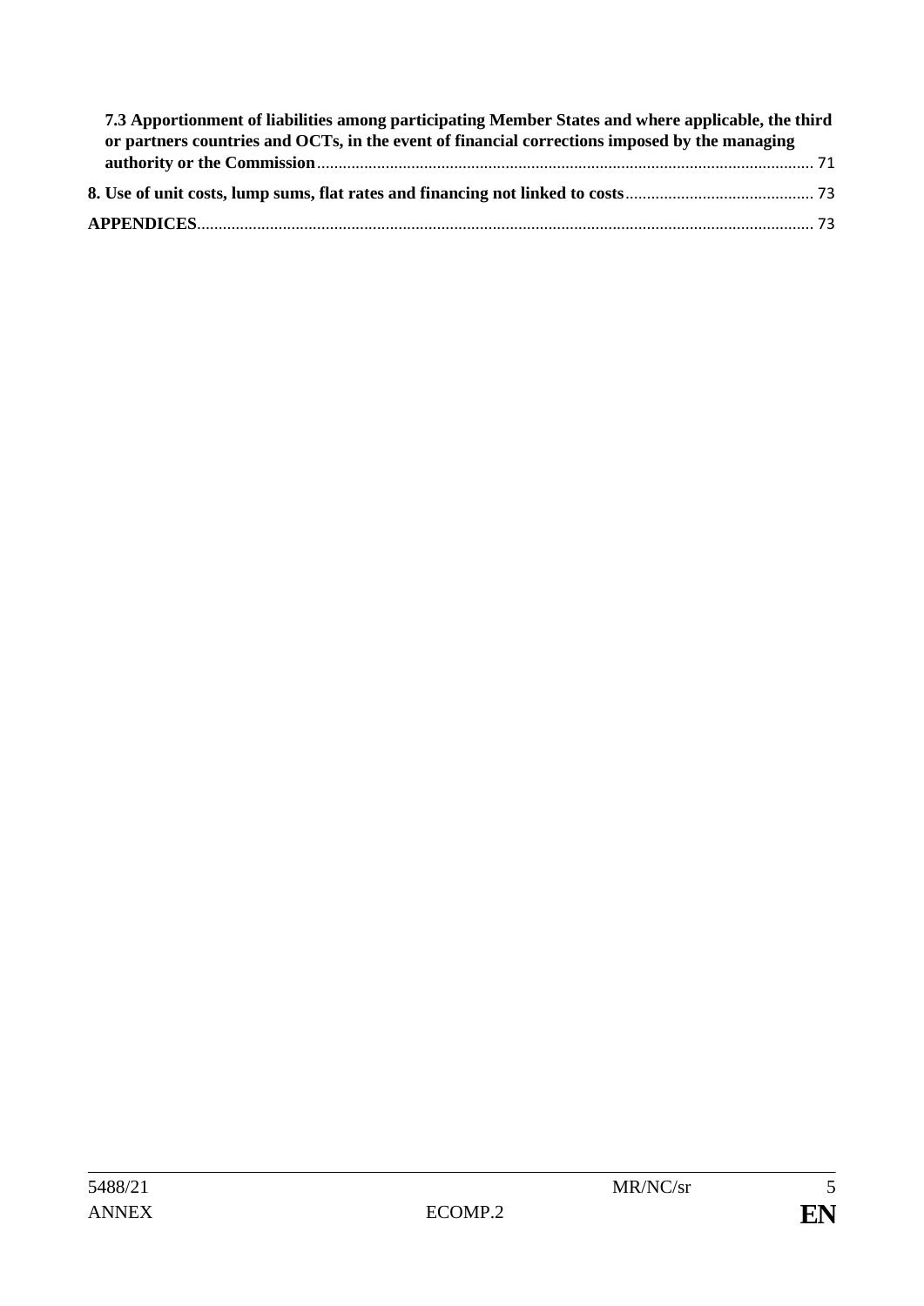**7.3 Apportionment of liabilities among participating Member States and where applicable, the third or partners countries and OCTs, in the event of financial corrections imposed by the managing authority or the Commission** ........ 71

**8. Use of unit costs, lump sums, flat rates and financing not linked to costs** ........ 73

**APPENDICES** ........ 73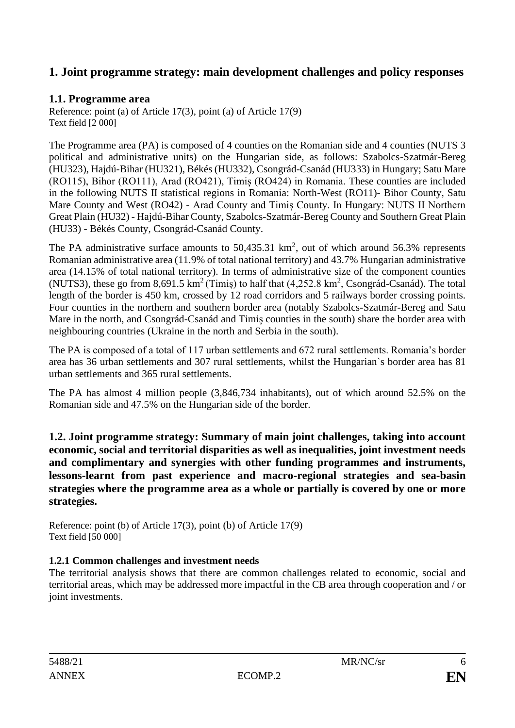# 1. Joint programme strategy: main development challenges and policy responses

## 1.1. Programme area

Reference: point (a) of Article 17(3), point (a) of Article 17(9)
Text field [2 000]

The Programme area (PA) is composed of 4 counties on the Romanian side and 4 counties (NUTS 3 political and administrative units) on the Hungarian side, as follows: Szabolcs-Szatmár-Bereg (HU323), Hajdú-Bihar (HU321), Békés (HU332), Csongrád-Csanád (HU333) in Hungary; Satu Mare (RO115), Bihor (RO111), Arad (RO421), Timiș (RO424) in Romania. These counties are included in the following NUTS II statistical regions in Romania: North-West (RO11)- Bihor County, Satu Mare County and West (RO42) - Arad County and Timiș County. In Hungary: NUTS II Northern Great Plain (HU32) - Hajdú-Bihar County, Szabolcs-Szatmár-Bereg County and Southern Great Plain (HU33) - Békés County, Csongrád-Csanád County.

The PA administrative surface amounts to 50,435.31 km$^2$, out of which around 56.3% represents Romanian administrative area (11.9% of total national territory) and 43.7% Hungarian administrative area (14.15% of total national territory). In terms of administrative size of the component counties (NUTS3), these go from 8,691.5 km$^2$ (Timiș) to half that (4,252.8 km$^2$, Csongrád-Csanád). The total length of the border is 450 km, crossed by 12 road corridors and 5 railways border crossing points. Four counties in the northern and southern border area (notably Szabolcs-Szatmár-Bereg and Satu Mare in the north, and Csongrád-Csanád and Timiș counties in the south) share the border area with neighbouring countries (Ukraine in the north and Serbia in the south).

The PA is composed of a total of 117 urban settlements and 672 rural settlements. Romania's border area has 36 urban settlements and 307 rural settlements, whilst the Hungarian`s border area has 81 urban settlements and 365 rural settlements.

The PA has almost 4 million people (3,846,734 inhabitants), out of which around 52.5% on the Romanian side and 47.5% on the Hungarian side of the border.

## 1.2. Joint programme strategy: Summary of main joint challenges, taking into account economic, social and territorial disparities as well as inequalities, joint investment needs and complimentary and synergies with other funding programmes and instruments, lessons-learnt from past experience and macro-regional strategies and sea-basin strategies where the programme area as a whole or partially is covered by one or more strategies.

Reference: point (b) of Article 17(3), point (b) of Article 17(9)
Text field [50 000]

### 1.2.1 Common challenges and investment needs

The territorial analysis shows that there are common challenges related to economic, social and territorial areas, which may be addressed more impactful in the CB area through cooperation and / or joint investments.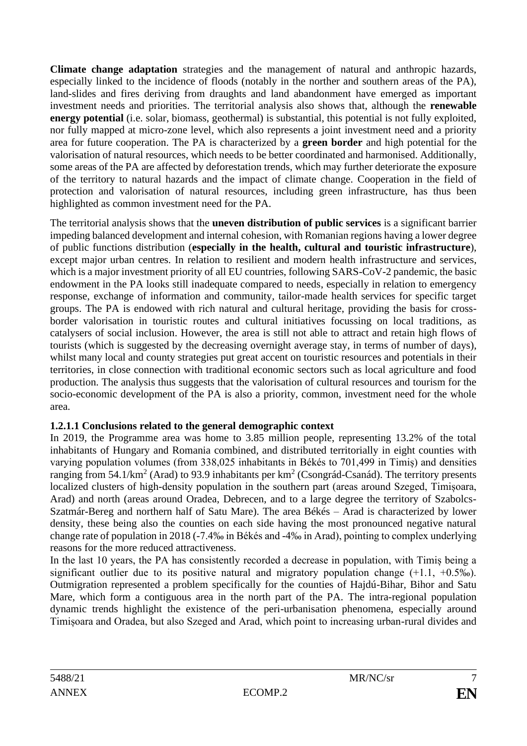**Climate change adaptation** strategies and the management of natural and anthropic hazards, especially linked to the incidence of floods (notably in the norther and southern areas of the PA), land-slides and fires deriving from draughts and land abandonment have emerged as important investment needs and priorities. The territorial analysis also shows that, although the **renewable energy potential** (i.e. solar, biomass, geothermal) is substantial, this potential is not fully exploited, nor fully mapped at micro-zone level, which also represents a joint investment need and a priority area for future cooperation. The PA is characterized by a **green border** and high potential for the valorisation of natural resources, which needs to be better coordinated and harmonised. Additionally, some areas of the PA are affected by deforestation trends, which may further deteriorate the exposure of the territory to natural hazards and the impact of climate change. Cooperation in the field of protection and valorisation of natural resources, including green infrastructure, has thus been highlighted as common investment need for the PA.

The territorial analysis shows that the **uneven distribution of public services** is a significant barrier impeding balanced development and internal cohesion, with Romanian regions having a lower degree of public functions distribution (**especially in the health, cultural and touristic infrastructure**), except major urban centres. In relation to resilient and modern health infrastructure and services, which is a major investment priority of all EU countries, following SARS-CoV-2 pandemic, the basic endowment in the PA looks still inadequate compared to needs, especially in relation to emergency response, exchange of information and community, tailor-made health services for specific target groups. The PA is endowed with rich natural and cultural heritage, providing the basis for cross-border valorisation in touristic routes and cultural initiatives focussing on local traditions, as catalysers of social inclusion. However, the area is still not able to attract and retain high flows of tourists (which is suggested by the decreasing overnight average stay, in terms of number of days), whilst many local and county strategies put great accent on touristic resources and potentials in their territories, in close connection with traditional economic sectors such as local agriculture and food production. The analysis thus suggests that the valorisation of cultural resources and tourism for the socio-economic development of the PA is also a priority, common, investment need for the whole area.

#### 1.2.1.1 Conclusions related to the general demographic context

In 2019, the Programme area was home to 3.85 million people, representing 13.2% of the total inhabitants of Hungary and Romania combined, and distributed territorially in eight counties with varying population volumes (from 338,025 inhabitants in Békés to 701,499 in Timiș) and densities ranging from 54.1/km$^2$ (Arad) to 93.9 inhabitants per km$^2$ (Csongrád-Csanád). The territory presents localized clusters of high-density population in the southern part (areas around Szeged, Timișoara, Arad) and north (areas around Oradea, Debrecen, and to a large degee the territory of Szabolcs-Szatmár-Bereg and northern half of Satu Mare). The area Békés – Arad is characterized by lower density, these being also the counties on each side having the most pronounced negative natural change rate of population in 2018 (-7.4‰ in Békés and -4‰ in Arad), pointing to complex underlying reasons for the more reduced attractiveness.

In the last 10 years, the PA has consistently recorded a decrease in population, with Timiș being a significant outlier due to its positive natural and migratory population change (+1.1, +0.5‰). Outmigration represented a problem specifically for the counties of Hajdú-Bihar, Bihor and Satu Mare, which form a contiguous area in the north part of the PA. The intra-regional population dynamic trends highlight the existence of the peri-urbanisation phenomena, especially around Timișoara and Oradea, but also Szeged and Arad, which point to increasing urban-rural divides and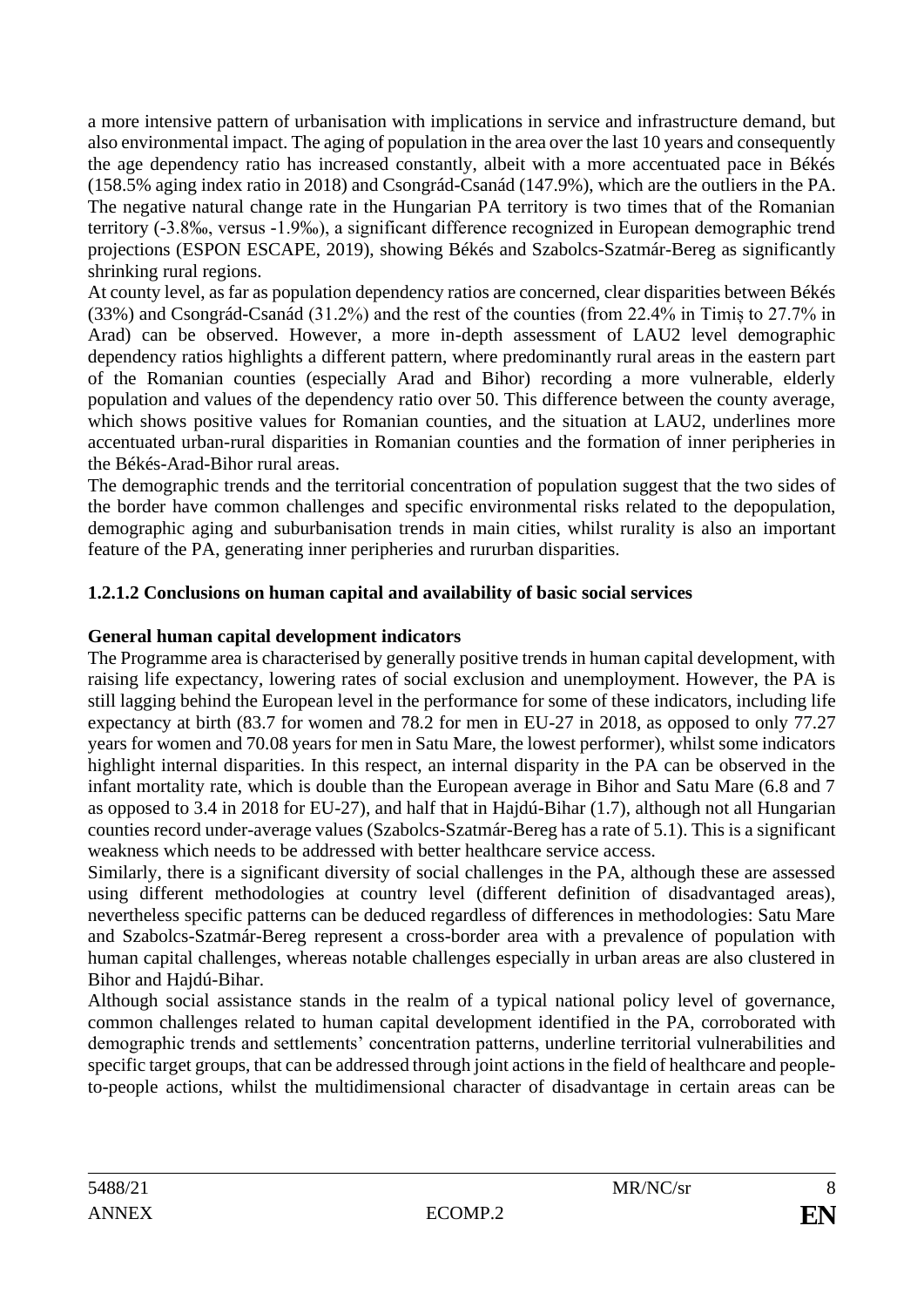a more intensive pattern of urbanisation with implications in service and infrastructure demand, but also environmental impact. The aging of population in the area over the last 10 years and consequently the age dependency ratio has increased constantly, albeit with a more accentuated pace in Békés (158.5% aging index ratio in 2018) and Csongrád-Csanád (147.9%), which are the outliers in the PA. The negative natural change rate in the Hungarian PA territory is two times that of the Romanian territory (-3.8‰, versus -1.9‰), a significant difference recognized in European demographic trend projections (ESPON ESCAPE, 2019), showing Békés and Szabolcs-Szatmár-Bereg as significantly shrinking rural regions.

At county level, as far as population dependency ratios are concerned, clear disparities between Békés (33%) and Csongrád-Csanád (31.2%) and the rest of the counties (from 22.4% in Timiș to 27.7% in Arad) can be observed. However, a more in-depth assessment of LAU2 level demographic dependency ratios highlights a different pattern, where predominantly rural areas in the eastern part of the Romanian counties (especially Arad and Bihor) recording a more vulnerable, elderly population and values of the dependency ratio over 50. This difference between the county average, which shows positive values for Romanian counties, and the situation at LAU2, underlines more accentuated urban-rural disparities in Romanian counties and the formation of inner peripheries in the Békés-Arad-Bihor rural areas.

The demographic trends and the territorial concentration of population suggest that the two sides of the border have common challenges and specific environmental risks related to the depopulation, demographic aging and suburbanisation trends in main cities, whilst rurality is also an important feature of the PA, generating inner peripheries and rururban disparities.

### 1.2.1.2 Conclusions on human capital and availability of basic social services

**General human capital development indicators**

The Programme area is characterised by generally positive trends in human capital development, with raising life expectancy, lowering rates of social exclusion and unemployment. However, the PA is still lagging behind the European level in the performance for some of these indicators, including life expectancy at birth (83.7 for women and 78.2 for men in EU-27 in 2018, as opposed to only 77.27 years for women and 70.08 years for men in Satu Mare, the lowest performer), whilst some indicators highlight internal disparities. In this respect, an internal disparity in the PA can be observed in the infant mortality rate, which is double than the European average in Bihor and Satu Mare (6.8 and 7 as opposed to 3.4 in 2018 for EU-27), and half that in Hajdú-Bihar (1.7), although not all Hungarian counties record under-average values (Szabolcs-Szatmár-Bereg has a rate of 5.1). This is a significant weakness which needs to be addressed with better healthcare service access.

Similarly, there is a significant diversity of social challenges in the PA, although these are assessed using different methodologies at country level (different definition of disadvantaged areas), nevertheless specific patterns can be deduced regardless of differences in methodologies: Satu Mare and Szabolcs-Szatmár-Bereg represent a cross-border area with a prevalence of population with human capital challenges, whereas notable challenges especially in urban areas are also clustered in Bihor and Hajdú-Bihar.

Although social assistance stands in the realm of a typical national policy level of governance, common challenges related to human capital development identified in the PA, corroborated with demographic trends and settlements' concentration patterns, underline territorial vulnerabilities and specific target groups, that can be addressed through joint actions in the field of healthcare and people-to-people actions, whilst the multidimensional character of disadvantage in certain areas can be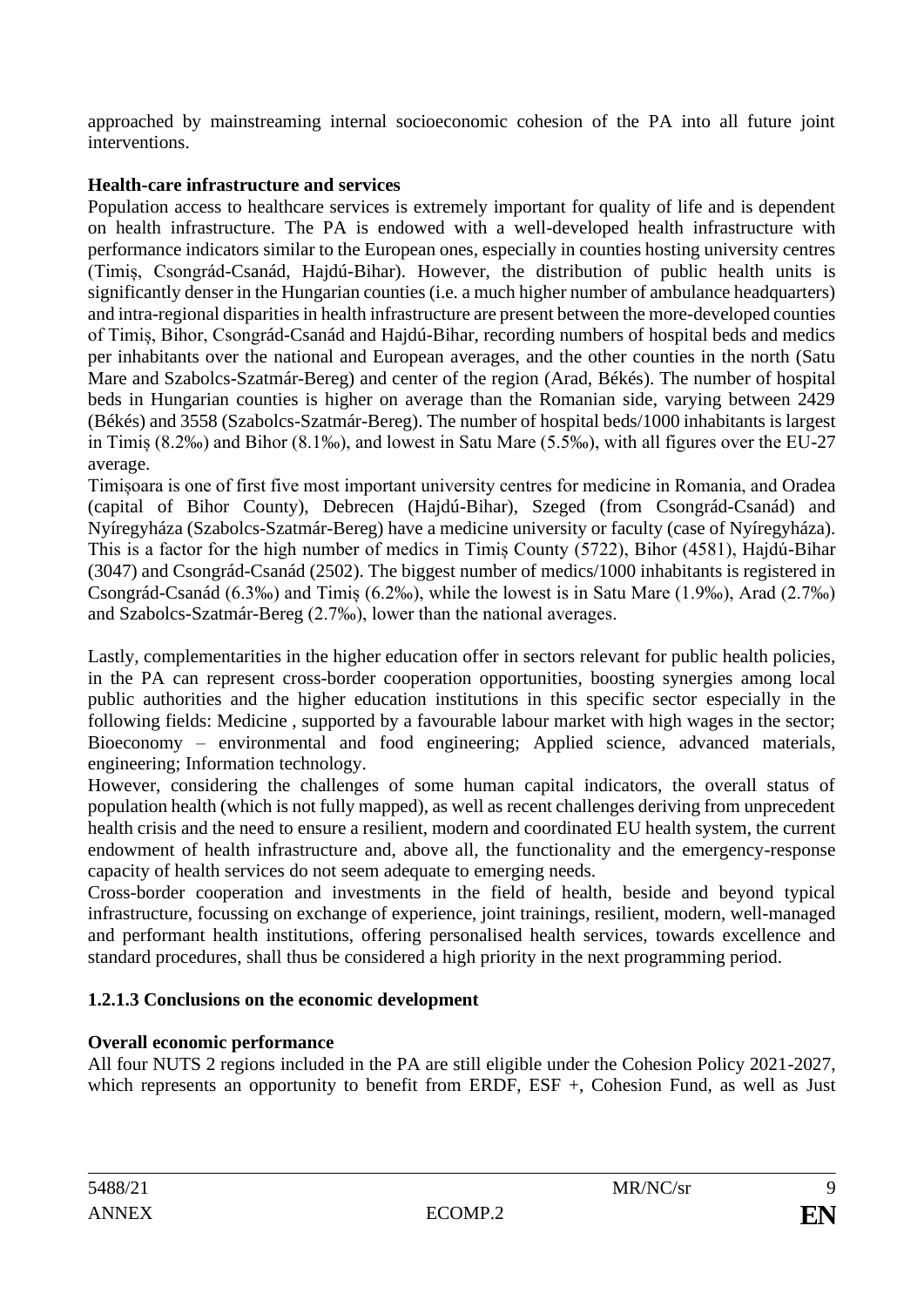approached by mainstreaming internal socioeconomic cohesion of the PA into all future joint interventions.

**Health-care infrastructure and services**

Population access to healthcare services is extremely important for quality of life and is dependent on health infrastructure. The PA is endowed with a well-developed health infrastructure with performance indicators similar to the European ones, especially in counties hosting university centres (Timiș, Csongrád-Csanád, Hajdú-Bihar). However, the distribution of public health units is significantly denser in the Hungarian counties (i.e. a much higher number of ambulance headquarters) and intra-regional disparities in health infrastructure are present between the more-developed counties of Timiș, Bihor, Csongrád-Csanád and Hajdú-Bihar, recording numbers of hospital beds and medics per inhabitants over the national and European averages, and the other counties in the north (Satu Mare and Szabolcs-Szatmár-Bereg) and center of the region (Arad, Békés). The number of hospital beds in Hungarian counties is higher on average than the Romanian side, varying between 2429 (Békés) and 3558 (Szabolcs-Szatmár-Bereg). The number of hospital beds/1000 inhabitants is largest in Timiș (8.2‰) and Bihor (8.1‰), and lowest in Satu Mare (5.5‰), with all figures over the EU-27 average.

Timișoara is one of first five most important university centres for medicine in Romania, and Oradea (capital of Bihor County), Debrecen (Hajdú-Bihar), Szeged (from Csongrád-Csanád) and Nyíregyháza (Szabolcs-Szatmár-Bereg) have a medicine university or faculty (case of Nyíregyháza). This is a factor for the high number of medics in Timiș County (5722), Bihor (4581), Hajdú-Bihar (3047) and Csongrád-Csanád (2502). The biggest number of medics/1000 inhabitants is registered in Csongrád-Csanád (6.3‰) and Timiș (6.2‰), while the lowest is in Satu Mare (1.9‰), Arad (2.7‰) and Szabolcs-Szatmár-Bereg (2.7‰), lower than the national averages.

Lastly, complementarities in the higher education offer in sectors relevant for public health policies, in the PA can represent cross-border cooperation opportunities, boosting synergies among local public authorities and the higher education institutions in this specific sector especially in the following fields: Medicine , supported by a favourable labour market with high wages in the sector; Bioeconomy – environmental and food engineering; Applied science, advanced materials, engineering; Information technology.

However, considering the challenges of some human capital indicators, the overall status of population health (which is not fully mapped), as well as recent challenges deriving from unprecedent health crisis and the need to ensure a resilient, modern and coordinated EU health system, the current endowment of health infrastructure and, above all, the functionality and the emergency-response capacity of health services do not seem adequate to emerging needs.

Cross-border cooperation and investments in the field of health, beside and beyond typical infrastructure, focussing on exchange of experience, joint trainings, resilient, modern, well-managed and performant health institutions, offering personalised health services, towards excellence and standard procedures, shall thus be considered a high priority in the next programming period.

### 1.2.1.3 Conclusions on the economic development

**Overall economic performance**

All four NUTS 2 regions included in the PA are still eligible under the Cohesion Policy 2021-2027, which represents an opportunity to benefit from ERDF, ESF +, Cohesion Fund, as well as Just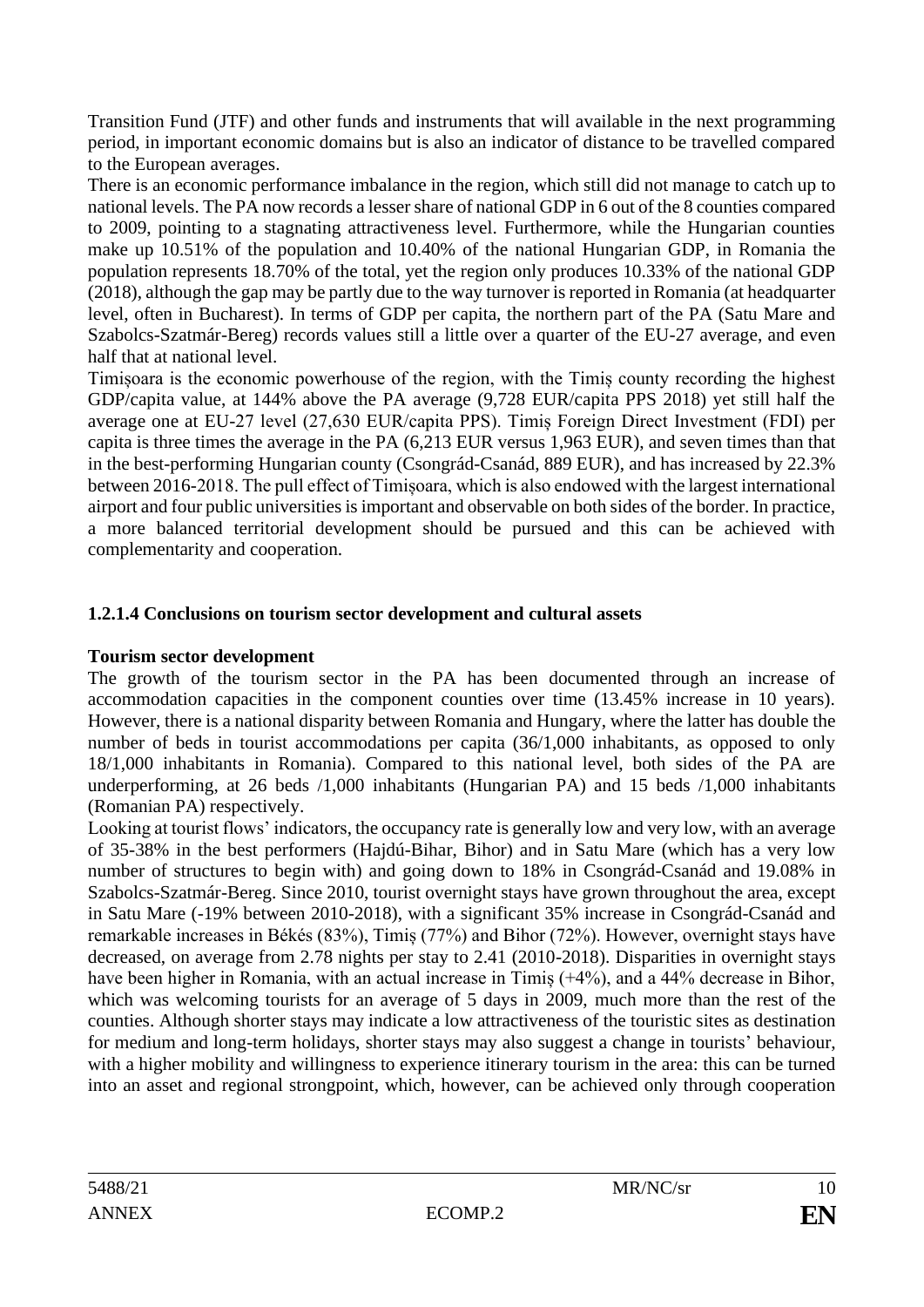Transition Fund (JTF) and other funds and instruments that will available in the next programming period, in important economic domains but is also an indicator of distance to be travelled compared to the European averages.

There is an economic performance imbalance in the region, which still did not manage to catch up to national levels. The PA now records a lesser share of national GDP in 6 out of the 8 counties compared to 2009, pointing to a stagnating attractiveness level. Furthermore, while the Hungarian counties make up 10.51% of the population and 10.40% of the national Hungarian GDP, in Romania the population represents 18.70% of the total, yet the region only produces 10.33% of the national GDP (2018), although the gap may be partly due to the way turnover is reported in Romania (at headquarter level, often in Bucharest). In terms of GDP per capita, the northern part of the PA (Satu Mare and Szabolcs-Szatmár-Bereg) records values still a little over a quarter of the EU-27 average, and even half that at national level.

Timișoara is the economic powerhouse of the region, with the Timiș county recording the highest GDP/capita value, at 144% above the PA average (9,728 EUR/capita PPS 2018) yet still half the average one at EU-27 level (27,630 EUR/capita PPS). Timiș Foreign Direct Investment (FDI) per capita is three times the average in the PA (6,213 EUR versus 1,963 EUR), and seven times than that in the best-performing Hungarian county (Csongrád-Csanád, 889 EUR), and has increased by 22.3% between 2016-2018. The pull effect of Timișoara, which is also endowed with the largest international airport and four public universities is important and observable on both sides of the border. In practice, a more balanced territorial development should be pursued and this can be achieved with complementarity and cooperation.

### 1.2.1.4 Conclusions on tourism sector development and cultural assets

**Tourism sector development**

The growth of the tourism sector in the PA has been documented through an increase of accommodation capacities in the component counties over time (13.45% increase in 10 years). However, there is a national disparity between Romania and Hungary, where the latter has double the number of beds in tourist accommodations per capita (36/1,000 inhabitants, as opposed to only 18/1,000 inhabitants in Romania). Compared to this national level, both sides of the PA are underperforming, at 26 beds /1,000 inhabitants (Hungarian PA) and 15 beds /1,000 inhabitants (Romanian PA) respectively.

Looking at tourist flows' indicators, the occupancy rate is generally low and very low, with an average of 35-38% in the best performers (Hajdú-Bihar, Bihor) and in Satu Mare (which has a very low number of structures to begin with) and going down to 18% in Csongrád-Csanád and 19.08% in Szabolcs-Szatmár-Bereg. Since 2010, tourist overnight stays have grown throughout the area, except in Satu Mare (-19% between 2010-2018), with a significant 35% increase in Csongrád-Csanád and remarkable increases in Békés (83%), Timiș (77%) and Bihor (72%). However, overnight stays have decreased, on average from 2.78 nights per stay to 2.41 (2010-2018). Disparities in overnight stays have been higher in Romania, with an actual increase in Timiș (+4%), and a 44% decrease in Bihor, which was welcoming tourists for an average of 5 days in 2009, much more than the rest of the counties. Although shorter stays may indicate a low attractiveness of the touristic sites as destination for medium and long-term holidays, shorter stays may also suggest a change in tourists' behaviour, with a higher mobility and willingness to experience itinerary tourism in the area: this can be turned into an asset and regional strongpoint, which, however, can be achieved only through cooperation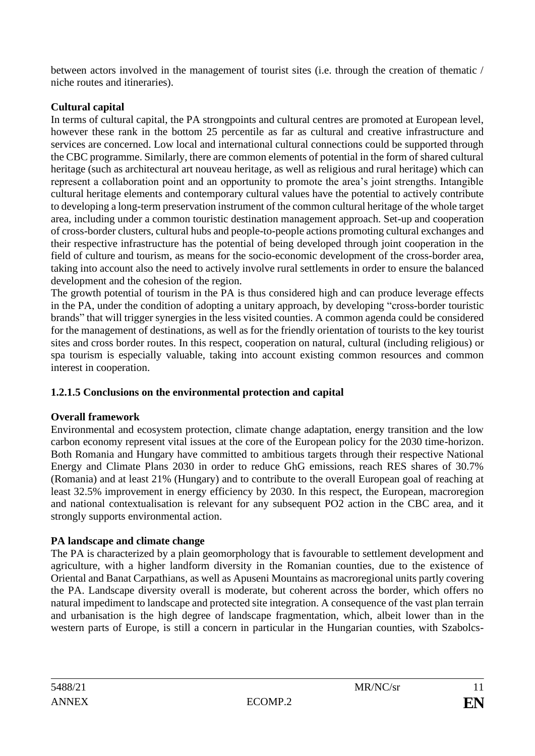between actors involved in the management of tourist sites (i.e. through the creation of thematic / niche routes and itineraries).

**Cultural capital**

In terms of cultural capital, the PA strongpoints and cultural centres are promoted at European level, however these rank in the bottom 25 percentile as far as cultural and creative infrastructure and services are concerned. Low local and international cultural connections could be supported through the CBC programme. Similarly, there are common elements of potential in the form of shared cultural heritage (such as architectural art nouveau heritage, as well as religious and rural heritage) which can represent a collaboration point and an opportunity to promote the area's joint strengths. Intangible cultural heritage elements and contemporary cultural values have the potential to actively contribute to developing a long-term preservation instrument of the common cultural heritage of the whole target area, including under a common touristic destination management approach. Set-up and cooperation of cross-border clusters, cultural hubs and people-to-people actions promoting cultural exchanges and their respective infrastructure has the potential of being developed through joint cooperation in the field of culture and tourism, as means for the socio-economic development of the cross-border area, taking into account also the need to actively involve rural settlements in order to ensure the balanced development and the cohesion of the region.

The growth potential of tourism in the PA is thus considered high and can produce leverage effects in the PA, under the condition of adopting a unitary approach, by developing "cross-border touristic brands" that will trigger synergies in the less visited counties. A common agenda could be considered for the management of destinations, as well as for the friendly orientation of tourists to the key tourist sites and cross border routes. In this respect, cooperation on natural, cultural (including religious) or spa tourism is especially valuable, taking into account existing common resources and common interest in cooperation.

**1.2.1.5 Conclusions on the environmental protection and capital**

**Overall framework**

Environmental and ecosystem protection, climate change adaptation, energy transition and the low carbon economy represent vital issues at the core of the European policy for the 2030 time-horizon. Both Romania and Hungary have committed to ambitious targets through their respective National Energy and Climate Plans 2030 in order to reduce GhG emissions, reach RES shares of 30.7% (Romania) and at least 21% (Hungary) and to contribute to the overall European goal of reaching at least 32.5% improvement in energy efficiency by 2030. In this respect, the European, macroregion and national contextualisation is relevant for any subsequent PO2 action in the CBC area, and it strongly supports environmental action.

**PA landscape and climate change**

The PA is characterized by a plain geomorphology that is favourable to settlement development and agriculture, with a higher landform diversity in the Romanian counties, due to the existence of Oriental and Banat Carpathians, as well as Apuseni Mountains as macroregional units partly covering the PA. Landscape diversity overall is moderate, but coherent across the border, which offers no natural impediment to landscape and protected site integration. A consequence of the vast plan terrain and urbanisation is the high degree of landscape fragmentation, which, albeit lower than in the western parts of Europe, is still a concern in particular in the Hungarian counties, with Szabolcs-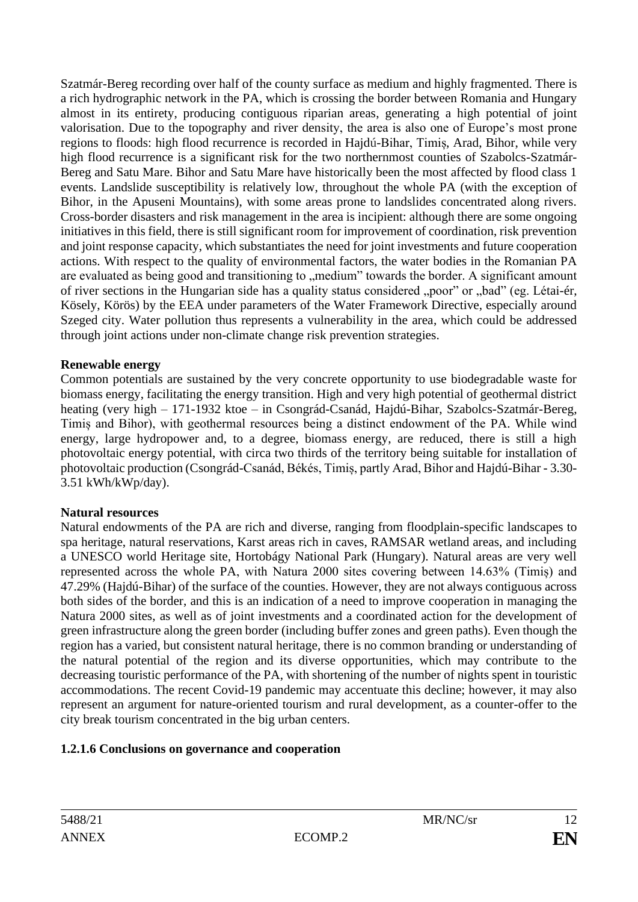Szatmár-Bereg recording over half of the county surface as medium and highly fragmented. There is a rich hydrographic network in the PA, which is crossing the border between Romania and Hungary almost in its entirety, producing contiguous riparian areas, generating a high potential of joint valorisation. Due to the topography and river density, the area is also one of Europe's most prone regions to floods: high flood recurrence is recorded in Hajdú-Bihar, Timiș, Arad, Bihor, while very high flood recurrence is a significant risk for the two northernmost counties of Szabolcs-Szatmár-Bereg and Satu Mare. Bihor and Satu Mare have historically been the most affected by flood class 1 events. Landslide susceptibility is relatively low, throughout the whole PA (with the exception of Bihor, in the Apuseni Mountains), with some areas prone to landslides concentrated along rivers. Cross-border disasters and risk management in the area is incipient: although there are some ongoing initiatives in this field, there is still significant room for improvement of coordination, risk prevention and joint response capacity, which substantiates the need for joint investments and future cooperation actions. With respect to the quality of environmental factors, the water bodies in the Romanian PA are evaluated as being good and transitioning to „medium" towards the border. A significant amount of river sections in the Hungarian side has a quality status considered „poor" or „bad" (eg. Létai-ér, Kösely, Körös) by the EEA under parameters of the Water Framework Directive, especially around Szeged city. Water pollution thus represents a vulnerability in the area, which could be addressed through joint actions under non-climate change risk prevention strategies.

**Renewable energy**

Common potentials are sustained by the very concrete opportunity to use biodegradable waste for biomass energy, facilitating the energy transition. High and very high potential of geothermal district heating (very high – 171-1932 ktoe – in Csongrád-Csanád, Hajdú-Bihar, Szabolcs-Szatmár-Bereg, Timiș and Bihor), with geothermal resources being a distinct endowment of the PA. While wind energy, large hydropower and, to a degree, biomass energy, are reduced, there is still a high photovoltaic energy potential, with circa two thirds of the territory being suitable for installation of photovoltaic production (Csongrád-Csanád, Békés, Timiș, partly Arad, Bihor and Hajdú-Bihar - 3.30-3.51 kWh/kWp/day).

**Natural resources**

Natural endowments of the PA are rich and diverse, ranging from floodplain-specific landscapes to spa heritage, natural reservations, Karst areas rich in caves, RAMSAR wetland areas, and including a UNESCO world Heritage site, Hortobágy National Park (Hungary). Natural areas are very well represented across the whole PA, with Natura 2000 sites covering between 14.63% (Timiș) and 47.29% (Hajdú-Bihar) of the surface of the counties. However, they are not always contiguous across both sides of the border, and this is an indication of a need to improve cooperation in managing the Natura 2000 sites, as well as of joint investments and a coordinated action for the development of green infrastructure along the green border (including buffer zones and green paths). Even though the region has a varied, but consistent natural heritage, there is no common branding or understanding of the natural potential of the region and its diverse opportunities, which may contribute to the decreasing touristic performance of the PA, with shortening of the number of nights spent in touristic accommodations. The recent Covid-19 pandemic may accentuate this decline; however, it may also represent an argument for nature-oriented tourism and rural development, as a counter-offer to the city break tourism concentrated in the big urban centers.

#### 1.2.1.6 Conclusions on governance and cooperation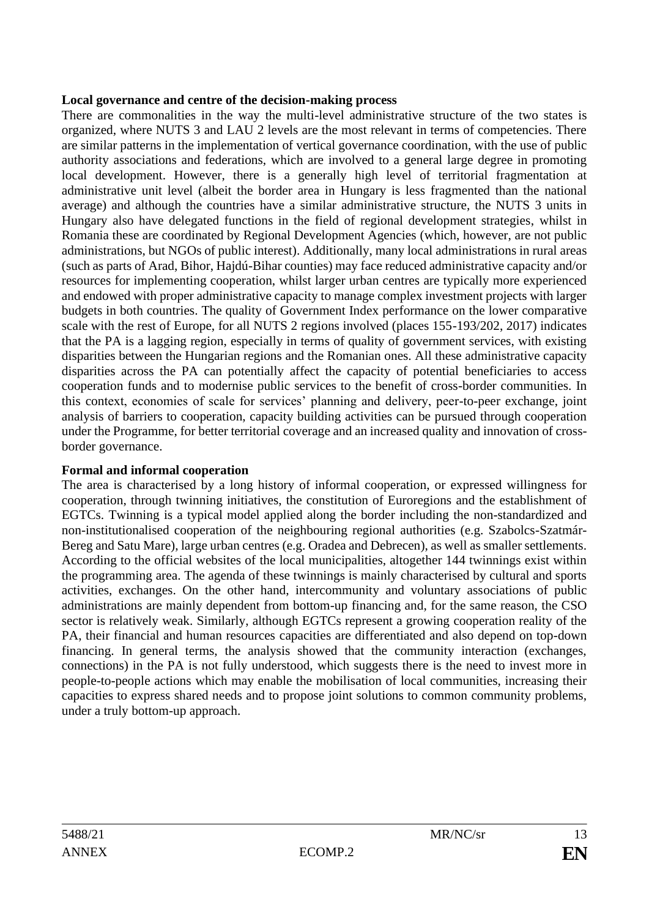**Local governance and centre of the decision-making process**

There are commonalities in the way the multi-level administrative structure of the two states is organized, where NUTS 3 and LAU 2 levels are the most relevant in terms of competencies. There are similar patterns in the implementation of vertical governance coordination, with the use of public authority associations and federations, which are involved to a general large degree in promoting local development. However, there is a generally high level of territorial fragmentation at administrative unit level (albeit the border area in Hungary is less fragmented than the national average) and although the countries have a similar administrative structure, the NUTS 3 units in Hungary also have delegated functions in the field of regional development strategies, whilst in Romania these are coordinated by Regional Development Agencies (which, however, are not public administrations, but NGOs of public interest). Additionally, many local administrations in rural areas (such as parts of Arad, Bihor, Hajdú-Bihar counties) may face reduced administrative capacity and/or resources for implementing cooperation, whilst larger urban centres are typically more experienced and endowed with proper administrative capacity to manage complex investment projects with larger budgets in both countries. The quality of Government Index performance on the lower comparative scale with the rest of Europe, for all NUTS 2 regions involved (places 155-193/202, 2017) indicates that the PA is a lagging region, especially in terms of quality of government services, with existing disparities between the Hungarian regions and the Romanian ones. All these administrative capacity disparities across the PA can potentially affect the capacity of potential beneficiaries to access cooperation funds and to modernise public services to the benefit of cross-border communities. In this context, economies of scale for services' planning and delivery, peer-to-peer exchange, joint analysis of barriers to cooperation, capacity building activities can be pursued through cooperation under the Programme, for better territorial coverage and an increased quality and innovation of cross-border governance.

**Formal and informal cooperation**

The area is characterised by a long history of informal cooperation, or expressed willingness for cooperation, through twinning initiatives, the constitution of Euroregions and the establishment of EGTCs. Twinning is a typical model applied along the border including the non-standardized and non-institutionalised cooperation of the neighbouring regional authorities (e.g. Szabolcs-Szatmár-Bereg and Satu Mare), large urban centres (e.g. Oradea and Debrecen), as well as smaller settlements. According to the official websites of the local municipalities, altogether 144 twinnings exist within the programming area. The agenda of these twinnings is mainly characterised by cultural and sports activities, exchanges. On the other hand, intercommunity and voluntary associations of public administrations are mainly dependent from bottom-up financing and, for the same reason, the CSO sector is relatively weak. Similarly, although EGTCs represent a growing cooperation reality of the PA, their financial and human resources capacities are differentiated and also depend on top-down financing. In general terms, the analysis showed that the community interaction (exchanges, connections) in the PA is not fully understood, which suggests there is the need to invest more in people-to-people actions which may enable the mobilisation of local communities, increasing their capacities to express shared needs and to propose joint solutions to common community problems, under a truly bottom-up approach.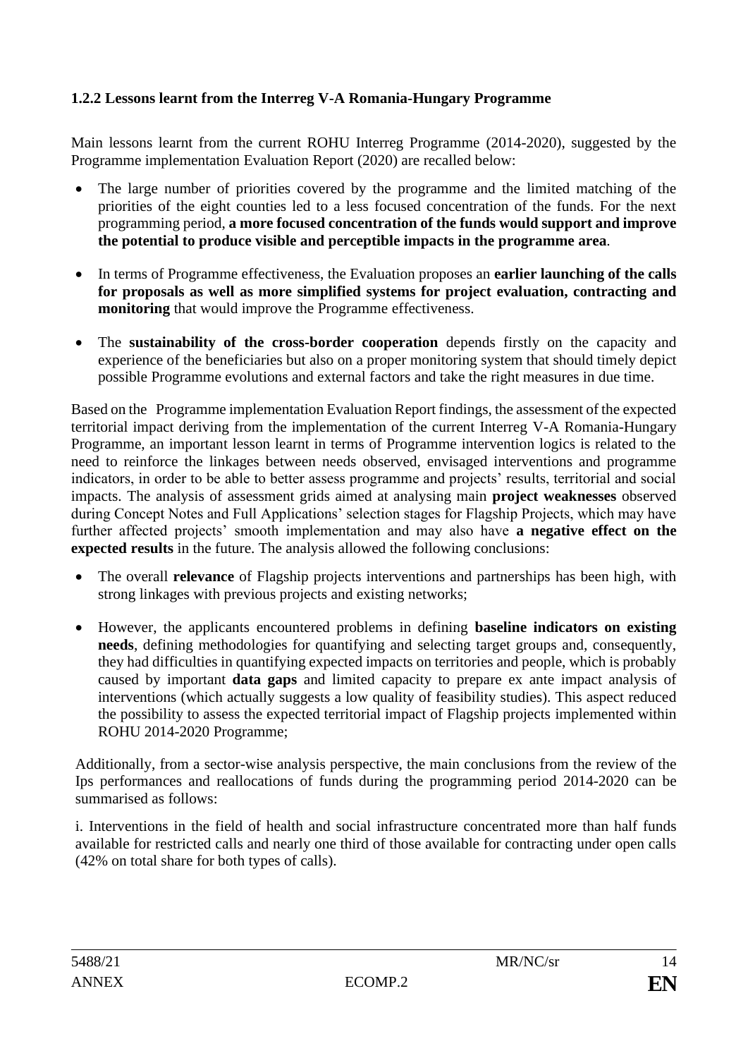### 1.2.2 Lessons learnt from the Interreg V-A Romania-Hungary Programme

Main lessons learnt from the current ROHU Interreg Programme (2014-2020), suggested by the Programme implementation Evaluation Report (2020) are recalled below:

- The large number of priorities covered by the programme and the limited matching of the priorities of the eight counties led to a less focused concentration of the funds. For the next programming period, **a more focused concentration of the funds would support and improve the potential to produce visible and perceptible impacts in the programme area**.
- In terms of Programme effectiveness, the Evaluation proposes an **earlier launching of the calls for proposals as well as more simplified systems for project evaluation, contracting and monitoring** that would improve the Programme effectiveness.
- The **sustainability of the cross-border cooperation** depends firstly on the capacity and experience of the beneficiaries but also on a proper monitoring system that should timely depict possible Programme evolutions and external factors and take the right measures in due time.

Based on the Programme implementation Evaluation Report findings, the assessment of the expected territorial impact deriving from the implementation of the current Interreg V-A Romania-Hungary Programme, an important lesson learnt in terms of Programme intervention logics is related to the need to reinforce the linkages between needs observed, envisaged interventions and programme indicators, in order to be able to better assess programme and projects' results, territorial and social impacts. The analysis of assessment grids aimed at analysing main **project weaknesses** observed during Concept Notes and Full Applications' selection stages for Flagship Projects, which may have further affected projects' smooth implementation and may also have **a negative effect on the expected results** in the future. The analysis allowed the following conclusions:

- The overall **relevance** of Flagship projects interventions and partnerships has been high, with strong linkages with previous projects and existing networks;
- However, the applicants encountered problems in defining **baseline indicators on existing needs**, defining methodologies for quantifying and selecting target groups and, consequently, they had difficulties in quantifying expected impacts on territories and people, which is probably caused by important **data gaps** and limited capacity to prepare ex ante impact analysis of interventions (which actually suggests a low quality of feasibility studies). This aspect reduced the possibility to assess the expected territorial impact of Flagship projects implemented within ROHU 2014-2020 Programme;

Additionally, from a sector-wise analysis perspective, the main conclusions from the review of the Ips performances and reallocations of funds during the programming period 2014-2020 can be summarised as follows:

i. Interventions in the field of health and social infrastructure concentrated more than half funds available for restricted calls and nearly one third of those available for contracting under open calls (42% on total share for both types of calls).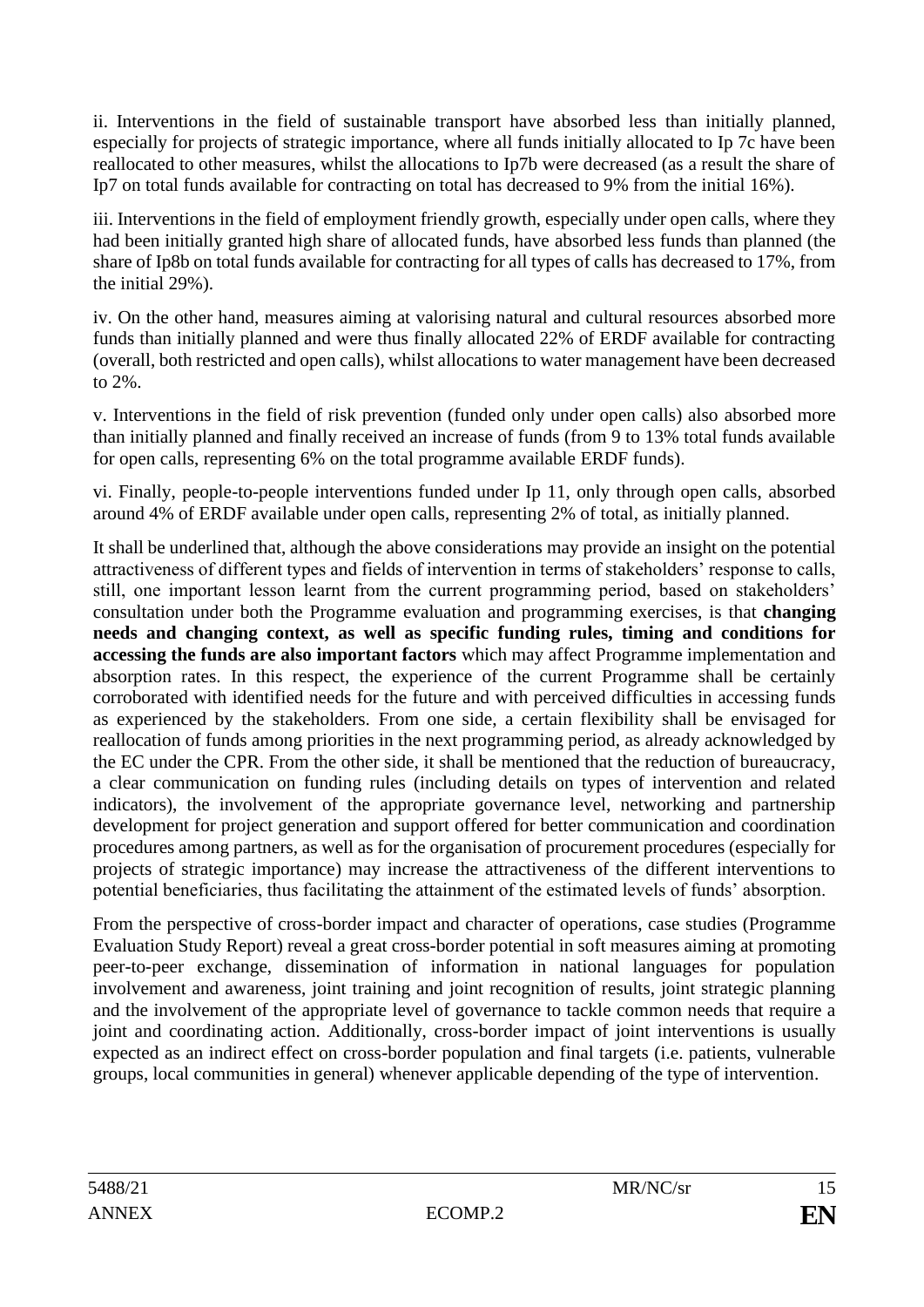ii. Interventions in the field of sustainable transport have absorbed less than initially planned, especially for projects of strategic importance, where all funds initially allocated to Ip 7c have been reallocated to other measures, whilst the allocations to Ip7b were decreased (as a result the share of Ip7 on total funds available for contracting on total has decreased to 9% from the initial 16%).

iii. Interventions in the field of employment friendly growth, especially under open calls, where they had been initially granted high share of allocated funds, have absorbed less funds than planned (the share of Ip8b on total funds available for contracting for all types of calls has decreased to 17%, from the initial 29%).

iv. On the other hand, measures aiming at valorising natural and cultural resources absorbed more funds than initially planned and were thus finally allocated 22% of ERDF available for contracting (overall, both restricted and open calls), whilst allocations to water management have been decreased to 2%.

v. Interventions in the field of risk prevention (funded only under open calls) also absorbed more than initially planned and finally received an increase of funds (from 9 to 13% total funds available for open calls, representing 6% on the total programme available ERDF funds).

vi. Finally, people-to-people interventions funded under Ip 11, only through open calls, absorbed around 4% of ERDF available under open calls, representing 2% of total, as initially planned.

It shall be underlined that, although the above considerations may provide an insight on the potential attractiveness of different types and fields of intervention in terms of stakeholders' response to calls, still, one important lesson learnt from the current programming period, based on stakeholders' consultation under both the Programme evaluation and programming exercises, is that **changing needs and changing context, as well as specific funding rules, timing and conditions for accessing the funds are also important factors** which may affect Programme implementation and absorption rates. In this respect, the experience of the current Programme shall be certainly corroborated with identified needs for the future and with perceived difficulties in accessing funds as experienced by the stakeholders. From one side, a certain flexibility shall be envisaged for reallocation of funds among priorities in the next programming period, as already acknowledged by the EC under the CPR. From the other side, it shall be mentioned that the reduction of bureaucracy, a clear communication on funding rules (including details on types of intervention and related indicators), the involvement of the appropriate governance level, networking and partnership development for project generation and support offered for better communication and coordination procedures among partners, as well as for the organisation of procurement procedures (especially for projects of strategic importance) may increase the attractiveness of the different interventions to potential beneficiaries, thus facilitating the attainment of the estimated levels of funds' absorption.

From the perspective of cross-border impact and character of operations, case studies (Programme Evaluation Study Report) reveal a great cross-border potential in soft measures aiming at promoting peer-to-peer exchange, dissemination of information in national languages for population involvement and awareness, joint training and joint recognition of results, joint strategic planning and the involvement of the appropriate level of governance to tackle common needs that require a joint and coordinating action. Additionally, cross-border impact of joint interventions is usually expected as an indirect effect on cross-border population and final targets (i.e. patients, vulnerable groups, local communities in general) whenever applicable depending of the type of intervention.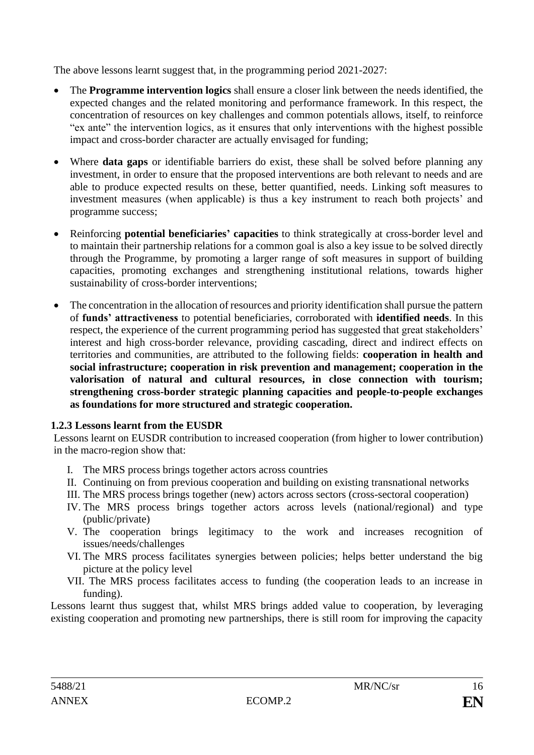The above lessons learnt suggest that, in the programming period 2021-2027:

- The **Programme intervention logics** shall ensure a closer link between the needs identified, the expected changes and the related monitoring and performance framework. In this respect, the concentration of resources on key challenges and common potentials allows, itself, to reinforce "ex ante" the intervention logics, as it ensures that only interventions with the highest possible impact and cross-border character are actually envisaged for funding;

- Where **data gaps** or identifiable barriers do exist, these shall be solved before planning any investment, in order to ensure that the proposed interventions are both relevant to needs and are able to produce expected results on these, better quantified, needs. Linking soft measures to investment measures (when applicable) is thus a key instrument to reach both projects' and programme success;

- Reinforcing **potential beneficiaries' capacities** to think strategically at cross-border level and to maintain their partnership relations for a common goal is also a key issue to be solved directly through the Programme, by promoting a larger range of soft measures in support of building capacities, promoting exchanges and strengthening institutional relations, towards higher sustainability of cross-border interventions;

- The concentration in the allocation of resources and priority identification shall pursue the pattern of **funds' attractiveness** to potential beneficiaries, corroborated with **identified needs**. In this respect, the experience of the current programming period has suggested that great stakeholders' interest and high cross-border relevance, providing cascading, direct and indirect effects on territories and communities, are attributed to the following fields: **cooperation in health and social infrastructure; cooperation in risk prevention and management; cooperation in the valorisation of natural and cultural resources, in close connection with tourism; strengthening cross-border strategic planning capacities and people-to-people exchanges as foundations for more structured and strategic cooperation.**

### 1.2.3 Lessons learnt from the EUSDR

Lessons learnt on EUSDR contribution to increased cooperation (from higher to lower contribution) in the macro-region show that:

I. The MRS process brings together actors across countries
II. Continuing on from previous cooperation and building on existing transnational networks
III. The MRS process brings together (new) actors across sectors (cross-sectoral cooperation)
IV. The MRS process brings together actors across levels (national/regional) and type (public/private)
V. The cooperation brings legitimacy to the work and increases recognition of issues/needs/challenges
VI. The MRS process facilitates synergies between policies; helps better understand the big picture at the policy level
VII. The MRS process facilitates access to funding (the cooperation leads to an increase in funding).

Lessons learnt thus suggest that, whilst MRS brings added value to cooperation, by leveraging existing cooperation and promoting new partnerships, there is still room for improving the capacity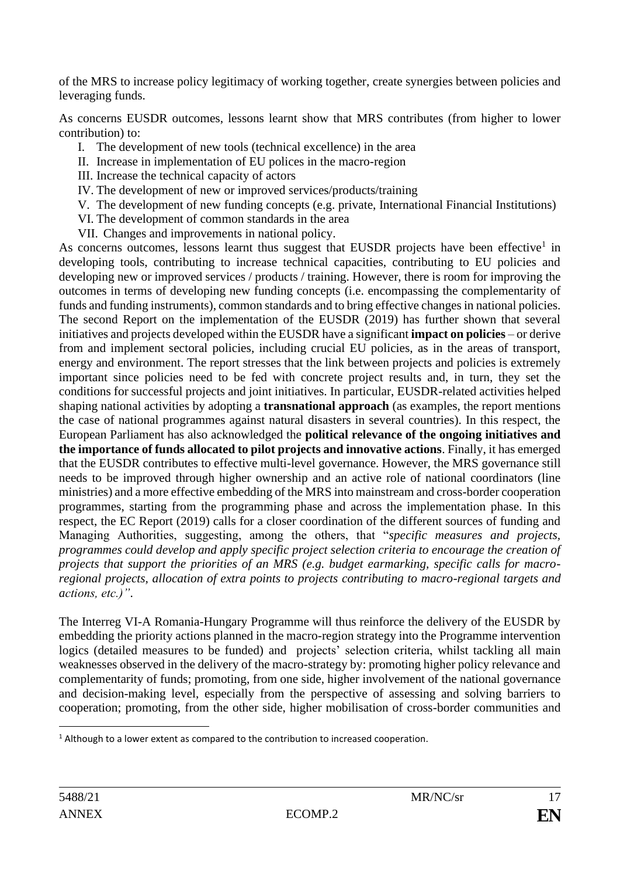of the MRS to increase policy legitimacy of working together, create synergies between policies and leveraging funds.

As concerns EUSDR outcomes, lessons learnt show that MRS contributes (from higher to lower contribution) to:

I. The development of new tools (technical excellence) in the area
II. Increase in implementation of EU polices in the macro-region
III. Increase the technical capacity of actors
IV. The development of new or improved services/products/training
V. The development of new funding concepts (e.g. private, International Financial Institutions)
VI. The development of common standards in the area
VII. Changes and improvements in national policy.

As concerns outcomes, lessons learnt thus suggest that EUSDR projects have been effective[1] in developing tools, contributing to increase technical capacities, contributing to EU policies and developing new or improved services / products / training. However, there is room for improving the outcomes in terms of developing new funding concepts (i.e. encompassing the complementarity of funds and funding instruments), common standards and to bring effective changes in national policies. The second Report on the implementation of the EUSDR (2019) has further shown that several initiatives and projects developed within the EUSDR have a significant **impact on policies** – or derive from and implement sectoral policies, including crucial EU policies, as in the areas of transport, energy and environment. The report stresses that the link between projects and policies is extremely important since policies need to be fed with concrete project results and, in turn, they set the conditions for successful projects and joint initiatives. In particular, EUSDR-related activities helped shaping national activities by adopting a **transnational approach** (as examples, the report mentions the case of national programmes against natural disasters in several countries). In this respect, the European Parliament has also acknowledged the **political relevance of the ongoing initiatives and the importance of funds allocated to pilot projects and innovative actions**. Finally, it has emerged that the EUSDR contributes to effective multi-level governance. However, the MRS governance still needs to be improved through higher ownership and an active role of national coordinators (line ministries) and a more effective embedding of the MRS into mainstream and cross-border cooperation programmes, starting from the programming phase and across the implementation phase. In this respect, the EC Report (2019) calls for a closer coordination of the different sources of funding and Managing Authorities, suggesting, among the others, that "*specific measures and projects, programmes could develop and apply specific project selection criteria to encourage the creation of projects that support the priorities of an MRS (e.g. budget earmarking, specific calls for macro-regional projects, allocation of extra points to projects contributing to macro-regional targets and actions, etc.)*".

The Interreg VI-A Romania-Hungary Programme will thus reinforce the delivery of the EUSDR by embedding the priority actions planned in the macro-region strategy into the Programme intervention logics (detailed measures to be funded) and projects' selection criteria, whilst tackling all main weaknesses observed in the delivery of the macro-strategy by: promoting higher policy relevance and complementarity of funds; promoting, from one side, higher involvement of the national governance and decision-making level, especially from the perspective of assessing and solving barriers to cooperation; promoting, from the other side, higher mobilisation of cross-border communities and

[1] Although to a lower extent as compared to the contribution to increased cooperation.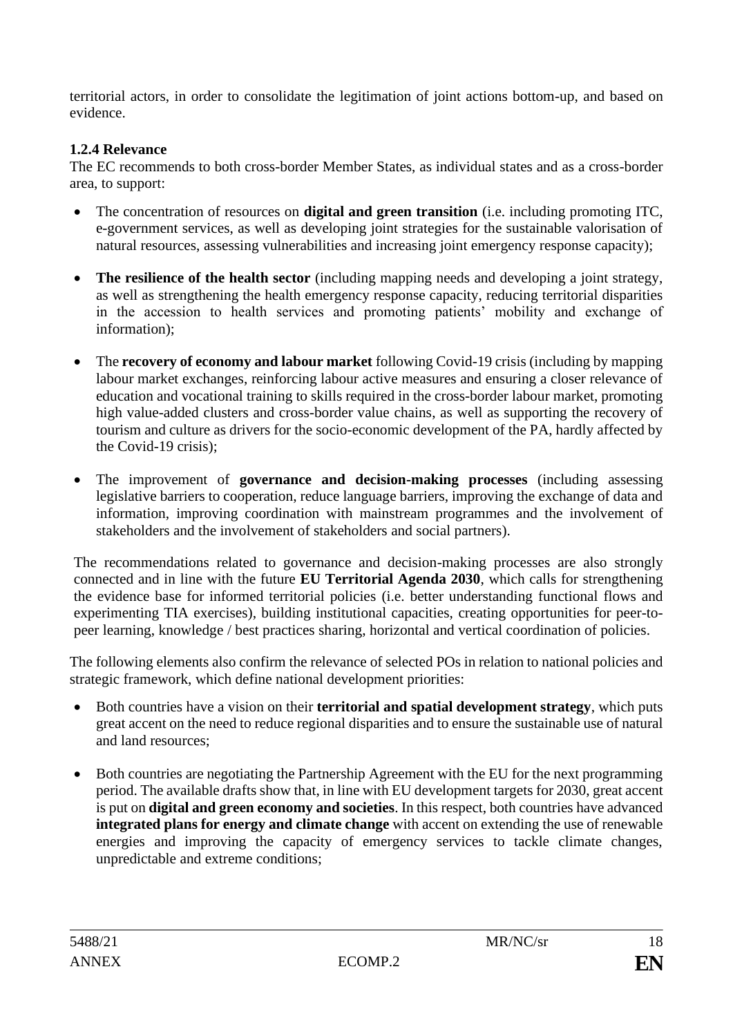territorial actors, in order to consolidate the legitimation of joint actions bottom-up, and based on evidence.

### 1.2.4 Relevance

The EC recommends to both cross-border Member States, as individual states and as a cross-border area, to support:

- The concentration of resources on **digital and green transition** (i.e. including promoting ITC, e-government services, as well as developing joint strategies for the sustainable valorisation of natural resources, assessing vulnerabilities and increasing joint emergency response capacity);

- **The resilience of the health sector** (including mapping needs and developing a joint strategy, as well as strengthening the health emergency response capacity, reducing territorial disparities in the accession to health services and promoting patients' mobility and exchange of information);

- The **recovery of economy and labour market** following Covid-19 crisis (including by mapping labour market exchanges, reinforcing labour active measures and ensuring a closer relevance of education and vocational training to skills required in the cross-border labour market, promoting high value-added clusters and cross-border value chains, as well as supporting the recovery of tourism and culture as drivers for the socio-economic development of the PA, hardly affected by the Covid-19 crisis);

- The improvement of **governance and decision-making processes** (including assessing legislative barriers to cooperation, reduce language barriers, improving the exchange of data and information, improving coordination with mainstream programmes and the involvement of stakeholders and the involvement of stakeholders and social partners).

The recommendations related to governance and decision-making processes are also strongly connected and in line with the future **EU Territorial Agenda 2030**, which calls for strengthening the evidence base for informed territorial policies (i.e. better understanding functional flows and experimenting TIA exercises), building institutional capacities, creating opportunities for peer-to-peer learning, knowledge / best practices sharing, horizontal and vertical coordination of policies.

The following elements also confirm the relevance of selected POs in relation to national policies and strategic framework, which define national development priorities:

- Both countries have a vision on their **territorial and spatial development strategy**, which puts great accent on the need to reduce regional disparities and to ensure the sustainable use of natural and land resources;

- Both countries are negotiating the Partnership Agreement with the EU for the next programming period. The available drafts show that, in line with EU development targets for 2030, great accent is put on **digital and green economy and societies**. In this respect, both countries have advanced **integrated plans for energy and climate change** with accent on extending the use of renewable energies and improving the capacity of emergency services to tackle climate changes, unpredictable and extreme conditions;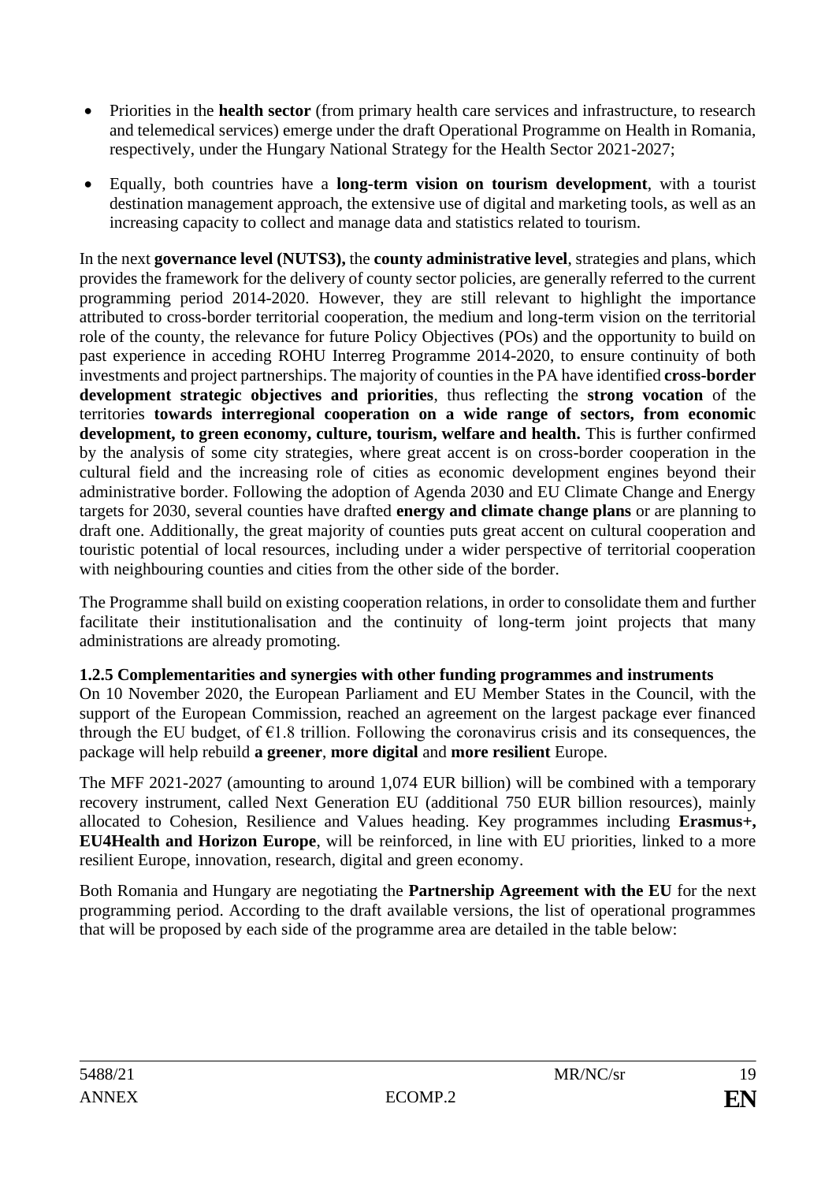- Priorities in the **health sector** (from primary health care services and infrastructure, to research and telemedical services) emerge under the draft Operational Programme on Health in Romania, respectively, under the Hungary National Strategy for the Health Sector 2021-2027;
- Equally, both countries have a **long-term vision on tourism development**, with a tourist destination management approach, the extensive use of digital and marketing tools, as well as an increasing capacity to collect and manage data and statistics related to tourism.

In the next **governance level (NUTS3),** the **county administrative level**, strategies and plans, which provides the framework for the delivery of county sector policies, are generally referred to the current programming period 2014-2020. However, they are still relevant to highlight the importance attributed to cross-border territorial cooperation, the medium and long-term vision on the territorial role of the county, the relevance for future Policy Objectives (POs) and the opportunity to build on past experience in acceding ROHU Interreg Programme 2014-2020, to ensure continuity of both investments and project partnerships. The majority of counties in the PA have identified **cross-border development strategic objectives and priorities**, thus reflecting the **strong vocation** of the territories **towards interregional cooperation on a wide range of sectors, from economic development, to green economy, culture, tourism, welfare and health.** This is further confirmed by the analysis of some city strategies, where great accent is on cross-border cooperation in the cultural field and the increasing role of cities as economic development engines beyond their administrative border. Following the adoption of Agenda 2030 and EU Climate Change and Energy targets for 2030, several counties have drafted **energy and climate change plans** or are planning to draft one. Additionally, the great majority of counties puts great accent on cultural cooperation and touristic potential of local resources, including under a wider perspective of territorial cooperation with neighbouring counties and cities from the other side of the border.

The Programme shall build on existing cooperation relations, in order to consolidate them and further facilitate their institutionalisation and the continuity of long-term joint projects that many administrations are already promoting.

### 1.2.5 Complementarities and synergies with other funding programmes and instruments

On 10 November 2020, the European Parliament and EU Member States in the Council, with the support of the European Commission, reached an agreement on the largest package ever financed through the EU budget, of €1.8 trillion. Following the coronavirus crisis and its consequences, the package will help rebuild **a greener**, **more digital** and **more resilient** Europe.

The MFF 2021-2027 (amounting to around 1,074 EUR billion) will be combined with a temporary recovery instrument, called Next Generation EU (additional 750 EUR billion resources), mainly allocated to Cohesion, Resilience and Values heading. Key programmes including **Erasmus+, EU4Health and Horizon Europe**, will be reinforced, in line with EU priorities, linked to a more resilient Europe, innovation, research, digital and green economy.

Both Romania and Hungary are negotiating the **Partnership Agreement with the EU** for the next programming period. According to the draft available versions, the list of operational programmes that will be proposed by each side of the programme area are detailed in the table below: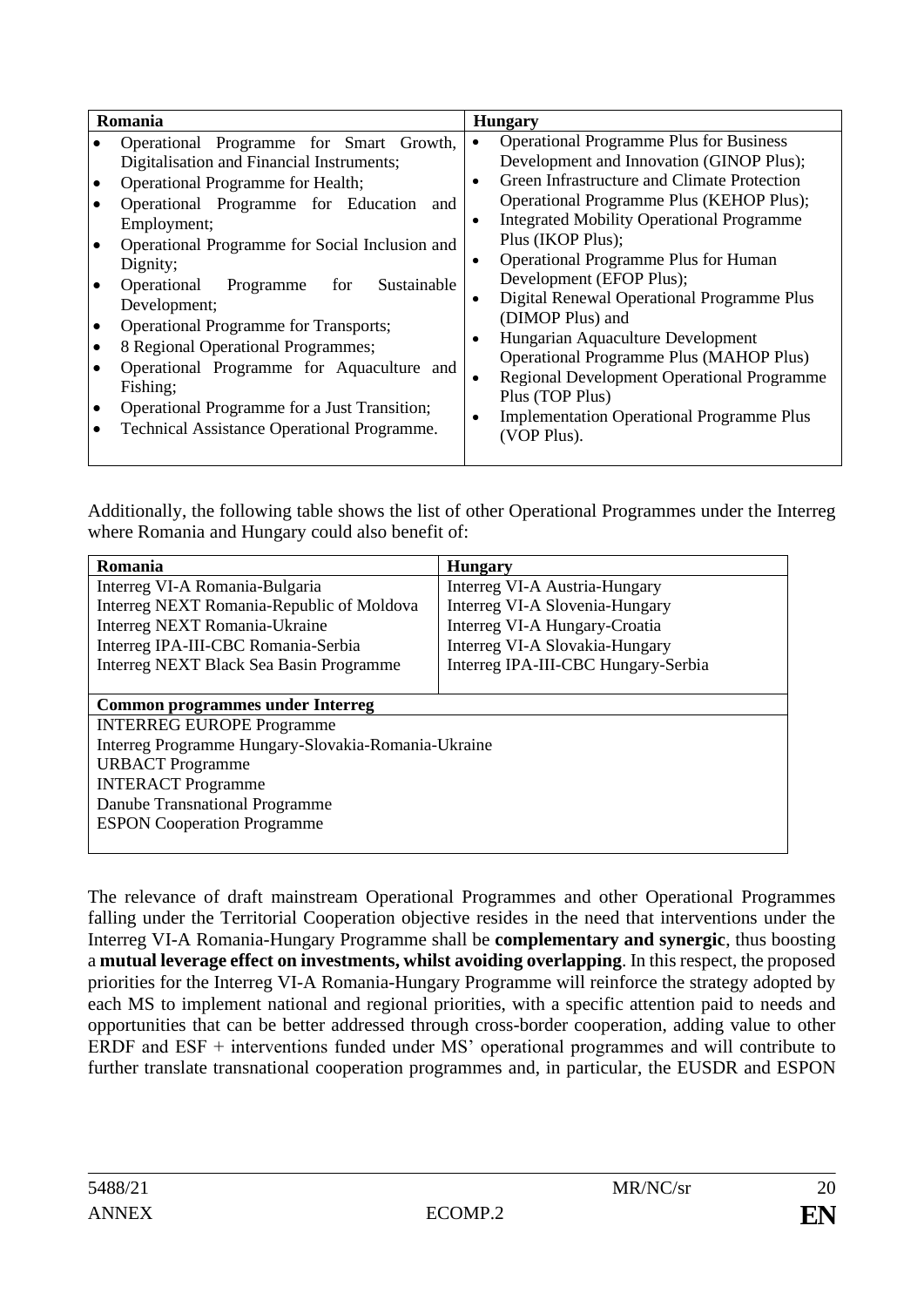| Romania | Hungary |
|---|---|
| • Operational Programme for Smart Growth, Digitalisation and Financial Instruments;<br>• Operational Programme for Health;<br>• Operational Programme for Education and Employment;<br>• Operational Programme for Social Inclusion and Dignity;<br>• Operational Programme for Sustainable Development;<br>• Operational Programme for Transports;<br>• 8 Regional Operational Programmes;<br>• Operational Programme for Aquaculture and Fishing;<br>• Operational Programme for a Just Transition;<br>• Technical Assistance Operational Programme. | • Operational Programme Plus for Business Development and Innovation (GINOP Plus);<br>• Green Infrastructure and Climate Protection Operational Programme Plus (KEHOP Plus);<br>• Integrated Mobility Operational Programme Plus (IKOP Plus);<br>• Operational Programme Plus for Human Development (EFOP Plus);<br>• Digital Renewal Operational Programme Plus (DIMOP Plus) and<br>• Hungarian Aquaculture Development Operational Programme Plus (MAHOP Plus)<br>• Regional Development Operational Programme Plus (TOP Plus)<br>• Implementation Operational Programme Plus (VOP Plus). |

Additionally, the following table shows the list of other Operational Programmes under the Interreg where Romania and Hungary could also benefit of:

| Romania | Hungary |
|---|---|
| Interreg VI-A Romania-Bulgaria<br>Interreg NEXT Romania-Republic of Moldova<br>Interreg NEXT Romania-Ukraine<br>Interreg IPA-III-CBC Romania-Serbia<br>Interreg NEXT Black Sea Basin Programme | Interreg VI-A Austria-Hungary<br>Interreg VI-A Slovenia-Hungary<br>Interreg VI-A Hungary-Croatia<br>Interreg VI-A Slovakia-Hungary<br>Interreg IPA-III-CBC Hungary-Serbia |
| **Common programmes under Interreg** | |
| INTERREG EUROPE Programme<br>Interreg Programme Hungary-Slovakia-Romania-Ukraine<br>URBACT Programme<br>INTERACT Programme<br>Danube Transnational Programme<br>ESPON Cooperation Programme | |

The relevance of draft mainstream Operational Programmes and other Operational Programmes falling under the Territorial Cooperation objective resides in the need that interventions under the Interreg VI-A Romania-Hungary Programme shall be **complementary and synergic**, thus boosting a **mutual leverage effect on investments, whilst avoiding overlapping**. In this respect, the proposed priorities for the Interreg VI-A Romania-Hungary Programme will reinforce the strategy adopted by each MS to implement national and regional priorities, with a specific attention paid to needs and opportunities that can be better addressed through cross-border cooperation, adding value to other ERDF and ESF + interventions funded under MS' operational programmes and will contribute to further translate transnational cooperation programmes and, in particular, the EUSDR and ESPON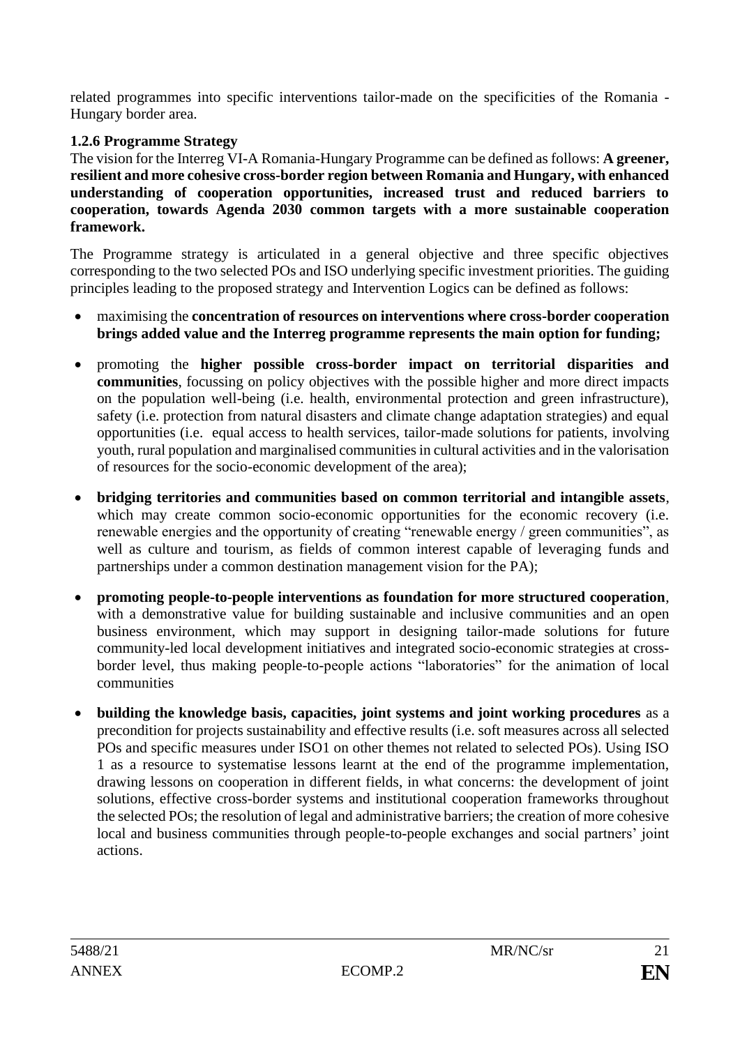related programmes into specific interventions tailor-made on the specificities of the Romania - Hungary border area.

### 1.2.6 Programme Strategy

The vision for the Interreg VI-A Romania-Hungary Programme can be defined as follows: **A greener, resilient and more cohesive cross-border region between Romania and Hungary, with enhanced understanding of cooperation opportunities, increased trust and reduced barriers to cooperation, towards Agenda 2030 common targets with a more sustainable cooperation framework.**

The Programme strategy is articulated in a general objective and three specific objectives corresponding to the two selected POs and ISO underlying specific investment priorities. The guiding principles leading to the proposed strategy and Intervention Logics can be defined as follows:

- maximising the **concentration of resources on interventions where cross-border cooperation brings added value and the Interreg programme represents the main option for funding;**
- promoting the **higher possible cross-border impact on territorial disparities and communities**, focussing on policy objectives with the possible higher and more direct impacts on the population well-being (i.e. health, environmental protection and green infrastructure), safety (i.e. protection from natural disasters and climate change adaptation strategies) and equal opportunities (i.e. equal access to health services, tailor-made solutions for patients, involving youth, rural population and marginalised communities in cultural activities and in the valorisation of resources for the socio-economic development of the area);
- **bridging territories and communities based on common territorial and intangible assets**, which may create common socio-economic opportunities for the economic recovery (i.e. renewable energies and the opportunity of creating "renewable energy / green communities", as well as culture and tourism, as fields of common interest capable of leveraging funds and partnerships under a common destination management vision for the PA);
- **promoting people-to-people interventions as foundation for more structured cooperation**, with a demonstrative value for building sustainable and inclusive communities and an open business environment, which may support in designing tailor-made solutions for future community-led local development initiatives and integrated socio-economic strategies at cross-border level, thus making people-to-people actions "laboratories" for the animation of local communities
- **building the knowledge basis, capacities, joint systems and joint working procedures** as a precondition for projects sustainability and effective results (i.e. soft measures across all selected POs and specific measures under ISO1 on other themes not related to selected POs). Using ISO 1 as a resource to systematise lessons learnt at the end of the programme implementation, drawing lessons on cooperation in different fields, in what concerns: the development of joint solutions, effective cross-border systems and institutional cooperation frameworks throughout the selected POs; the resolution of legal and administrative barriers; the creation of more cohesive local and business communities through people-to-people exchanges and social partners' joint actions.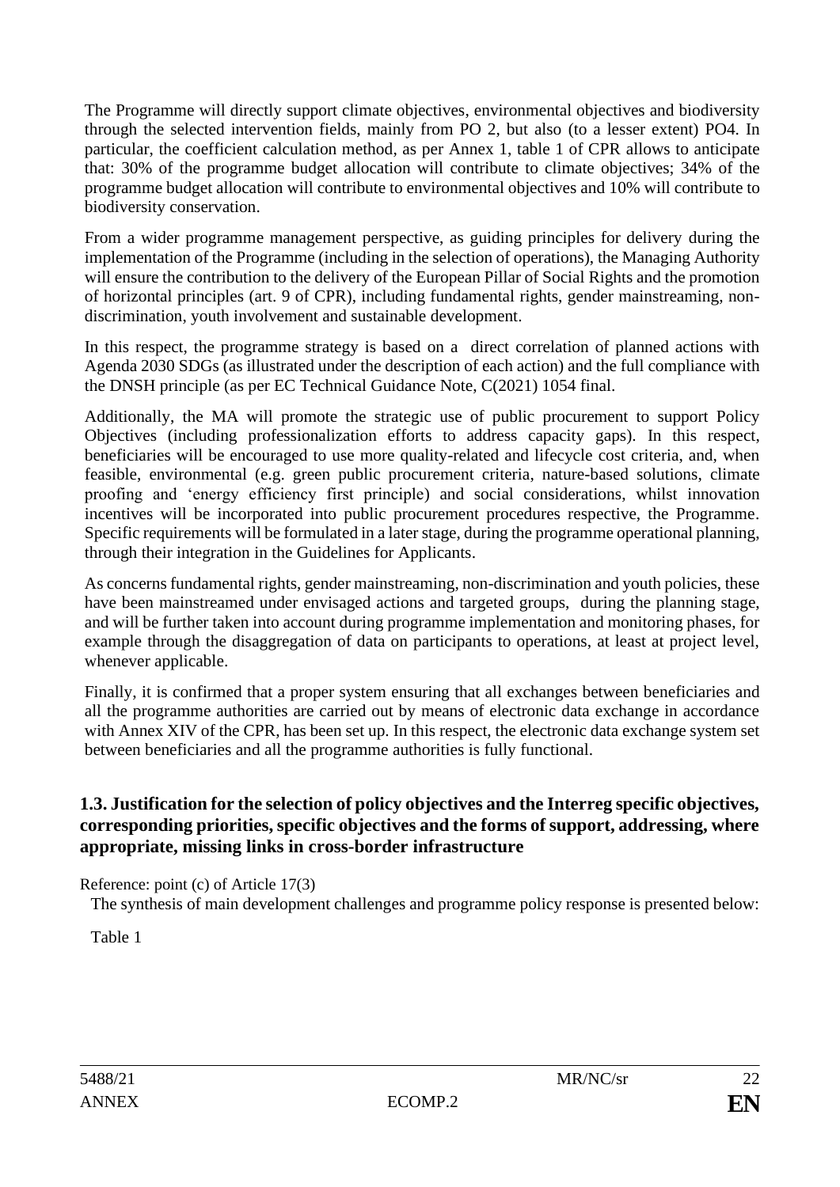The Programme will directly support climate objectives, environmental objectives and biodiversity through the selected intervention fields, mainly from PO 2, but also (to a lesser extent) PO4. In particular, the coefficient calculation method, as per Annex 1, table 1 of CPR allows to anticipate that: 30% of the programme budget allocation will contribute to climate objectives; 34% of the programme budget allocation will contribute to environmental objectives and 10% will contribute to biodiversity conservation.

From a wider programme management perspective, as guiding principles for delivery during the implementation of the Programme (including in the selection of operations), the Managing Authority will ensure the contribution to the delivery of the European Pillar of Social Rights and the promotion of horizontal principles (art. 9 of CPR), including fundamental rights, gender mainstreaming, non-discrimination, youth involvement and sustainable development.

In this respect, the programme strategy is based on a direct correlation of planned actions with Agenda 2030 SDGs (as illustrated under the description of each action) and the full compliance with the DNSH principle (as per EC Technical Guidance Note, C(2021) 1054 final.

Additionally, the MA will promote the strategic use of public procurement to support Policy Objectives (including professionalization efforts to address capacity gaps). In this respect, beneficiaries will be encouraged to use more quality-related and lifecycle cost criteria, and, when feasible, environmental (e.g. green public procurement criteria, nature-based solutions, climate proofing and 'energy efficiency first principle) and social considerations, whilst innovation incentives will be incorporated into public procurement procedures respective, the Programme. Specific requirements will be formulated in a later stage, during the programme operational planning, through their integration in the Guidelines for Applicants.

As concerns fundamental rights, gender mainstreaming, non-discrimination and youth policies, these have been mainstreamed under envisaged actions and targeted groups, during the planning stage, and will be further taken into account during programme implementation and monitoring phases, for example through the disaggregation of data on participants to operations, at least at project level, whenever applicable.

Finally, it is confirmed that a proper system ensuring that all exchanges between beneficiaries and all the programme authorities are carried out by means of electronic data exchange in accordance with Annex XIV of the CPR, has been set up. In this respect, the electronic data exchange system set between beneficiaries and all the programme authorities is fully functional.

### 1.3. Justification for the selection of policy objectives and the Interreg specific objectives, corresponding priorities, specific objectives and the forms of support, addressing, where appropriate, missing links in cross-border infrastructure

Reference: point (c) of Article 17(3)

The synthesis of main development challenges and programme policy response is presented below:

Table 1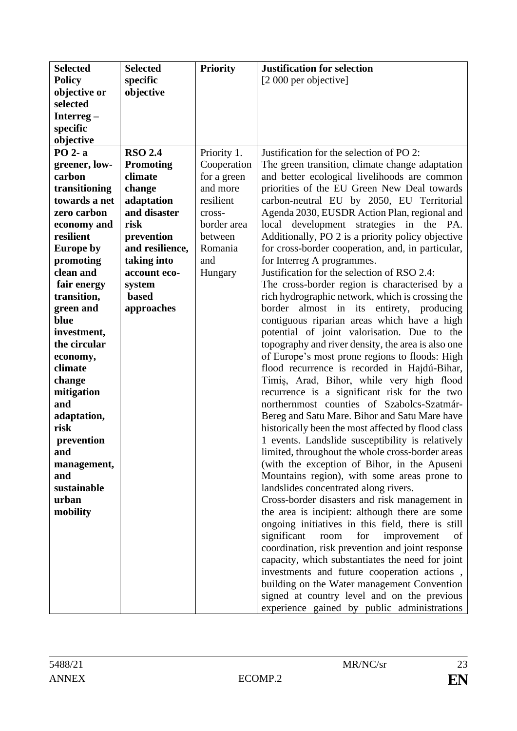| Selected Policy objective or selected Interreg – specific objective | Selected specific objective | Priority | Justification for selection [2 000 per objective] |
|---|---|---|---|
| **PO 2- a greener, low-carbon transitioning towards a net zero carbon economy and resilient Europe by promoting clean and fair energy transition, green and blue investment, the circular economy, climate change mitigation and adaptation, risk prevention and management, and sustainable urban mobility** | **RSO 2.4 Promoting climate change adaptation and disaster risk prevention and resilience, taking into account eco-system based approaches** | Priority 1. Cooperation for a green and more resilient cross-border area between Romania and Hungary | Justification for the selection of PO 2:<br>The green transition, climate change adaptation and better ecological livelihoods are common priorities of the EU Green New Deal towards carbon-neutral EU by 2050, EU Territorial Agenda 2030, EUSDR Action Plan, regional and local development strategies in the PA. Additionally, PO 2 is a priority policy objective for cross-border cooperation, and, in particular, for Interreg A programmes.<br>Justification for the selection of RSO 2.4:<br>The cross-border region is characterised by a rich hydrographic network, which is crossing the border almost in its entirety, producing contiguous riparian areas which have a high potential of joint valorisation. Due to the topography and river density, the area is also one of Europe's most prone regions to floods: High flood recurrence is recorded in Hajdú-Bihar, Timiș, Arad, Bihor, while very high flood recurrence is a significant risk for the two northernmost counties of Szabolcs-Szatmár-Bereg and Satu Mare. Bihor and Satu Mare have historically been the most affected by flood class 1 events. Landslide susceptibility is relatively limited, throughout the whole cross-border areas (with the exception of Bihor, in the Apuseni Mountains region), with some areas prone to landslides concentrated along rivers.<br>Cross-border disasters and risk management in the area is incipient: although there are some ongoing initiatives in this field, there is still significant room for improvement of coordination, risk prevention and joint response capacity, which substantiates the need for joint investments and future cooperation actions , building on the Water management Convention signed at country level and on the previous experience gained by public administrations |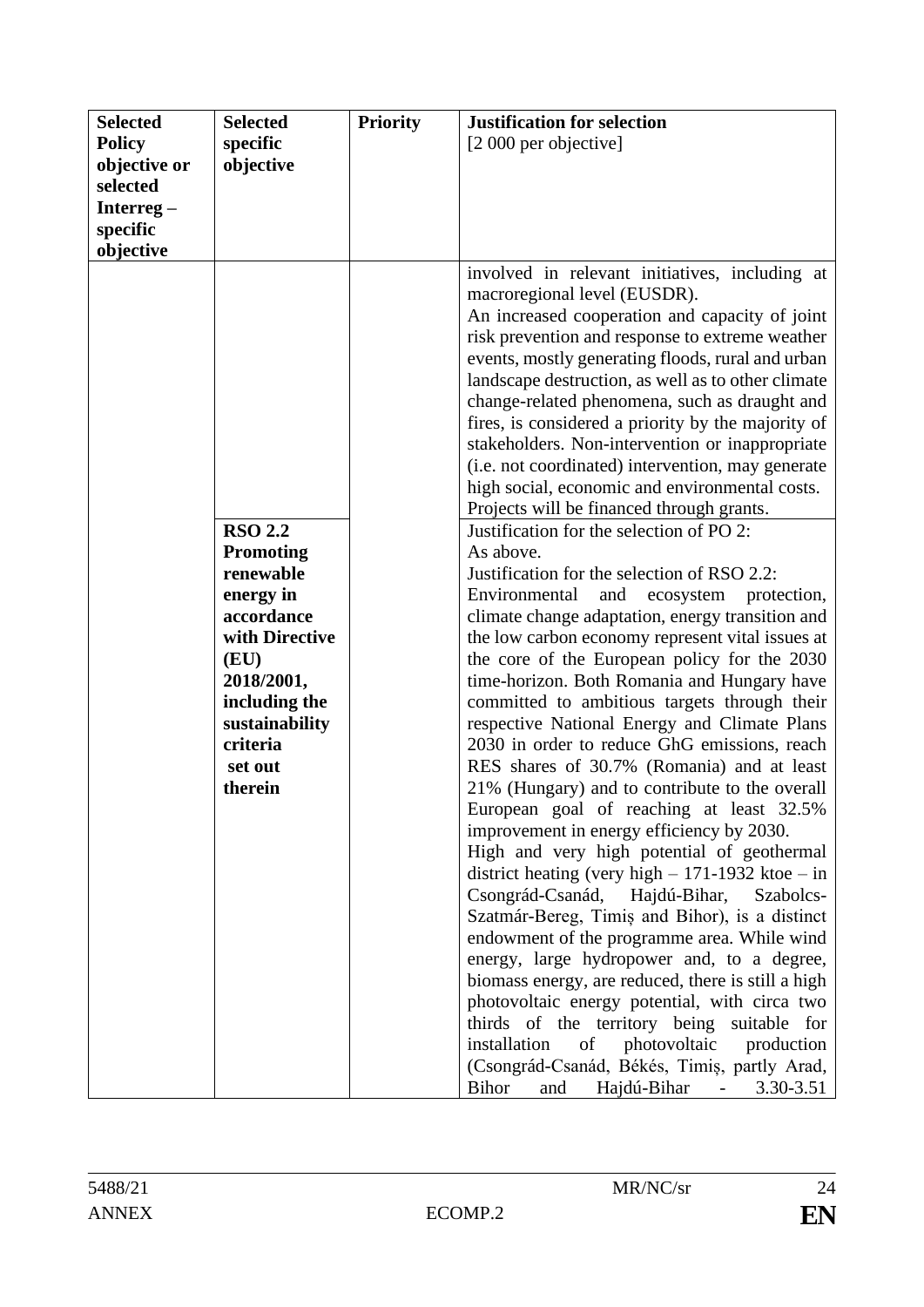| Selected Policy objective or selected Interreg – specific objective | Selected specific objective | Priority | Justification for selection [2 000 per objective] |
|---|---|---|---|
| | | | involved in relevant initiatives, including at macroregional level (EUSDR). An increased cooperation and capacity of joint risk prevention and response to extreme weather events, mostly generating floods, rural and urban landscape destruction, as well as to other climate change-related phenomena, such as draught and fires, is considered a priority by the majority of stakeholders. Non-intervention or inappropriate (i.e. not coordinated) intervention, may generate high social, economic and environmental costs. Projects will be financed through grants. |
| | **RSO 2.2 Promoting renewable energy in accordance with Directive (EU) 2018/2001, including the sustainability criteria set out therein** | | Justification for the selection of PO 2: As above. Justification for the selection of RSO 2.2: Environmental and ecosystem protection, climate change adaptation, energy transition and the low carbon economy represent vital issues at the core of the European policy for the 2030 time-horizon. Both Romania and Hungary have committed to ambitious targets through their respective National Energy and Climate Plans 2030 in order to reduce GhG emissions, reach RES shares of 30.7% (Romania) and at least 21% (Hungary) and to contribute to the overall European goal of reaching at least 32.5% improvement in energy efficiency by 2030. High and very high potential of geothermal district heating (very high – 171-1932 ktoe – in Csongrád-Csanád, Hajdú-Bihar, Szabolcs-Szatmár-Bereg, Timiș and Bihor), is a distinct endowment of the programme area. While wind energy, large hydropower and, to a degree, biomass energy, are reduced, there is still a high photovoltaic energy potential, with circa two thirds of the territory being suitable for installation of photovoltaic production (Csongrád-Csanád, Békés, Timiș, partly Arad, Bihor and Hajdú-Bihar - 3.30-3.51 |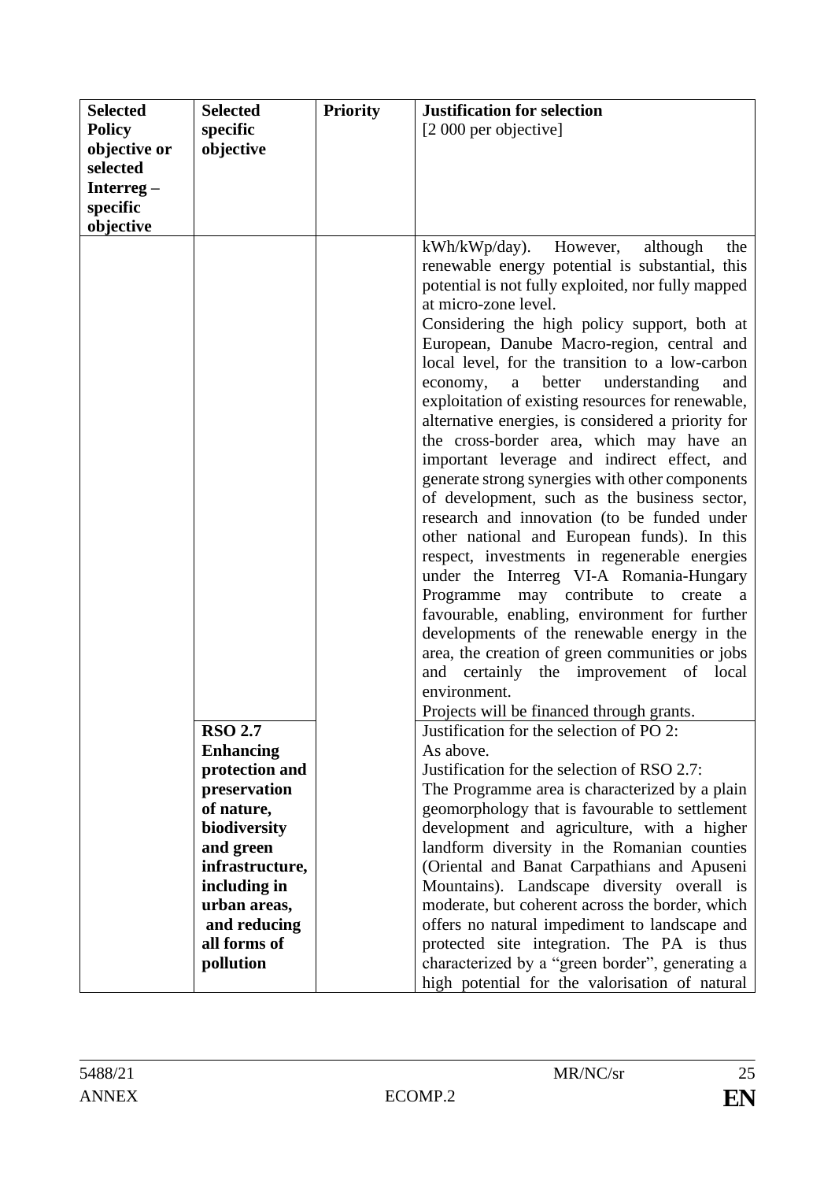| **Selected Policy objective or selected Interreg – specific objective** | **Selected specific objective** | **Priority** | **Justification for selection** [2 000 per objective] |
|---|---|---|---|
| | | | kWh/kWp/day). However, although the renewable energy potential is substantial, this potential is not fully exploited, nor fully mapped at micro-zone level.<br>Considering the high policy support, both at European, Danube Macro-region, central and local level, for the transition to a low-carbon economy, a better understanding and exploitation of existing resources for renewable, alternative energies, is considered a priority for the cross-border area, which may have an important leverage and indirect effect, and generate strong synergies with other components of development, such as the business sector, research and innovation (to be funded under other national and European funds). In this respect, investments in regenerable energies under the Interreg VI-A Romania-Hungary Programme may contribute to create a favourable, enabling, environment for further developments of the renewable energy in the area, the creation of green communities or jobs and certainly the improvement of local environment.<br>Projects will be financed through grants. |
| | **RSO 2.7 Enhancing protection and preservation of nature, biodiversity and green infrastructure, including in urban areas, and reducing all forms of pollution** | | Justification for the selection of PO 2:<br>As above.<br>Justification for the selection of RSO 2.7:<br>The Programme area is characterized by a plain geomorphology that is favourable to settlement development and agriculture, with a higher landform diversity in the Romanian counties (Oriental and Banat Carpathians and Apuseni Mountains). Landscape diversity overall is moderate, but coherent across the border, which offers no natural impediment to landscape and protected site integration. The PA is thus characterized by a "green border", generating a high potential for the valorisation of natural |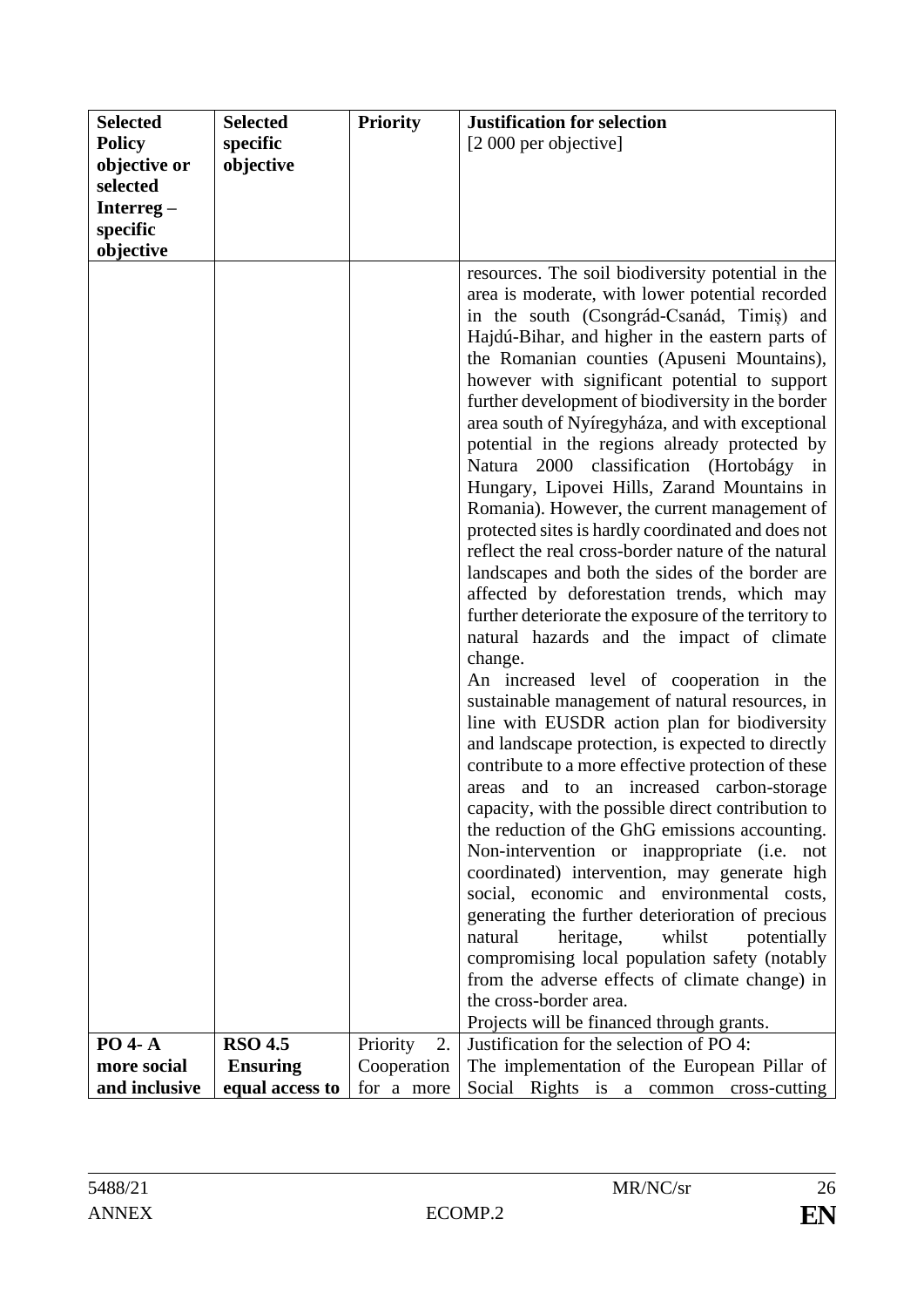| **Selected Policy objective or selected Interreg – specific objective** | **Selected specific objective** | **Priority** | **Justification for selection** [2 000 per objective] |
|---|---|---|---|
| | | | resources. The soil biodiversity potential in the area is moderate, with lower potential recorded in the south (Csongrád-Csanád, Timiș) and Hajdú-Bihar, and higher in the eastern parts of the Romanian counties (Apuseni Mountains), however with significant potential to support further development of biodiversity in the border area south of Nyíregyháza, and with exceptional potential in the regions already protected by Natura 2000 classification (Hortobágy in Hungary, Lipovei Hills, Zarand Mountains in Romania). However, the current management of protected sites is hardly coordinated and does not reflect the real cross-border nature of the natural landscapes and both the sides of the border are affected by deforestation trends, which may further deteriorate the exposure of the territory to natural hazards and the impact of climate change.<br>An increased level of cooperation in the sustainable management of natural resources, in line with EUSDR action plan for biodiversity and landscape protection, is expected to directly contribute to a more effective protection of these areas and to an increased carbon-storage capacity, with the possible direct contribution to the reduction of the GhG emissions accounting. Non-intervention or inappropriate (i.e. not coordinated) intervention, may generate high social, economic and environmental costs, generating the further deterioration of precious natural heritage, whilst potentially compromising local population safety (notably from the adverse effects of climate change) in the cross-border area.<br>Projects will be financed through grants. |
| **PO 4- A more social and inclusive** | **RSO 4.5 Ensuring equal access to** | Priority 2. Cooperation for a more | Justification for the selection of PO 4:<br>The implementation of the European Pillar of Social Rights is a common cross-cutting |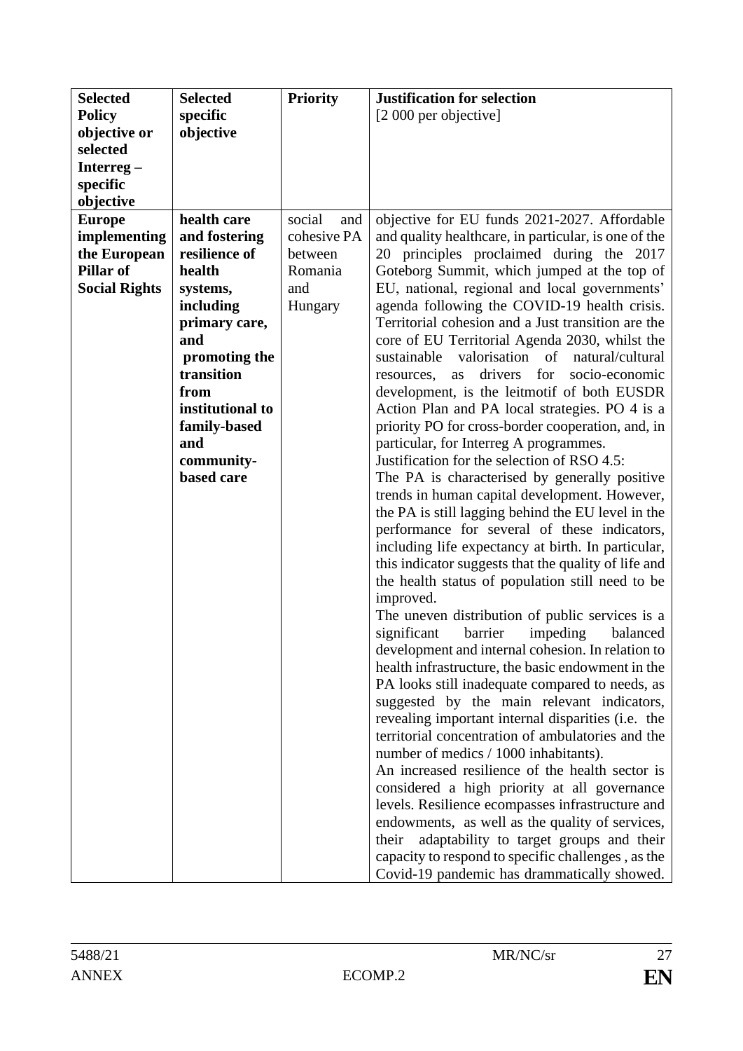| Selected Policy objective or selected Interreg – specific objective | Selected specific objective | Priority | Justification for selection [2 000 per objective] |
|---|---|---|---|
| **Europe implementing the European Pillar of Social Rights** | **health care and fostering resilience of health systems, including primary care, and promoting the transition from institutional to family-based and community-based care** | social and cohesive PA between Romania and Hungary | objective for EU funds 2021-2027. Affordable and quality healthcare, in particular, is one of the 20 principles proclaimed during the 2017 Goteborg Summit, which jumped at the top of EU, national, regional and local governments' agenda following the COVID-19 health crisis. Territorial cohesion and a Just transition are the core of EU Territorial Agenda 2030, whilst the sustainable valorisation of natural/cultural resources, as drivers for socio-economic development, is the leitmotif of both EUSDR Action Plan and PA local strategies. PO 4 is a priority PO for cross-border cooperation, and, in particular, for Interreg A programmes.<br>Justification for the selection of RSO 4.5:<br>The PA is characterised by generally positive trends in human capital development. However, the PA is still lagging behind the EU level in the performance for several of these indicators, including life expectancy at birth. In particular, this indicator suggests that the quality of life and the health status of population still need to be improved.<br>The uneven distribution of public services is a significant barrier impeding balanced development and internal cohesion. In relation to health infrastructure, the basic endowment in the PA looks still inadequate compared to needs, as suggested by the main relevant indicators, revealing important internal disparities (i.e. the territorial concentration of ambulatories and the number of medics / 1000 inhabitants).<br>An increased resilience of the health sector is considered a high priority at all governance levels. Resilience ecompasses infrastructure and endowments, as well as the quality of services, their adaptability to target groups and their capacity to respond to specific challenges , as the Covid-19 pandemic has drammatically showed. |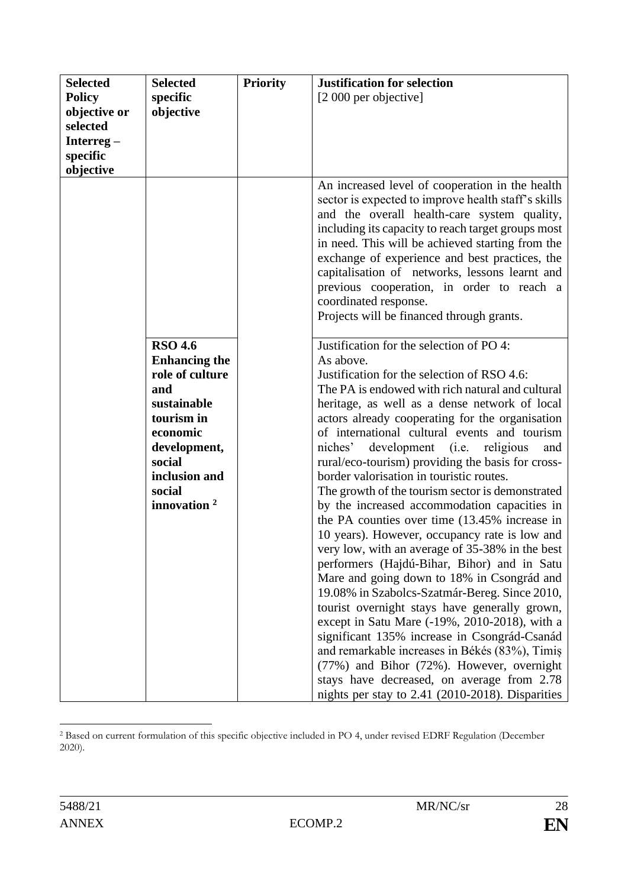| **Selected Policy objective or selected Interreg – specific objective** | **Selected specific objective** | **Priority** | **Justification for selection** [2 000 per objective] |
|---|---|---|---|
| | | | An increased level of cooperation in the health sector is expected to improve health staff's skills and the overall health-care system quality, including its capacity to reach target groups most in need. This will be achieved starting from the exchange of experience and best practices, the capitalisation of networks, lessons learnt and previous cooperation, in order to reach a coordinated response.<br>Projects will be financed through grants. |
| | **RSO 4.6 Enhancing the role of culture and sustainable tourism in economic development, social inclusion and social innovation** [2] | | Justification for the selection of PO 4:<br>As above.<br>Justification for the selection of RSO 4.6:<br>The PA is endowed with rich natural and cultural heritage, as well as a dense network of local actors already cooperating for the organisation of international cultural events and tourism niches' development (i.e. religious and rural/eco-tourism) providing the basis for cross-border valorisation in touristic routes.<br>The growth of the tourism sector is demonstrated by the increased accommodation capacities in the PA counties over time (13.45% increase in 10 years). However, occupancy rate is low and very low, with an average of 35-38% in the best performers (Hajdú-Bihar, Bihor) and in Satu Mare and going down to 18% in Csongrád and 19.08% in Szabolcs-Szatmár-Bereg. Since 2010, tourist overnight stays have generally grown, except in Satu Mare (-19%, 2010-2018), with a significant 135% increase in Csongrád-Csanád and remarkable increases in Békés (83%), Timiș (77%) and Bihor (72%). However, overnight stays have decreased, on average from 2.78 nights per stay to 2.41 (2010-2018). Disparities |

[2] Based on current formulation of this specific objective included in PO 4, under revised EDRF Regulation (December 2020).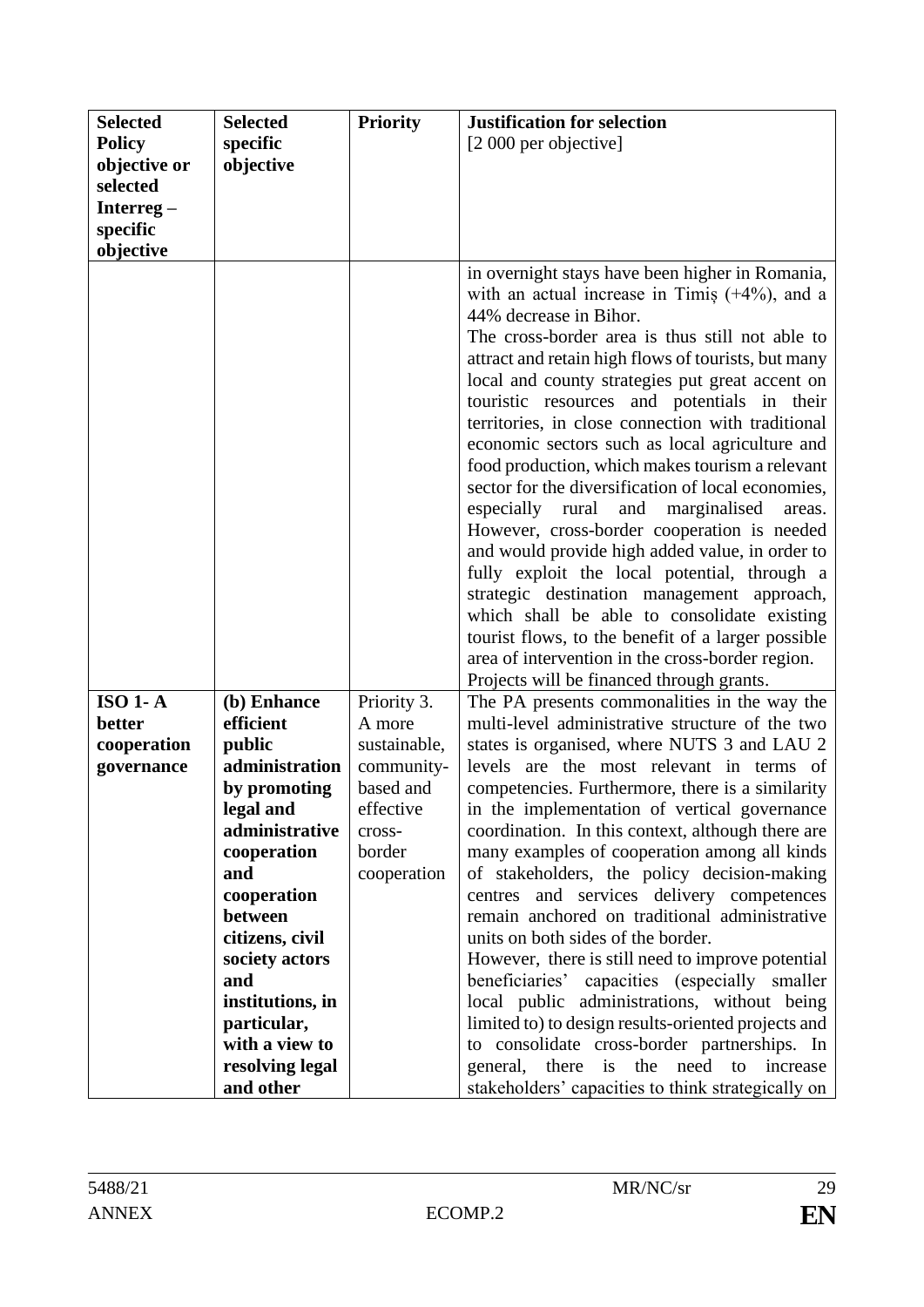| **Selected Policy objective or selected Interreg – specific objective** | **Selected specific objective** | **Priority** | **Justification for selection** [2 000 per objective] |
|---|---|---|---|
| | | | in overnight stays have been higher in Romania, with an actual increase in Timiș (+4%), and a 44% decrease in Bihor. The cross-border area is thus still not able to attract and retain high flows of tourists, but many local and county strategies put great accent on touristic resources and potentials in their territories, in close connection with traditional economic sectors such as local agriculture and food production, which makes tourism a relevant sector for the diversification of local economies, especially rural and marginalised areas. However, cross-border cooperation is needed and would provide high added value, in order to fully exploit the local potential, through a strategic destination management approach, which shall be able to consolidate existing tourist flows, to the benefit of a larger possible area of intervention in the cross-border region. Projects will be financed through grants. |
| **ISO 1- A better cooperation governance** | **(b) Enhance efficient public administration by promoting legal and administrative cooperation and cooperation between citizens, civil society actors and institutions, in particular, with a view to resolving legal and other** | Priority 3. A more sustainable, community-based and effective cross-border cooperation | The PA presents commonalities in the way the multi-level administrative structure of the two states is organised, where NUTS 3 and LAU 2 levels are the most relevant in terms of competencies. Furthermore, there is a similarity in the implementation of vertical governance coordination. In this context, although there are many examples of cooperation among all kinds of stakeholders, the policy decision-making centres and services delivery competences remain anchored on traditional administrative units on both sides of the border. However, there is still need to improve potential beneficiaries' capacities (especially smaller local public administrations, without being limited to) to design results-oriented projects and to consolidate cross-border partnerships. In general, there is the need to increase stakeholders' capacities to think strategically on |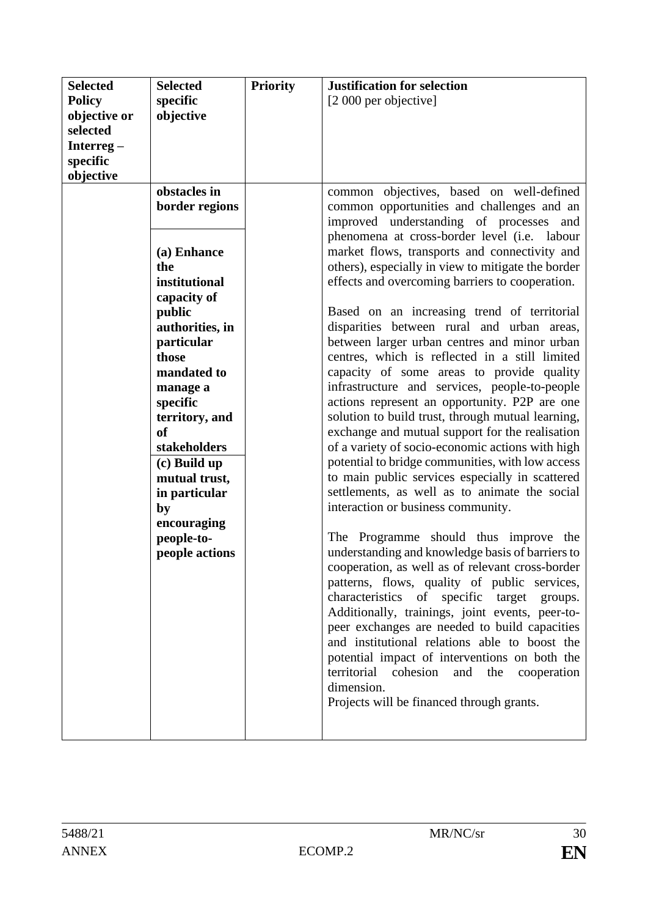| Selected Policy objective or selected Interreg – specific objective | Selected specific objective | Priority | Justification for selection [2 000 per objective] |
|---|---|---|---|
| | **obstacles in border regions**<br><br>**(a) Enhance the institutional capacity of public authorities, in particular those mandated to manage a specific territory, and of stakeholders**<br>**(c) Build up mutual trust, in particular by encouraging people-to-people actions** | | common objectives, based on well-defined common opportunities and challenges and an improved understanding of processes and phenomena at cross-border level (i.e. labour market flows, transports and connectivity and others), especially in view to mitigate the border effects and overcoming barriers to cooperation.<br><br>Based on an increasing trend of territorial disparities between rural and urban areas, between larger urban centres and minor urban centres, which is reflected in a still limited capacity of some areas to provide quality infrastructure and services, people-to-people actions represent an opportunity. P2P are one solution to build trust, through mutual learning, exchange and mutual support for the realisation of a variety of socio-economic actions with high potential to bridge communities, with low access to main public services especially in scattered settlements, as well as to animate the social interaction or business community.<br><br>The Programme should thus improve the understanding and knowledge basis of barriers to cooperation, as well as of relevant cross-border patterns, flows, quality of public services, characteristics of specific target groups. Additionally, trainings, joint events, peer-to-peer exchanges are needed to build capacities and institutional relations able to boost the potential impact of interventions on both the territorial cohesion and the cooperation dimension.<br>Projects will be financed through grants. |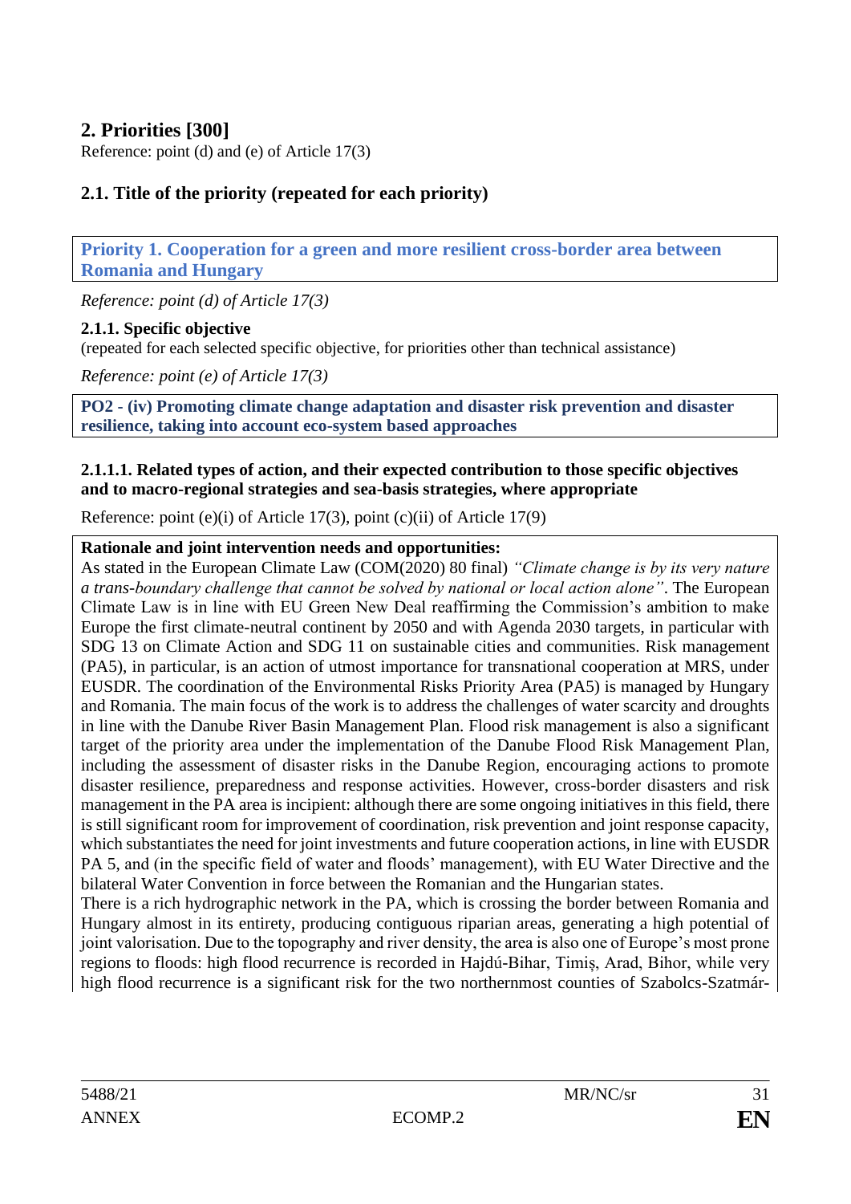## 2. Priorities [300]

Reference: point (d) and (e) of Article 17(3)

### 2.1. Title of the priority (repeated for each priority)

**Priority 1. Cooperation for a green and more resilient cross-border area between Romania and Hungary**

*Reference: point (d) of Article 17(3)*

#### 2.1.1. Specific objective

(repeated for each selected specific objective, for priorities other than technical assistance)

*Reference: point (e) of Article 17(3)*

**PO2 - (iv) Promoting climate change adaptation and disaster risk prevention and disaster resilience, taking into account eco-system based approaches**

##### 2.1.1.1. Related types of action, and their expected contribution to those specific objectives and to macro-regional strategies and sea-basis strategies, where appropriate

Reference: point (e)(i) of Article 17(3), point (c)(ii) of Article 17(9)

**Rationale and joint intervention needs and opportunities:**

As stated in the European Climate Law (COM(2020) 80 final) *"Climate change is by its very nature a trans-boundary challenge that cannot be solved by national or local action alone"*. The European Climate Law is in line with EU Green New Deal reaffirming the Commission's ambition to make Europe the first climate-neutral continent by 2050 and with Agenda 2030 targets, in particular with SDG 13 on Climate Action and SDG 11 on sustainable cities and communities. Risk management (PA5), in particular, is an action of utmost importance for transnational cooperation at MRS, under EUSDR. The coordination of the Environmental Risks Priority Area (PA5) is managed by Hungary and Romania. The main focus of the work is to address the challenges of water scarcity and droughts in line with the Danube River Basin Management Plan. Flood risk management is also a significant target of the priority area under the implementation of the Danube Flood Risk Management Plan, including the assessment of disaster risks in the Danube Region, encouraging actions to promote disaster resilience, preparedness and response activities. However, cross-border disasters and risk management in the PA area is incipient: although there are some ongoing initiatives in this field, there is still significant room for improvement of coordination, risk prevention and joint response capacity, which substantiates the need for joint investments and future cooperation actions, in line with EUSDR PA 5, and (in the specific field of water and floods' management), with EU Water Directive and the bilateral Water Convention in force between the Romanian and the Hungarian states.

There is a rich hydrographic network in the PA, which is crossing the border between Romania and Hungary almost in its entirety, producing contiguous riparian areas, generating a high potential of joint valorisation. Due to the topography and river density, the area is also one of Europe's most prone regions to floods: high flood recurrence is recorded in Hajdú-Bihar, Timiș, Arad, Bihor, while very high flood recurrence is a significant risk for the two northernmost counties of Szabolcs-Szatmár-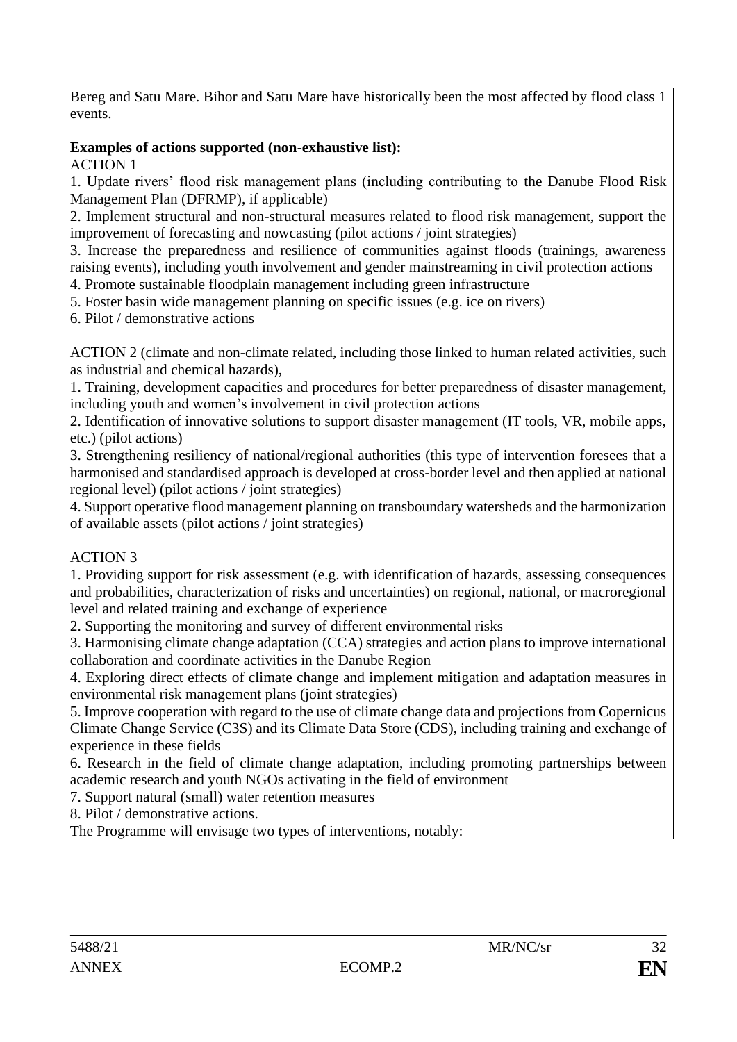Bereg and Satu Mare. Bihor and Satu Mare have historically been the most affected by flood class 1 events.

**Examples of actions supported (non-exhaustive list):**

ACTION 1

1. Update rivers' flood risk management plans (including contributing to the Danube Flood Risk Management Plan (DFRMP), if applicable)
2. Implement structural and non-structural measures related to flood risk management, support the improvement of forecasting and nowcasting (pilot actions / joint strategies)
3. Increase the preparedness and resilience of communities against floods (trainings, awareness raising events), including youth involvement and gender mainstreaming in civil protection actions
4. Promote sustainable floodplain management including green infrastructure
5. Foster basin wide management planning on specific issues (e.g. ice on rivers)
6. Pilot / demonstrative actions

ACTION 2 (climate and non-climate related, including those linked to human related activities, such as industrial and chemical hazards),

1. Training, development capacities and procedures for better preparedness of disaster management, including youth and women's involvement in civil protection actions
2. Identification of innovative solutions to support disaster management (IT tools, VR, mobile apps, etc.) (pilot actions)
3. Strengthening resiliency of national/regional authorities (this type of intervention foresees that a harmonised and standardised approach is developed at cross-border level and then applied at national regional level) (pilot actions / joint strategies)
4. Support operative flood management planning on transboundary watersheds and the harmonization of available assets (pilot actions / joint strategies)

ACTION 3

1. Providing support for risk assessment (e.g. with identification of hazards, assessing consequences and probabilities, characterization of risks and uncertainties) on regional, national, or macroregional level and related training and exchange of experience
2. Supporting the monitoring and survey of different environmental risks
3. Harmonising climate change adaptation (CCA) strategies and action plans to improve international collaboration and coordinate activities in the Danube Region
4. Exploring direct effects of climate change and implement mitigation and adaptation measures in environmental risk management plans (joint strategies)
5. Improve cooperation with regard to the use of climate change data and projections from Copernicus Climate Change Service (C3S) and its Climate Data Store (CDS), including training and exchange of experience in these fields
6. Research in the field of climate change adaptation, including promoting partnerships between academic research and youth NGOs activating in the field of environment
7. Support natural (small) water retention measures
8. Pilot / demonstrative actions.

The Programme will envisage two types of interventions, notably: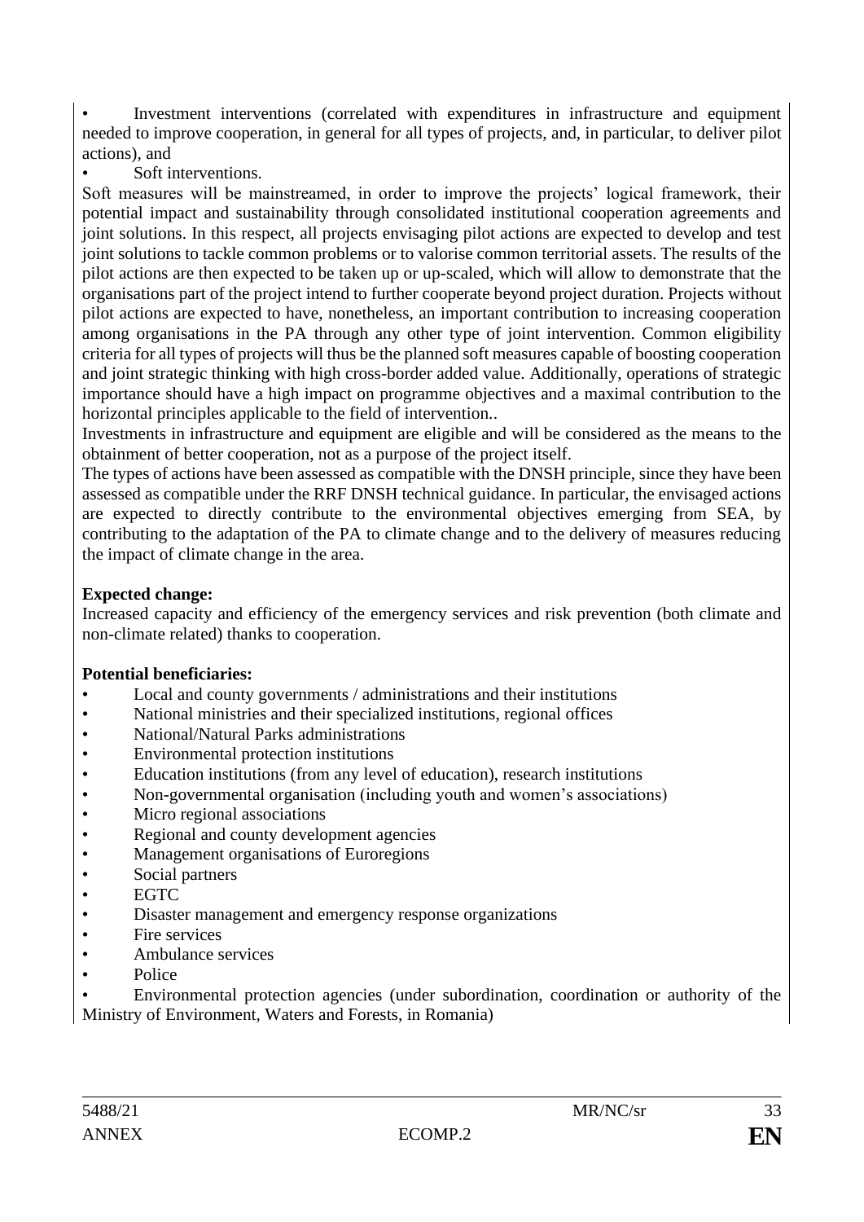- Investment interventions (correlated with expenditures in infrastructure and equipment needed to improve cooperation, in general for all types of projects, and, in particular, to deliver pilot actions), and
- Soft interventions.

Soft measures will be mainstreamed, in order to improve the projects' logical framework, their potential impact and sustainability through consolidated institutional cooperation agreements and joint solutions. In this respect, all projects envisaging pilot actions are expected to develop and test joint solutions to tackle common problems or to valorise common territorial assets. The results of the pilot actions are then expected to be taken up or up-scaled, which will allow to demonstrate that the organisations part of the project intend to further cooperate beyond project duration. Projects without pilot actions are expected to have, nonetheless, an important contribution to increasing cooperation among organisations in the PA through any other type of joint intervention. Common eligibility criteria for all types of projects will thus be the planned soft measures capable of boosting cooperation and joint strategic thinking with high cross-border added value. Additionally, operations of strategic importance should have a high impact on programme objectives and a maximal contribution to the horizontal principles applicable to the field of intervention..

Investments in infrastructure and equipment are eligible and will be considered as the means to the obtainment of better cooperation, not as a purpose of the project itself.

The types of actions have been assessed as compatible with the DNSH principle, since they have been assessed as compatible under the RRF DNSH technical guidance. In particular, the envisaged actions are expected to directly contribute to the environmental objectives emerging from SEA, by contributing to the adaptation of the PA to climate change and to the delivery of measures reducing the impact of climate change in the area.

**Expected change:**

Increased capacity and efficiency of the emergency services and risk prevention (both climate and non-climate related) thanks to cooperation.

**Potential beneficiaries:**

- Local and county governments / administrations and their institutions
- National ministries and their specialized institutions, regional offices
- National/Natural Parks administrations
- Environmental protection institutions
- Education institutions (from any level of education), research institutions
- Non-governmental organisation (including youth and women's associations)
- Micro regional associations
- Regional and county development agencies
- Management organisations of Euroregions
- Social partners
- EGTC
- Disaster management and emergency response organizations
- Fire services
- Ambulance services
- Police
- Environmental protection agencies (under subordination, coordination or authority of the Ministry of Environment, Waters and Forests, in Romania)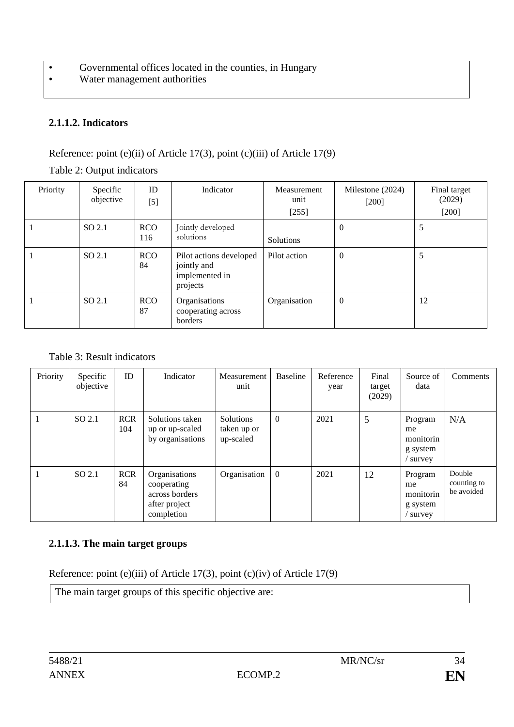- Governmental offices located in the counties, in Hungary
- Water management authorities

### 2.1.1.2. Indicators

Reference: point (e)(ii) of Article 17(3), point (c)(iii) of Article 17(9)

Table 2: Output indicators

| Priority | Specific objective | ID [5] | Indicator | Measurement unit [255] | Milestone (2024) [200] | Final target (2029) [200] |
|---|---|---|---|---|---|---|
| 1 | SO 2.1 | RCO 116 | Jointly developed solutions | Solutions | 0 | 5 |
| 1 | SO 2.1 | RCO 84 | Pilot actions developed jointly and implemented in projects | Pilot action | 0 | 5 |
| 1 | SO 2.1 | RCO 87 | Organisations cooperating across borders | Organisation | 0 | 12 |

Table 3: Result indicators

| Priority | Specific objective | ID | Indicator | Measurement unit | Baseline | Reference year | Final target (2029) | Source of data | Comments |
|---|---|---|---|---|---|---|---|---|---|
| 1 | SO 2.1 | RCR 104 | Solutions taken up or up-scaled by organisations | Solutions taken up or up-scaled | 0 | 2021 | 5 | Programme monitoring system / survey | N/A |
| 1 | SO 2.1 | RCR 84 | Organisations cooperating across borders after project completion | Organisation | 0 | 2021 | 12 | Programme monitoring system / survey | Double counting to be avoided |

### 2.1.1.3. The main target groups

Reference: point (e)(iii) of Article 17(3), point (c)(iv) of Article 17(9)

The main target groups of this specific objective are: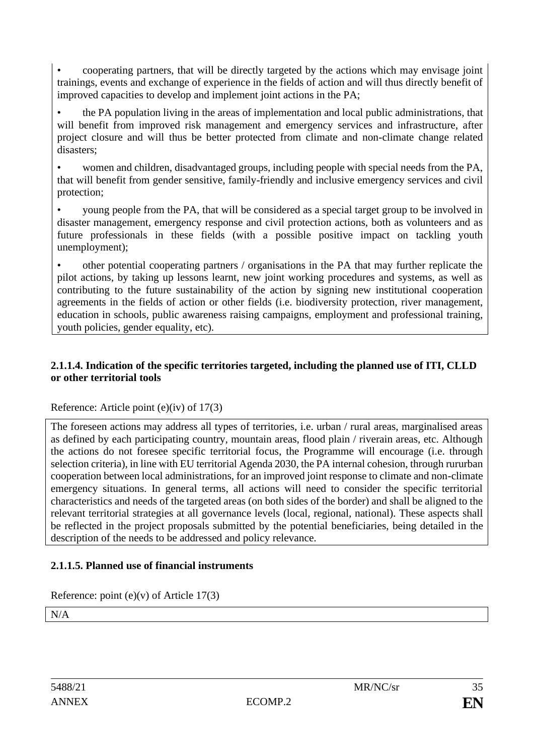- cooperating partners, that will be directly targeted by the actions which may envisage joint trainings, events and exchange of experience in the fields of action and will thus directly benefit of improved capacities to develop and implement joint actions in the PA;
- the PA population living in the areas of implementation and local public administrations, that will benefit from improved risk management and emergency services and infrastructure, after project closure and will thus be better protected from climate and non-climate change related disasters;
- women and children, disadvantaged groups, including people with special needs from the PA, that will benefit from gender sensitive, family-friendly and inclusive emergency services and civil protection;
- young people from the PA, that will be considered as a special target group to be involved in disaster management, emergency response and civil protection actions, both as volunteers and as future professionals in these fields (with a possible positive impact on tackling youth unemployment);
- other potential cooperating partners / organisations in the PA that may further replicate the pilot actions, by taking up lessons learnt, new joint working procedures and systems, as well as contributing to the future sustainability of the action by signing new institutional cooperation agreements in the fields of action or other fields (i.e. biodiversity protection, river management, education in schools, public awareness raising campaigns, employment and professional training, youth policies, gender equality, etc).

#### 2.1.1.4. Indication of the specific territories targeted, including the planned use of ITI, CLLD or other territorial tools

Reference: Article point (e)(iv) of 17(3)

The foreseen actions may address all types of territories, i.e. urban / rural areas, marginalised areas as defined by each participating country, mountain areas, flood plain / riverain areas, etc. Although the actions do not foresee specific territorial focus, the Programme will encourage (i.e. through selection criteria), in line with EU territorial Agenda 2030, the PA internal cohesion, through rururban cooperation between local administrations, for an improved joint response to climate and non-climate emergency situations. In general terms, all actions will need to consider the specific territorial characteristics and needs of the targeted areas (on both sides of the border) and shall be aligned to the relevant territorial strategies at all governance levels (local, regional, national). These aspects shall be reflected in the project proposals submitted by the potential beneficiaries, being detailed in the description of the needs to be addressed and policy relevance.

#### 2.1.1.5. Planned use of financial instruments

Reference: point (e)(v) of Article 17(3)

N/A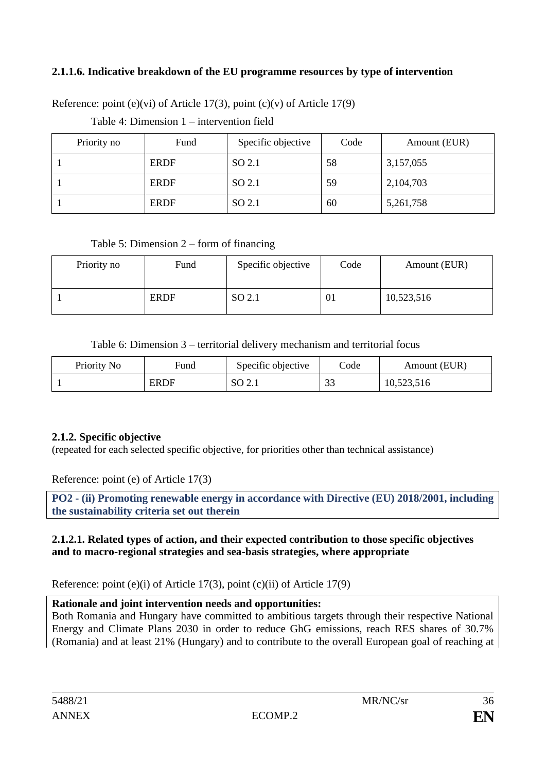#### 2.1.1.6. Indicative breakdown of the EU programme resources by type of intervention

Reference: point (e)(vi) of Article 17(3), point (c)(v) of Article 17(9)

Table 4: Dimension 1 – intervention field

| Priority no | Fund | Specific objective | Code | Amount (EUR) |
|---|---|---|---|---|
| 1 | ERDF | SO 2.1 | 58 | 3,157,055 |
| 1 | ERDF | SO 2.1 | 59 | 2,104,703 |
| 1 | ERDF | SO 2.1 | 60 | 5,261,758 |

Table 5: Dimension 2 – form of financing

| Priority no | Fund | Specific objective | Code | Amount (EUR) |
|---|---|---|---|---|
| 1 | ERDF | SO 2.1 | 01 | 10,523,516 |

Table 6: Dimension 3 – territorial delivery mechanism and territorial focus

| Priority No | Fund | Specific objective | Code | Amount (EUR) |
|---|---|---|---|---|
| 1 | ERDF | SO 2.1 | 33 | 10,523,516 |

### 2.1.2. Specific objective

(repeated for each selected specific objective, for priorities other than technical assistance)

Reference: point (e) of Article 17(3)

**PO2 - (ii) Promoting renewable energy in accordance with Directive (EU) 2018/2001, including the sustainability criteria set out therein**

#### 2.1.2.1. Related types of action, and their expected contribution to those specific objectives and to macro-regional strategies and sea-basis strategies, where appropriate

Reference: point (e)(i) of Article 17(3), point (c)(ii) of Article 17(9)

**Rationale and joint intervention needs and opportunities:**

Both Romania and Hungary have committed to ambitious targets through their respective National Energy and Climate Plans 2030 in order to reduce GhG emissions, reach RES shares of 30.7% (Romania) and at least 21% (Hungary) and to contribute to the overall European goal of reaching at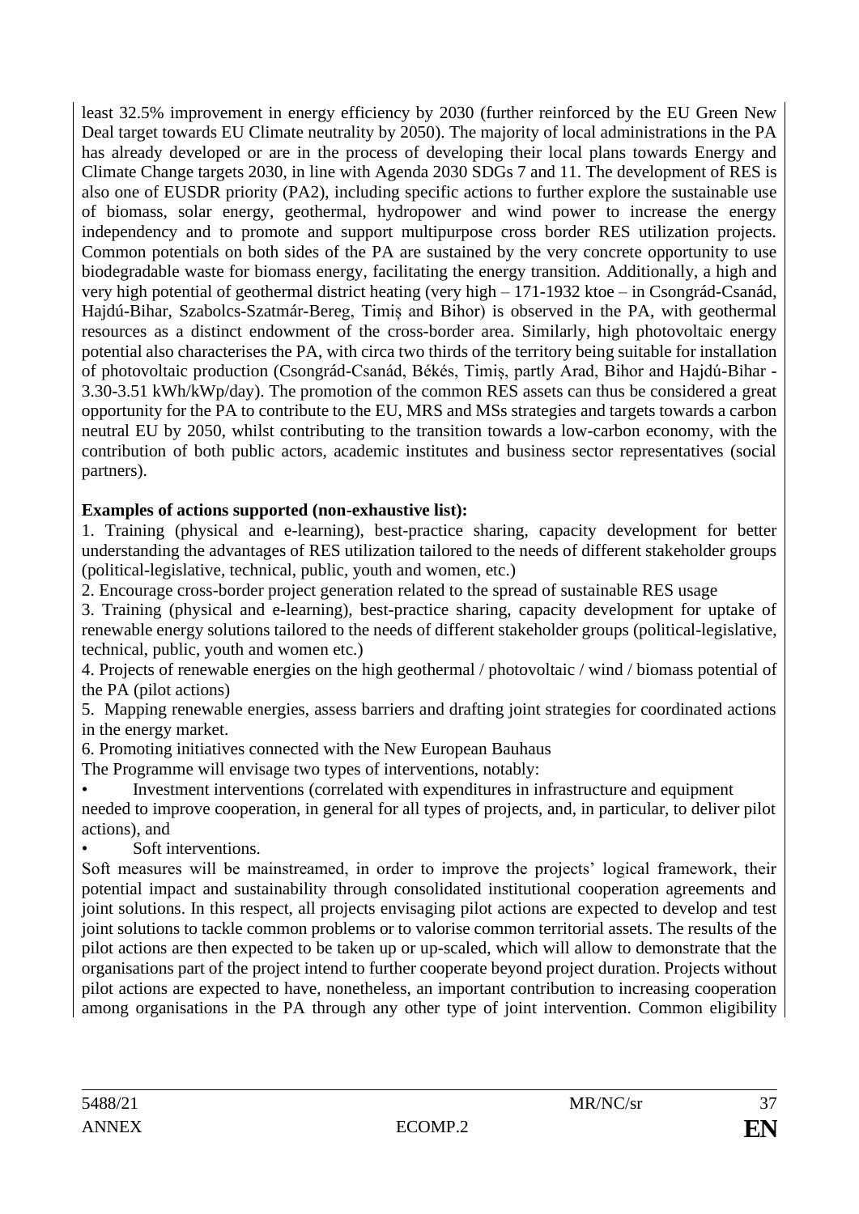least 32.5% improvement in energy efficiency by 2030 (further reinforced by the EU Green New Deal target towards EU Climate neutrality by 2050). The majority of local administrations in the PA has already developed or are in the process of developing their local plans towards Energy and Climate Change targets 2030, in line with Agenda 2030 SDGs 7 and 11. The development of RES is also one of EUSDR priority (PA2), including specific actions to further explore the sustainable use of biomass, solar energy, geothermal, hydropower and wind power to increase the energy independency and to promote and support multipurpose cross border RES utilization projects. Common potentials on both sides of the PA are sustained by the very concrete opportunity to use biodegradable waste for biomass energy, facilitating the energy transition. Additionally, a high and very high potential of geothermal district heating (very high – 171-1932 ktoe – in Csongrád-Csanád, Hajdú-Bihar, Szabolcs-Szatmár-Bereg, Timiș and Bihor) is observed in the PA, with geothermal resources as a distinct endowment of the cross-border area. Similarly, high photovoltaic energy potential also characterises the PA, with circa two thirds of the territory being suitable for installation of photovoltaic production (Csongrád-Csanád, Békés, Timiș, partly Arad, Bihor and Hajdú-Bihar - 3.30-3.51 kWh/kWp/day). The promotion of the common RES assets can thus be considered a great opportunity for the PA to contribute to the EU, MRS and MSs strategies and targets towards a carbon neutral EU by 2050, whilst contributing to the transition towards a low-carbon economy, with the contribution of both public actors, academic institutes and business sector representatives (social partners).

**Examples of actions supported (non-exhaustive list):**

1. Training (physical and e-learning), best-practice sharing, capacity development for better understanding the advantages of RES utilization tailored to the needs of different stakeholder groups (political-legislative, technical, public, youth and women, etc.)
2. Encourage cross-border project generation related to the spread of sustainable RES usage
3. Training (physical and e-learning), best-practice sharing, capacity development for uptake of renewable energy solutions tailored to the needs of different stakeholder groups (political-legislative, technical, public, youth and women etc.)
4. Projects of renewable energies on the high geothermal / photovoltaic / wind / biomass potential of the PA (pilot actions)
5. Mapping renewable energies, assess barriers and drafting joint strategies for coordinated actions in the energy market.
6. Promoting initiatives connected with the New European Bauhaus

The Programme will envisage two types of interventions, notably:

- Investment interventions (correlated with expenditures in infrastructure and equipment needed to improve cooperation, in general for all types of projects, and, in particular, to deliver pilot actions), and
- Soft interventions.

Soft measures will be mainstreamed, in order to improve the projects' logical framework, their potential impact and sustainability through consolidated institutional cooperation agreements and joint solutions. In this respect, all projects envisaging pilot actions are expected to develop and test joint solutions to tackle common problems or to valorise common territorial assets. The results of the pilot actions are then expected to be taken up or up-scaled, which will allow to demonstrate that the organisations part of the project intend to further cooperate beyond project duration. Projects without pilot actions are expected to have, nonetheless, an important contribution to increasing cooperation among organisations in the PA through any other type of joint intervention. Common eligibility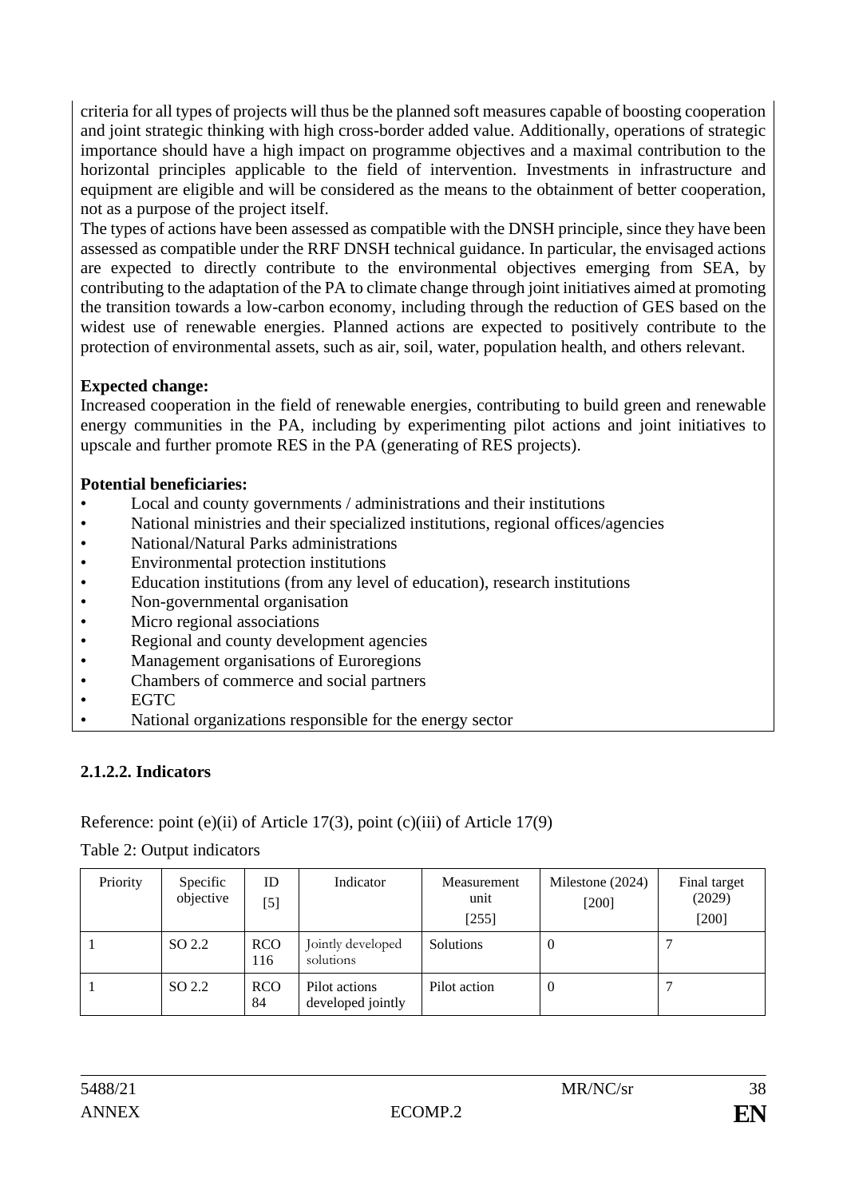criteria for all types of projects will thus be the planned soft measures capable of boosting cooperation and joint strategic thinking with high cross-border added value. Additionally, operations of strategic importance should have a high impact on programme objectives and a maximal contribution to the horizontal principles applicable to the field of intervention. Investments in infrastructure and equipment are eligible and will be considered as the means to the obtainment of better cooperation, not as a purpose of the project itself.

The types of actions have been assessed as compatible with the DNSH principle, since they have been assessed as compatible under the RRF DNSH technical guidance. In particular, the envisaged actions are expected to directly contribute to the environmental objectives emerging from SEA, by contributing to the adaptation of the PA to climate change through joint initiatives aimed at promoting the transition towards a low-carbon economy, including through the reduction of GES based on the widest use of renewable energies. Planned actions are expected to positively contribute to the protection of environmental assets, such as air, soil, water, population health, and others relevant.

**Expected change:**

Increased cooperation in the field of renewable energies, contributing to build green and renewable energy communities in the PA, including by experimenting pilot actions and joint initiatives to upscale and further promote RES in the PA (generating of RES projects).

**Potential beneficiaries:**

- Local and county governments / administrations and their institutions
- National ministries and their specialized institutions, regional offices/agencies
- National/Natural Parks administrations
- Environmental protection institutions
- Education institutions (from any level of education), research institutions
- Non-governmental organisation
- Micro regional associations
- Regional and county development agencies
- Management organisations of Euroregions
- Chambers of commerce and social partners
- EGTC
- National organizations responsible for the energy sector

### 2.1.2.2. Indicators

Reference: point (e)(ii) of Article 17(3), point (c)(iii) of Article 17(9)

Table 2: Output indicators

| Priority | Specific objective | ID [5] | Indicator | Measurement unit [255] | Milestone (2024) [200] | Final target (2029) [200] |
|---|---|---|---|---|---|---|
| 1 | SO 2.2 | RCO 116 | Jointly developed solutions | Solutions | 0 | 7 |
| 1 | SO 2.2 | RCO 84 | Pilot actions developed jointly | Pilot action | 0 | 7 |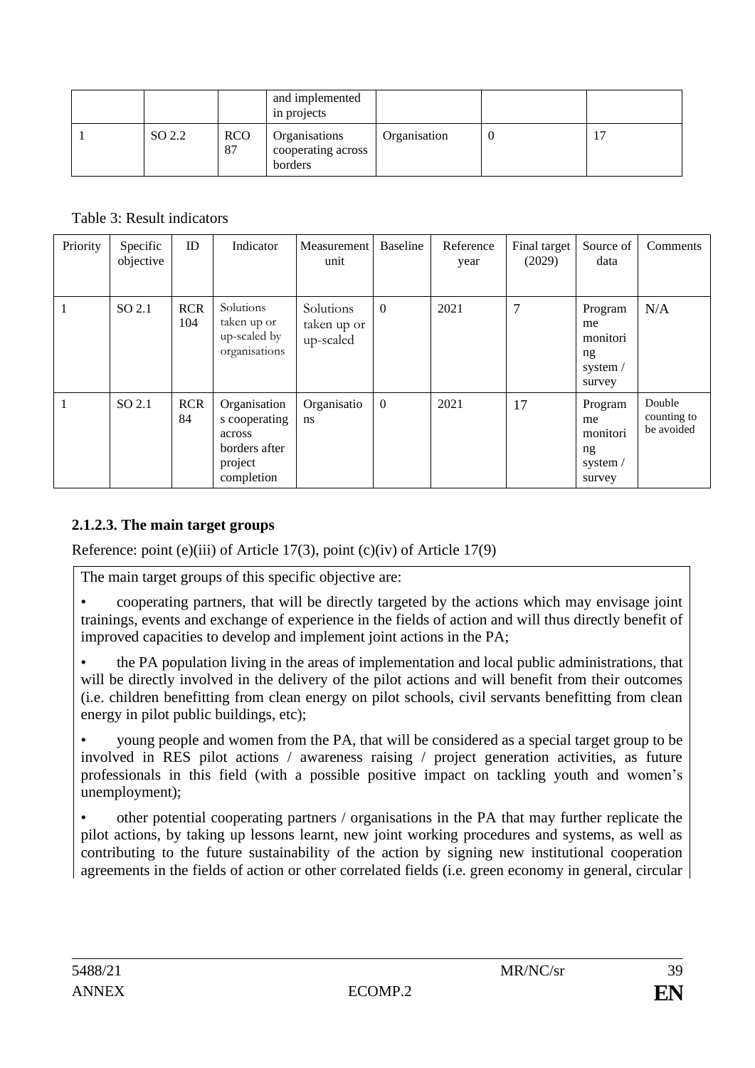|  |  |  | and implemented in projects |  |  |  |
| --- | --- | --- | --- | --- | --- | --- |
| 1 | SO 2.2 | RCO 87 | Organisations cooperating across borders | Organisation | 0 | 17 |

Table 3: Result indicators

| Priority | Specific objective | ID | Indicator | Measurement unit | Baseline | Reference year | Final target (2029) | Source of data | Comments |
| --- | --- | --- | --- | --- | --- | --- | --- | --- | --- |
| 1 | SO 2.1 | RCR 104 | Solutions taken up or up-scaled by organisations | Solutions taken up or up-scaled | 0 | 2021 | 7 | Programme monitoring system / survey | N/A |
| 1 | SO 2.1 | RCR 84 | Organisations cooperating across borders after project completion | Organisations | 0 | 2021 | 17 | Programme monitoring system / survey | Double counting to be avoided |

### 2.1.2.3. The main target groups

Reference: point (e)(iii) of Article 17(3), point (c)(iv) of Article 17(9)

The main target groups of this specific objective are:

- cooperating partners, that will be directly targeted by the actions which may envisage joint trainings, events and exchange of experience in the fields of action and will thus directly benefit of improved capacities to develop and implement joint actions in the PA;
- the PA population living in the areas of implementation and local public administrations, that will be directly involved in the delivery of the pilot actions and will benefit from their outcomes (i.e. children benefitting from clean energy on pilot schools, civil servants benefitting from clean energy in pilot public buildings, etc);
- young people and women from the PA, that will be considered as a special target group to be involved in RES pilot actions / awareness raising / project generation activities, as future professionals in this field (with a possible positive impact on tackling youth and women's unemployment);
- other potential cooperating partners / organisations in the PA that may further replicate the pilot actions, by taking up lessons learnt, new joint working procedures and systems, as well as contributing to the future sustainability of the action by signing new institutional cooperation agreements in the fields of action or other correlated fields (i.e. green economy in general, circular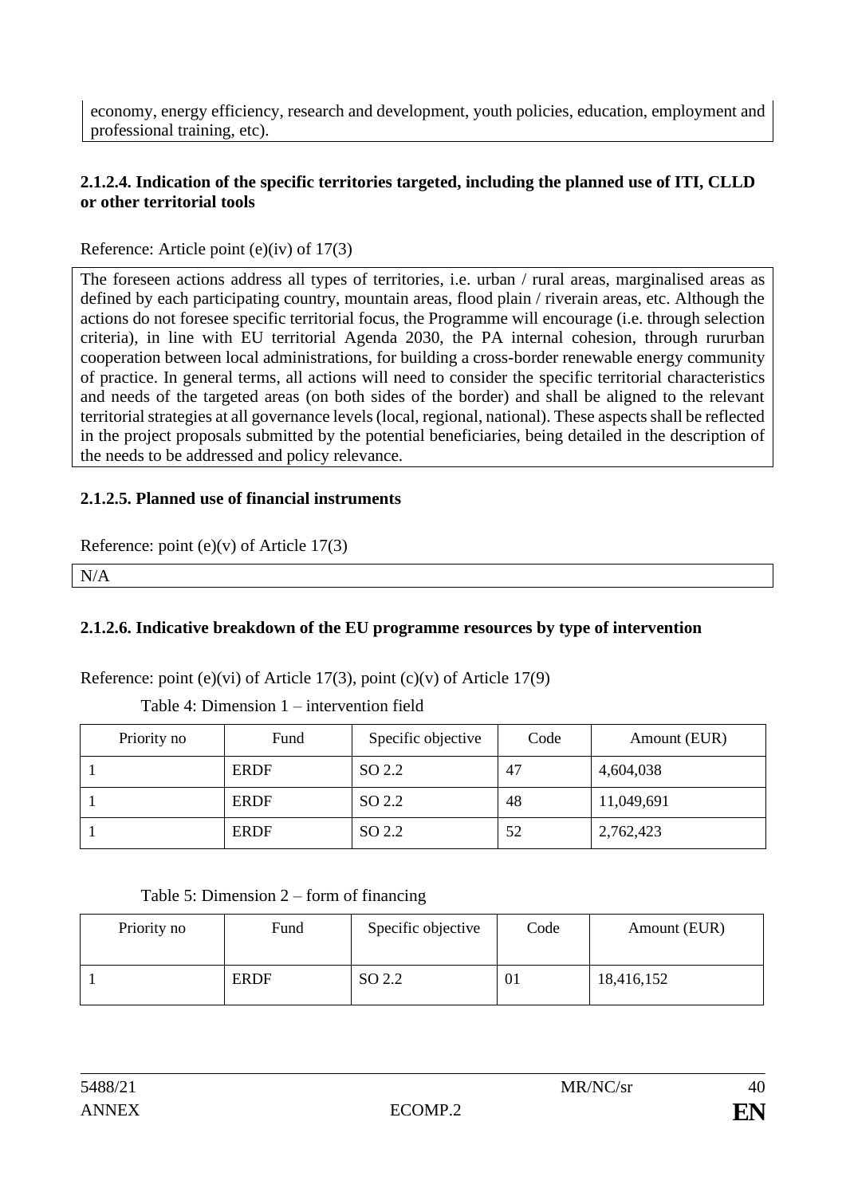economy, energy efficiency, research and development, youth policies, education, employment and professional training, etc).

#### 2.1.2.4. Indication of the specific territories targeted, including the planned use of ITI, CLLD or other territorial tools

Reference: Article point (e)(iv) of 17(3)

The foreseen actions address all types of territories, i.e. urban / rural areas, marginalised areas as defined by each participating country, mountain areas, flood plain / riverain areas, etc. Although the actions do not foresee specific territorial focus, the Programme will encourage (i.e. through selection criteria), in line with EU territorial Agenda 2030, the PA internal cohesion, through rururban cooperation between local administrations, for building a cross-border renewable energy community of practice. In general terms, all actions will need to consider the specific territorial characteristics and needs of the targeted areas (on both sides of the border) and shall be aligned to the relevant territorial strategies at all governance levels (local, regional, national). These aspects shall be reflected in the project proposals submitted by the potential beneficiaries, being detailed in the description of the needs to be addressed and policy relevance.

#### 2.1.2.5. Planned use of financial instruments

Reference: point (e)(v) of Article 17(3)

N/A

#### 2.1.2.6. Indicative breakdown of the EU programme resources by type of intervention

Reference: point (e)(vi) of Article 17(3), point (c)(v) of Article 17(9)

Table 4: Dimension 1 – intervention field

| Priority no | Fund | Specific objective | Code | Amount (EUR) |
|---|---|---|---|---|
| 1 | ERDF | SO 2.2 | 47 | 4,604,038 |
| 1 | ERDF | SO 2.2 | 48 | 11,049,691 |
| 1 | ERDF | SO 2.2 | 52 | 2,762,423 |

Table 5: Dimension 2 – form of financing

| Priority no | Fund | Specific objective | Code | Amount (EUR) |
|---|---|---|---|---|
| 1 | ERDF | SO 2.2 | 01 | 18,416,152 |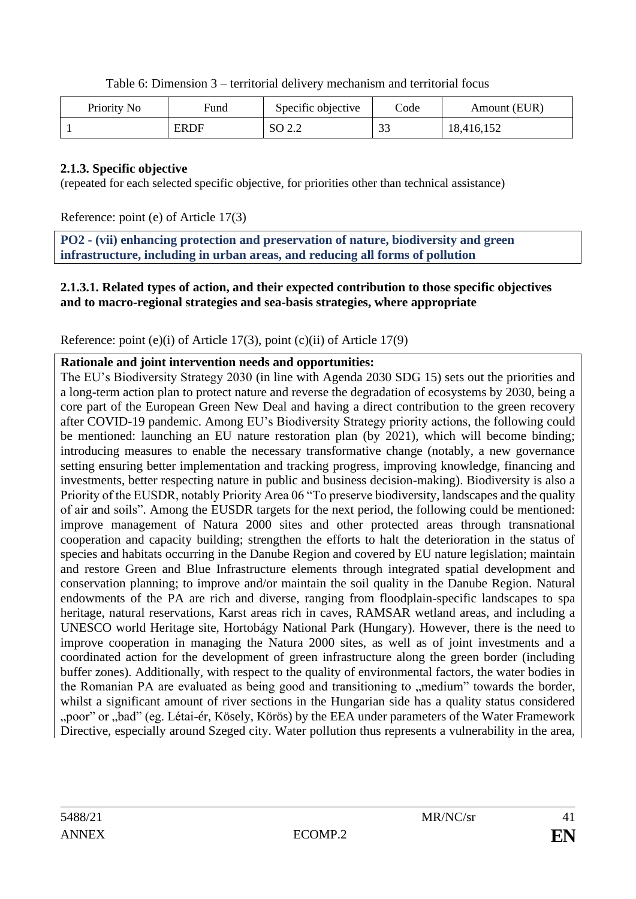Table 6: Dimension 3 – territorial delivery mechanism and territorial focus

| Priority No | Fund | Specific objective | Code | Amount (EUR) |
|---|---|---|---|---|
| 1 | ERDF | SO 2.2 | 33 | 18,416,152 |

**2.1.3. Specific objective**

(repeated for each selected specific objective, for priorities other than technical assistance)

Reference: point (e) of Article 17(3)

**PO2 - (vii) enhancing protection and preservation of nature, biodiversity and green infrastructure, including in urban areas, and reducing all forms of pollution**

**2.1.3.1. Related types of action, and their expected contribution to those specific objectives and to macro-regional strategies and sea-basis strategies, where appropriate**

Reference: point (e)(i) of Article 17(3), point (c)(ii) of Article 17(9)

**Rationale and joint intervention needs and opportunities:**

The EU's Biodiversity Strategy 2030 (in line with Agenda 2030 SDG 15) sets out the priorities and a long-term action plan to protect nature and reverse the degradation of ecosystems by 2030, being a core part of the European Green New Deal and having a direct contribution to the green recovery after COVID-19 pandemic. Among EU's Biodiversity Strategy priority actions, the following could be mentioned: launching an EU nature restoration plan (by 2021), which will become binding; introducing measures to enable the necessary transformative change (notably, a new governance setting ensuring better implementation and tracking progress, improving knowledge, financing and investments, better respecting nature in public and business decision-making). Biodiversity is also a Priority of the EUSDR, notably Priority Area 06 "To preserve biodiversity, landscapes and the quality of air and soils". Among the EUSDR targets for the next period, the following could be mentioned: improve management of Natura 2000 sites and other protected areas through transnational cooperation and capacity building; strengthen the efforts to halt the deterioration in the status of species and habitats occurring in the Danube Region and covered by EU nature legislation; maintain and restore Green and Blue Infrastructure elements through integrated spatial development and conservation planning; to improve and/or maintain the soil quality in the Danube Region. Natural endowments of the PA are rich and diverse, ranging from floodplain-specific landscapes to spa heritage, natural reservations, Karst areas rich in caves, RAMSAR wetland areas, and including a UNESCO world Heritage site, Hortobágy National Park (Hungary). However, there is the need to improve cooperation in managing the Natura 2000 sites, as well as of joint investments and a coordinated action for the development of green infrastructure along the green border (including buffer zones). Additionally, with respect to the quality of environmental factors, the water bodies in the Romanian PA are evaluated as being good and transitioning to „medium" towards the border, whilst a significant amount of river sections in the Hungarian side has a quality status considered „poor" or „bad" (eg. Létai-ér, Kösely, Körös) by the EEA under parameters of the Water Framework Directive, especially around Szeged city. Water pollution thus represents a vulnerability in the area,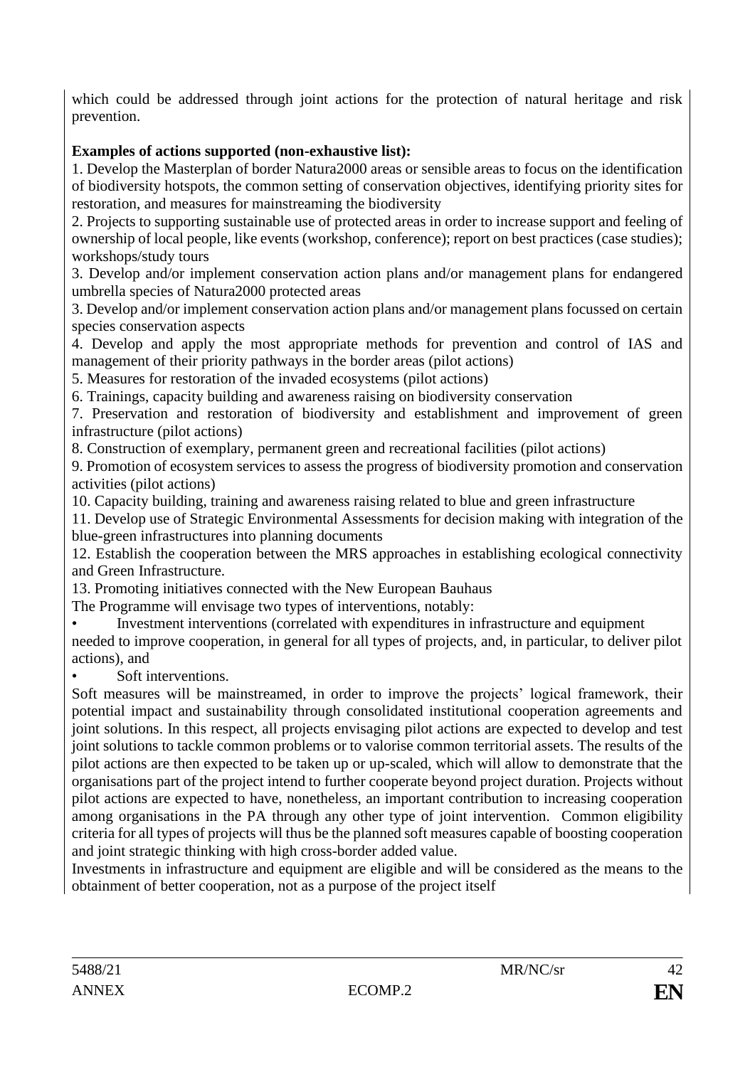which could be addressed through joint actions for the protection of natural heritage and risk prevention.

**Examples of actions supported (non-exhaustive list):**

1. Develop the Masterplan of border Natura2000 areas or sensible areas to focus on the identification of biodiversity hotspots, the common setting of conservation objectives, identifying priority sites for restoration, and measures for mainstreaming the biodiversity
2. Projects to supporting sustainable use of protected areas in order to increase support and feeling of ownership of local people, like events (workshop, conference); report on best practices (case studies); workshops/study tours
3. Develop and/or implement conservation action plans and/or management plans for endangered umbrella species of Natura2000 protected areas
3. Develop and/or implement conservation action plans and/or management plans focussed on certain species conservation aspects
4. Develop and apply the most appropriate methods for prevention and control of IAS and management of their priority pathways in the border areas (pilot actions)
5. Measures for restoration of the invaded ecosystems (pilot actions)
6. Trainings, capacity building and awareness raising on biodiversity conservation
7. Preservation and restoration of biodiversity and establishment and improvement of green infrastructure (pilot actions)
8. Construction of exemplary, permanent green and recreational facilities (pilot actions)
9. Promotion of ecosystem services to assess the progress of biodiversity promotion and conservation activities (pilot actions)
10. Capacity building, training and awareness raising related to blue and green infrastructure
11. Develop use of Strategic Environmental Assessments for decision making with integration of the blue-green infrastructures into planning documents
12. Establish the cooperation between the MRS approaches in establishing ecological connectivity and Green Infrastructure.
13. Promoting initiatives connected with the New European Bauhaus

The Programme will envisage two types of interventions, notably:

- Investment interventions (correlated with expenditures in infrastructure and equipment needed to improve cooperation, in general for all types of projects, and, in particular, to deliver pilot actions), and
- Soft interventions.

Soft measures will be mainstreamed, in order to improve the projects' logical framework, their potential impact and sustainability through consolidated institutional cooperation agreements and joint solutions. In this respect, all projects envisaging pilot actions are expected to develop and test joint solutions to tackle common problems or to valorise common territorial assets. The results of the pilot actions are then expected to be taken up or up-scaled, which will allow to demonstrate that the organisations part of the project intend to further cooperate beyond project duration. Projects without pilot actions are expected to have, nonetheless, an important contribution to increasing cooperation among organisations in the PA through any other type of joint intervention. Common eligibility criteria for all types of projects will thus be the planned soft measures capable of boosting cooperation and joint strategic thinking with high cross-border added value.

Investments in infrastructure and equipment are eligible and will be considered as the means to the obtainment of better cooperation, not as a purpose of the project itself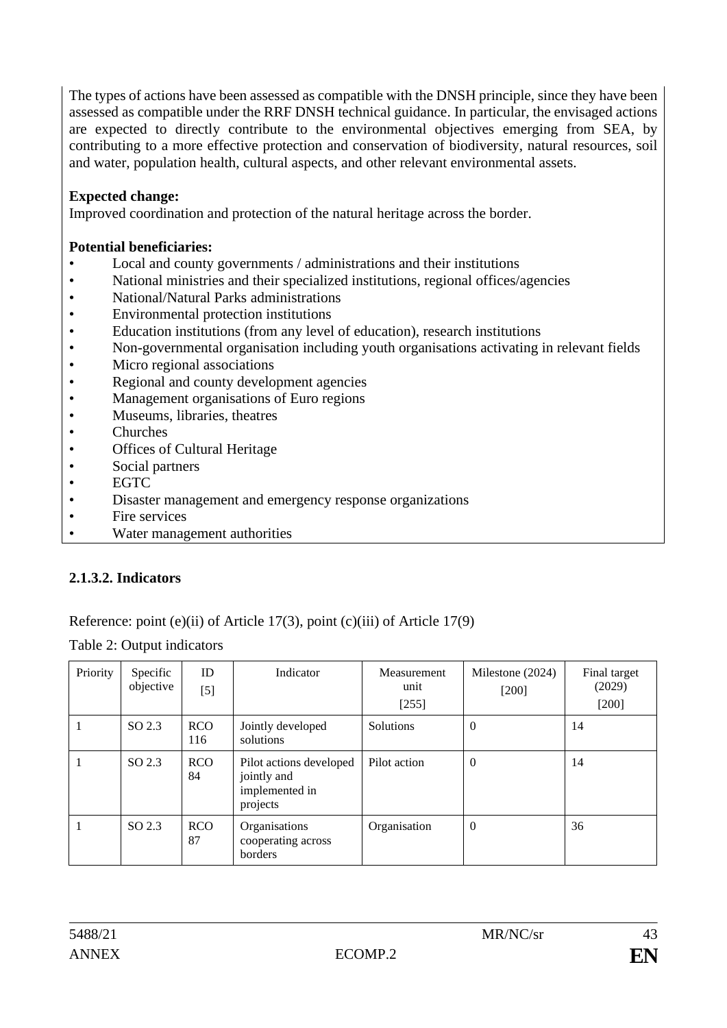The types of actions have been assessed as compatible with the DNSH principle, since they have been assessed as compatible under the RRF DNSH technical guidance. In particular, the envisaged actions are expected to directly contribute to the environmental objectives emerging from SEA, by contributing to a more effective protection and conservation of biodiversity, natural resources, soil and water, population health, cultural aspects, and other relevant environmental assets.

**Expected change:**
Improved coordination and protection of the natural heritage across the border.

**Potential beneficiaries:**

- Local and county governments / administrations and their institutions
- National ministries and their specialized institutions, regional offices/agencies
- National/Natural Parks administrations
- Environmental protection institutions
- Education institutions (from any level of education), research institutions
- Non-governmental organisation including youth organisations activating in relevant fields
- Micro regional associations
- Regional and county development agencies
- Management organisations of Euro regions
- Museums, libraries, theatres
- Churches
- Offices of Cultural Heritage
- Social partners
- EGTC
- Disaster management and emergency response organizations
- Fire services
- Water management authorities

### 2.1.3.2. Indicators

Reference: point (e)(ii) of Article 17(3), point (c)(iii) of Article 17(9)

Table 2: Output indicators

| Priority | Specific objective | ID [5] | Indicator | Measurement unit [255] | Milestone (2024) [200] | Final target (2029) [200] |
|---|---|---|---|---|---|---|
| 1 | SO 2.3 | RCO 116 | Jointly developed solutions | Solutions | 0 | 14 |
| 1 | SO 2.3 | RCO 84 | Pilot actions developed jointly and implemented in projects | Pilot action | 0 | 14 |
| 1 | SO 2.3 | RCO 87 | Organisations cooperating across borders | Organisation | 0 | 36 |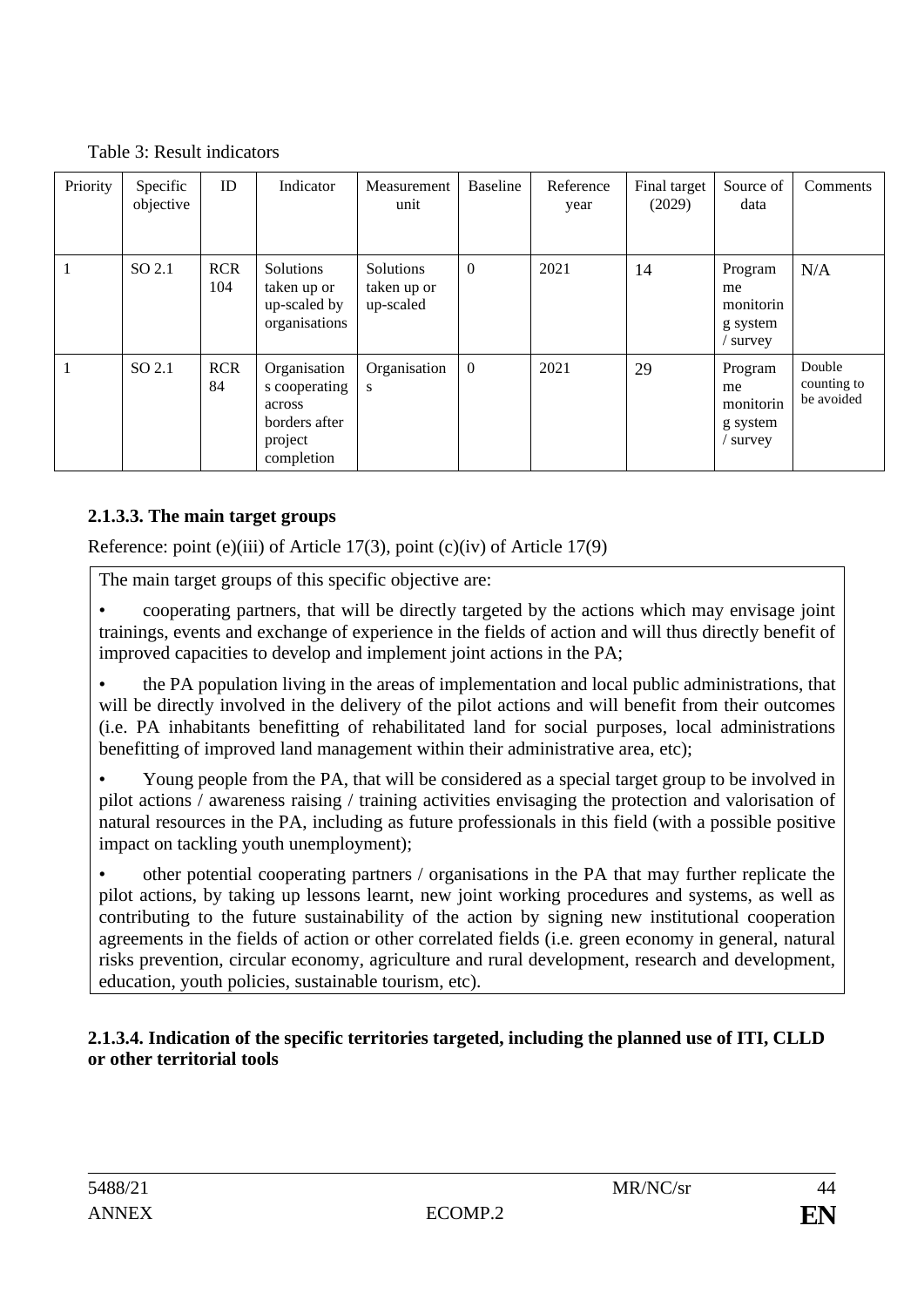Table 3: Result indicators

| Priority | Specific objective | ID | Indicator | Measurement unit | Baseline | Reference year | Final target (2029) | Source of data | Comments |
|---|---|---|---|---|---|---|---|---|---|
| 1 | SO 2.1 | RCR 104 | Solutions taken up or up-scaled by organisations | Solutions taken up or up-scaled | 0 | 2021 | 14 | Programme monitoring system / survey | N/A |
| 1 | SO 2.1 | RCR 84 | Organisations cooperating across borders after project completion | Organisations | 0 | 2021 | 29 | Programme monitoring system / survey | Double counting to be avoided |

#### 2.1.3.3. The main target groups

Reference: point (e)(iii) of Article 17(3), point (c)(iv) of Article 17(9)

The main target groups of this specific objective are:

- cooperating partners, that will be directly targeted by the actions which may envisage joint trainings, events and exchange of experience in the fields of action and will thus directly benefit of improved capacities to develop and implement joint actions in the PA;
- the PA population living in the areas of implementation and local public administrations, that will be directly involved in the delivery of the pilot actions and will benefit from their outcomes (i.e. PA inhabitants benefitting of rehabilitated land for social purposes, local administrations benefitting of improved land management within their administrative area, etc);
- Young people from the PA, that will be considered as a special target group to be involved in pilot actions / awareness raising / training activities envisaging the protection and valorisation of natural resources in the PA, including as future professionals in this field (with a possible positive impact on tackling youth unemployment);
- other potential cooperating partners / organisations in the PA that may further replicate the pilot actions, by taking up lessons learnt, new joint working procedures and systems, as well as contributing to the future sustainability of the action by signing new institutional cooperation agreements in the fields of action or other correlated fields (i.e. green economy in general, natural risks prevention, circular economy, agriculture and rural development, research and development, education, youth policies, sustainable tourism, etc).

#### 2.1.3.4. Indication of the specific territories targeted, including the planned use of ITI, CLLD or other territorial tools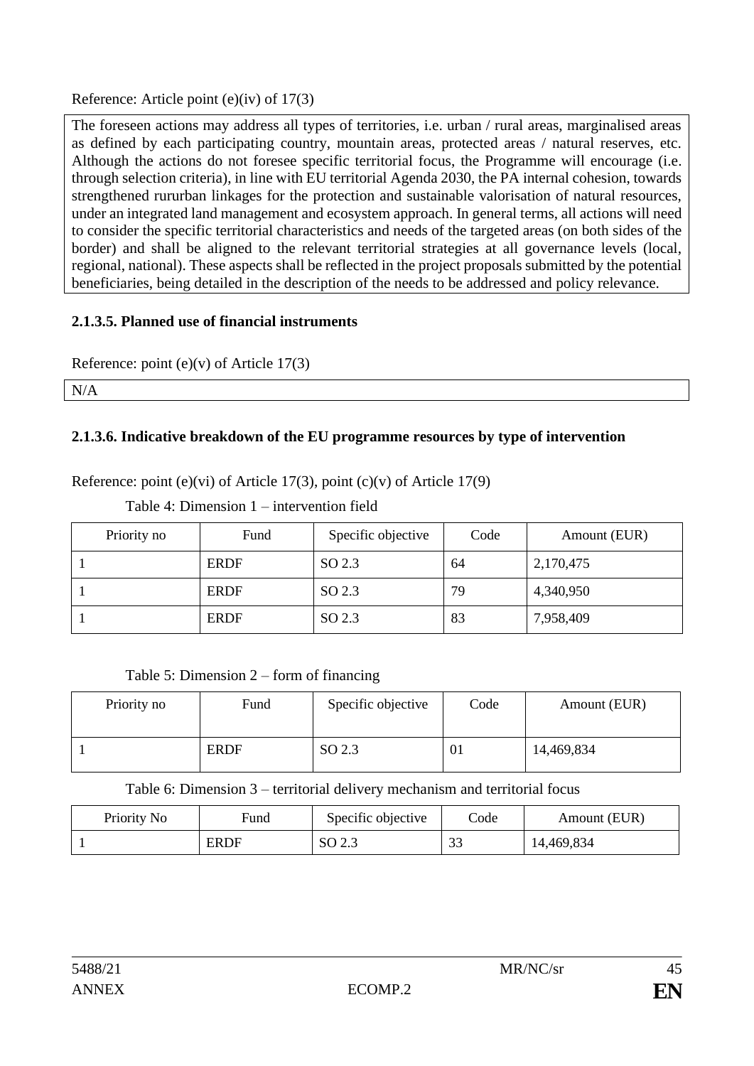Reference: Article point (e)(iv) of 17(3)

The foreseen actions may address all types of territories, i.e. urban / rural areas, marginalised areas as defined by each participating country, mountain areas, protected areas / natural reserves, etc. Although the actions do not foresee specific territorial focus, the Programme will encourage (i.e. through selection criteria), in line with EU territorial Agenda 2030, the PA internal cohesion, towards strengthened rururban linkages for the protection and sustainable valorisation of natural resources, under an integrated land management and ecosystem approach. In general terms, all actions will need to consider the specific territorial characteristics and needs of the targeted areas (on both sides of the border) and shall be aligned to the relevant territorial strategies at all governance levels (local, regional, national). These aspects shall be reflected in the project proposals submitted by the potential beneficiaries, being detailed in the description of the needs to be addressed and policy relevance.

#### 2.1.3.5. Planned use of financial instruments

Reference: point (e)(v) of Article 17(3)

N/A

#### 2.1.3.6. Indicative breakdown of the EU programme resources by type of intervention

Reference: point (e)(vi) of Article 17(3), point (c)(v) of Article 17(9)

Table 4: Dimension 1 – intervention field

| Priority no | Fund | Specific objective | Code | Amount (EUR) |
|---|---|---|---|---|
| 1 | ERDF | SO 2.3 | 64 | 2,170,475 |
| 1 | ERDF | SO 2.3 | 79 | 4,340,950 |
| 1 | ERDF | SO 2.3 | 83 | 7,958,409 |

Table 5: Dimension 2 – form of financing

| Priority no | Fund | Specific objective | Code | Amount (EUR) |
|---|---|---|---|---|
| 1 | ERDF | SO 2.3 | 01 | 14,469,834 |

Table 6: Dimension 3 – territorial delivery mechanism and territorial focus

| Priority No | Fund | Specific objective | Code | Amount (EUR) |
|---|---|---|---|---|
| 1 | ERDF | SO 2.3 | 33 | 14,469,834 |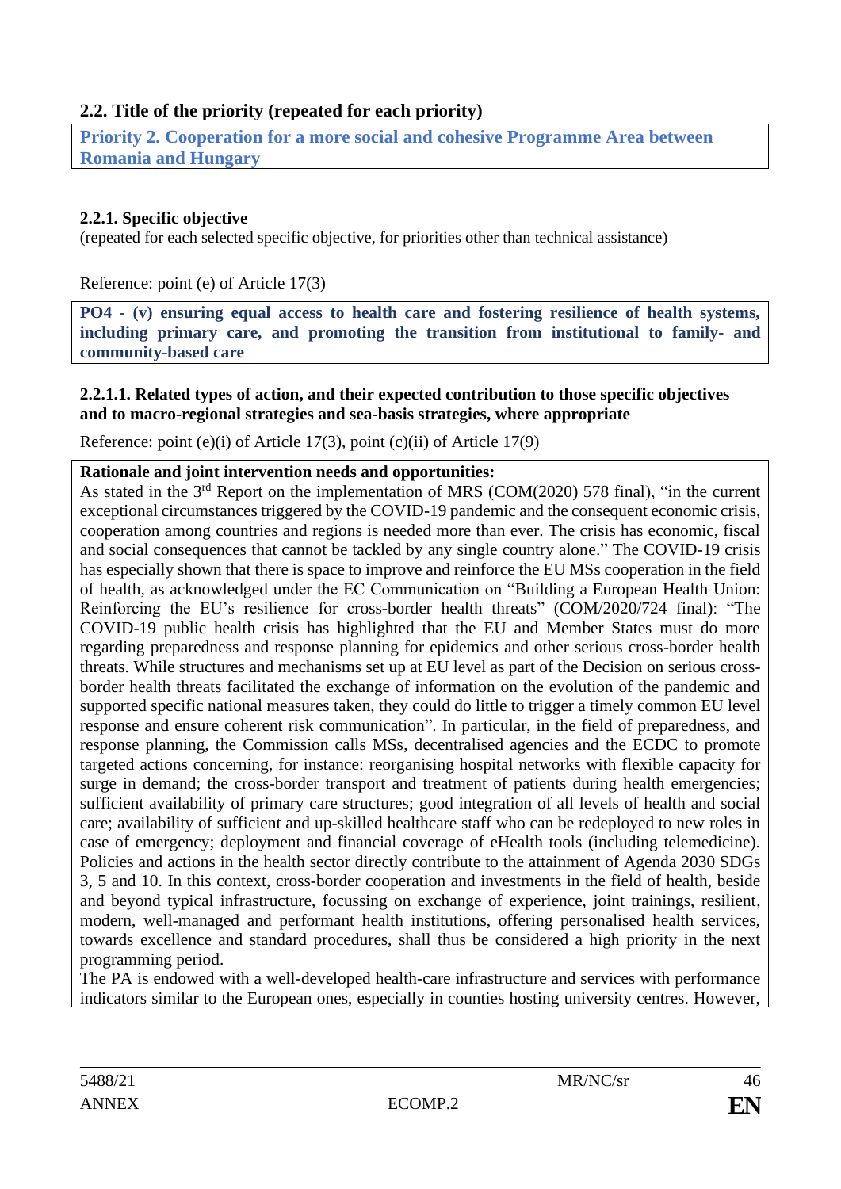## 2.2. Title of the priority (repeated for each priority)

**Priority 2. Cooperation for a more social and cohesive Programme Area between Romania and Hungary**

### 2.2.1. Specific objective

(repeated for each selected specific objective, for priorities other than technical assistance)

Reference: point (e) of Article 17(3)

**PO4 - (v) ensuring equal access to health care and fostering resilience of health systems, including primary care, and promoting the transition from institutional to family- and community-based care**

#### 2.2.1.1. Related types of action, and their expected contribution to those specific objectives and to macro-regional strategies and sea-basis strategies, where appropriate

Reference: point (e)(i) of Article 17(3), point (c)(ii) of Article 17(9)

**Rationale and joint intervention needs and opportunities:**

As stated in the 3rd Report on the implementation of MRS (COM(2020) 578 final), "in the current exceptional circumstances triggered by the COVID-19 pandemic and the consequent economic crisis, cooperation among countries and regions is needed more than ever. The crisis has economic, fiscal and social consequences that cannot be tackled by any single country alone." The COVID-19 crisis has especially shown that there is space to improve and reinforce the EU MSs cooperation in the field of health, as acknowledged under the EC Communication on "Building a European Health Union: Reinforcing the EU's resilience for cross-border health threats" (COM/2020/724 final): "The COVID-19 public health crisis has highlighted that the EU and Member States must do more regarding preparedness and response planning for epidemics and other serious cross-border health threats. While structures and mechanisms set up at EU level as part of the Decision on serious cross-border health threats facilitated the exchange of information on the evolution of the pandemic and supported specific national measures taken, they could do little to trigger a timely common EU level response and ensure coherent risk communication". In particular, in the field of preparedness, and response planning, the Commission calls MSs, decentralised agencies and the ECDC to promote targeted actions concerning, for instance: reorganising hospital networks with flexible capacity for surge in demand; the cross-border transport and treatment of patients during health emergencies; sufficient availability of primary care structures; good integration of all levels of health and social care; availability of sufficient and up-skilled healthcare staff who can be redeployed to new roles in case of emergency; deployment and financial coverage of eHealth tools (including telemedicine). Policies and actions in the health sector directly contribute to the attainment of Agenda 2030 SDGs 3, 5 and 10. In this context, cross-border cooperation and investments in the field of health, beside and beyond typical infrastructure, focussing on exchange of experience, joint trainings, resilient, modern, well-managed and performant health institutions, offering personalised health services, towards excellence and standard procedures, shall thus be considered a high priority in the next programming period.

The PA is endowed with a well-developed health-care infrastructure and services with performance indicators similar to the European ones, especially in counties hosting university centres. However,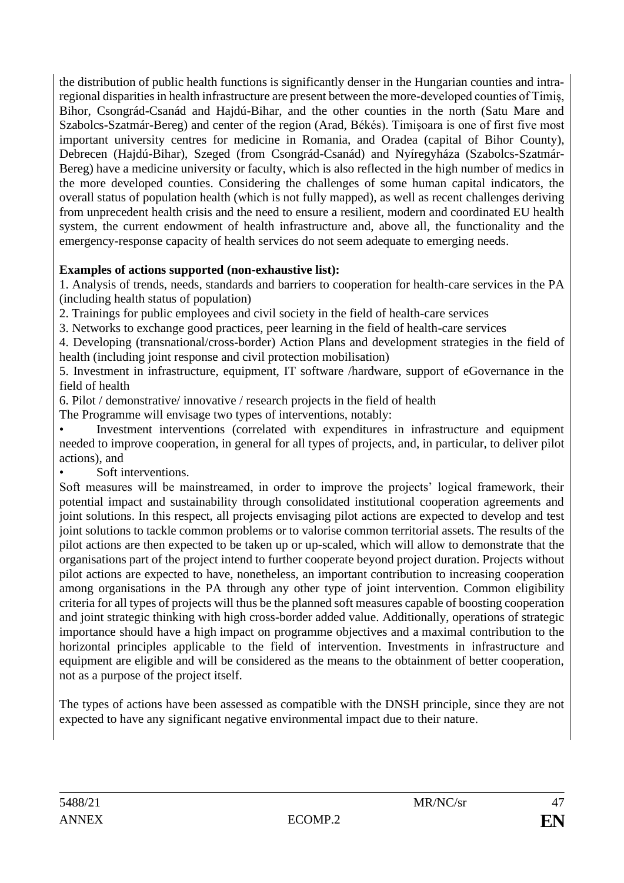the distribution of public health functions is significantly denser in the Hungarian counties and intra-regional disparities in health infrastructure are present between the more-developed counties of Timiș, Bihor, Csongrád-Csanád and Hajdú-Bihar, and the other counties in the north (Satu Mare and Szabolcs-Szatmár-Bereg) and center of the region (Arad, Békés). Timișoara is one of first five most important university centres for medicine in Romania, and Oradea (capital of Bihor County), Debrecen (Hajdú-Bihar), Szeged (from Csongrád-Csanád) and Nyíregyháza (Szabolcs-Szatmár-Bereg) have a medicine university or faculty, which is also reflected in the high number of medics in the more developed counties. Considering the challenges of some human capital indicators, the overall status of population health (which is not fully mapped), as well as recent challenges deriving from unprecedent health crisis and the need to ensure a resilient, modern and coordinated EU health system, the current endowment of health infrastructure and, above all, the functionality and the emergency-response capacity of health services do not seem adequate to emerging needs.

**Examples of actions supported (non-exhaustive list):**

1. Analysis of trends, needs, standards and barriers to cooperation for health-care services in the PA (including health status of population)
2. Trainings for public employees and civil society in the field of health-care services
3. Networks to exchange good practices, peer learning in the field of health-care services
4. Developing (transnational/cross-border) Action Plans and development strategies in the field of health (including joint response and civil protection mobilisation)
5. Investment in infrastructure, equipment, IT software /hardware, support of eGovernance in the field of health
6. Pilot / demonstrative/ innovative / research projects in the field of health

The Programme will envisage two types of interventions, notably:

- Investment interventions (correlated with expenditures in infrastructure and equipment needed to improve cooperation, in general for all types of projects, and, in particular, to deliver pilot actions), and
- Soft interventions.

Soft measures will be mainstreamed, in order to improve the projects' logical framework, their potential impact and sustainability through consolidated institutional cooperation agreements and joint solutions. In this respect, all projects envisaging pilot actions are expected to develop and test joint solutions to tackle common problems or to valorise common territorial assets. The results of the pilot actions are then expected to be taken up or up-scaled, which will allow to demonstrate that the organisations part of the project intend to further cooperate beyond project duration. Projects without pilot actions are expected to have, nonetheless, an important contribution to increasing cooperation among organisations in the PA through any other type of joint intervention. Common eligibility criteria for all types of projects will thus be the planned soft measures capable of boosting cooperation and joint strategic thinking with high cross-border added value. Additionally, operations of strategic importance should have a high impact on programme objectives and a maximal contribution to the horizontal principles applicable to the field of intervention. Investments in infrastructure and equipment are eligible and will be considered as the means to the obtainment of better cooperation, not as a purpose of the project itself.

The types of actions have been assessed as compatible with the DNSH principle, since they are not expected to have any significant negative environmental impact due to their nature.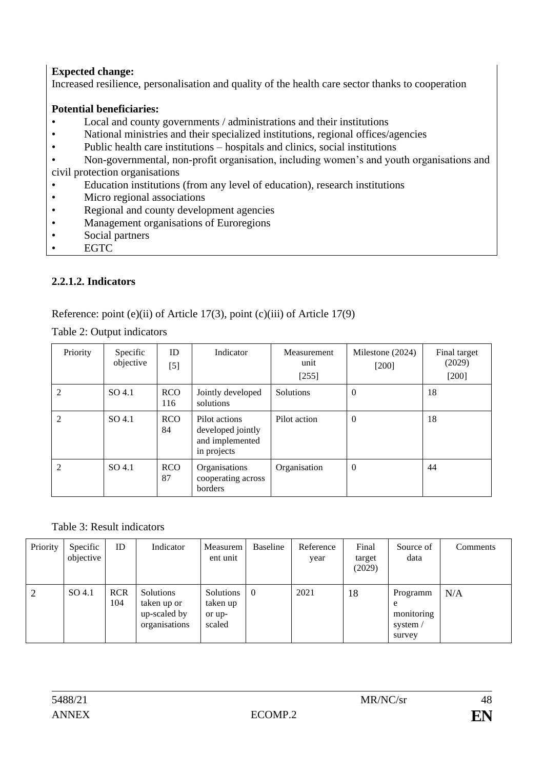**Expected change:**
Increased resilience, personalisation and quality of the health care sector thanks to cooperation

**Potential beneficiaries:**

- Local and county governments / administrations and their institutions
- National ministries and their specialized institutions, regional offices/agencies
- Public health care institutions – hospitals and clinics, social institutions
- Non-governmental, non-profit organisation, including women's and youth organisations and civil protection organisations
- Education institutions (from any level of education), research institutions
- Micro regional associations
- Regional and county development agencies
- Management organisations of Euroregions
- Social partners
- EGTC

### 2.2.1.2. Indicators

Reference: point (e)(ii) of Article 17(3), point (c)(iii) of Article 17(9)

Table 2: Output indicators

| Priority | Specific objective | ID [5] | Indicator | Measurement unit [255] | Milestone (2024) [200] | Final target (2029) [200] |
|---|---|---|---|---|---|---|
| 2 | SO 4.1 | RCO 116 | Jointly developed solutions | Solutions | 0 | 18 |
| 2 | SO 4.1 | RCO 84 | Pilot actions developed jointly and implemented in projects | Pilot action | 0 | 18 |
| 2 | SO 4.1 | RCO 87 | Organisations cooperating across borders | Organisation | 0 | 44 |

Table 3: Result indicators

| Priority | Specific objective | ID | Indicator | Measurement unit | Baseline | Reference year | Final target (2029) | Source of data | Comments |
|---|---|---|---|---|---|---|---|---|---|
| 2 | SO 4.1 | RCR 104 | Solutions taken up or up-scaled by organisations | Solutions taken up or up-scaled | 0 | 2021 | 18 | Programme monitoring system / survey | N/A |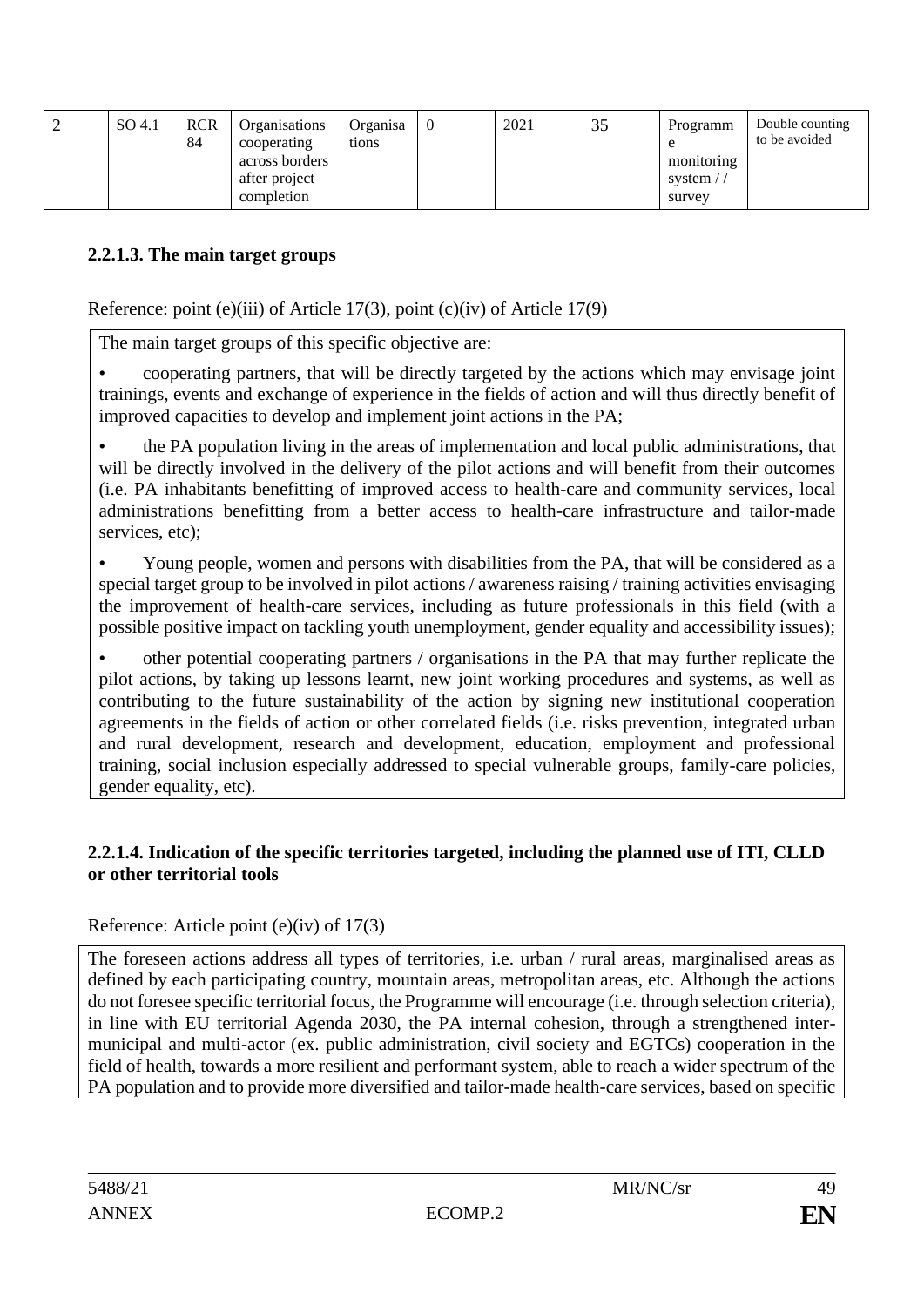| 2 | SO 4.1 | RCR 84 | Organisations cooperating across borders after project completion | Organisations | 0 | 2021 | 35 | Programme monitoring system / / survey | Double counting to be avoided |
|---|---|---|---|---|---|---|---|---|---|

### 2.2.1.3. The main target groups

Reference: point (e)(iii) of Article 17(3), point (c)(iv) of Article 17(9)

The main target groups of this specific objective are:

- cooperating partners, that will be directly targeted by the actions which may envisage joint trainings, events and exchange of experience in the fields of action and will thus directly benefit of improved capacities to develop and implement joint actions in the PA;
- the PA population living in the areas of implementation and local public administrations, that will be directly involved in the delivery of the pilot actions and will benefit from their outcomes (i.e. PA inhabitants benefitting of improved access to health-care and community services, local administrations benefitting from a better access to health-care infrastructure and tailor-made services, etc);
- Young people, women and persons with disabilities from the PA, that will be considered as a special target group to be involved in pilot actions / awareness raising / training activities envisaging the improvement of health-care services, including as future professionals in this field (with a possible positive impact on tackling youth unemployment, gender equality and accessibility issues);
- other potential cooperating partners / organisations in the PA that may further replicate the pilot actions, by taking up lessons learnt, new joint working procedures and systems, as well as contributing to the future sustainability of the action by signing new institutional cooperation agreements in the fields of action or other correlated fields (i.e. risks prevention, integrated urban and rural development, research and development, education, employment and professional training, social inclusion especially addressed to special vulnerable groups, family-care policies, gender equality, etc).

### 2.2.1.4. Indication of the specific territories targeted, including the planned use of ITI, CLLD or other territorial tools

Reference: Article point (e)(iv) of 17(3)

The foreseen actions address all types of territories, i.e. urban / rural areas, marginalised areas as defined by each participating country, mountain areas, metropolitan areas, etc. Although the actions do not foresee specific territorial focus, the Programme will encourage (i.e. through selection criteria), in line with EU territorial Agenda 2030, the PA internal cohesion, through a strengthened inter-municipal and multi-actor (ex. public administration, civil society and EGTCs) cooperation in the field of health, towards a more resilient and performant system, able to reach a wider spectrum of the PA population and to provide more diversified and tailor-made health-care services, based on specific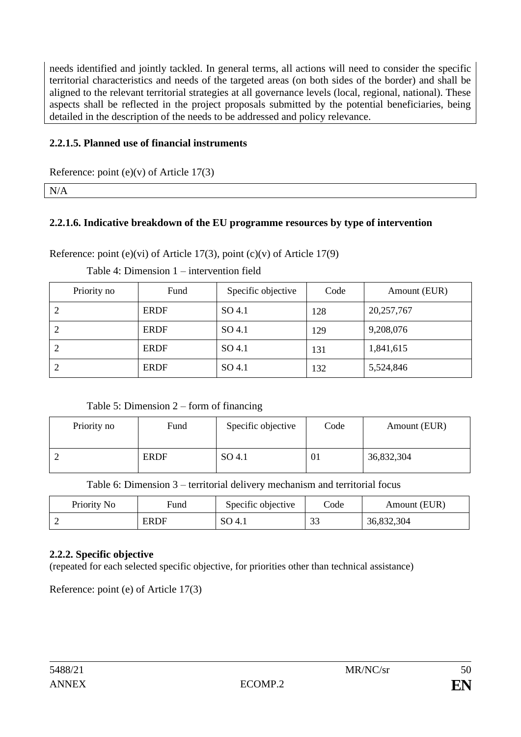needs identified and jointly tackled. In general terms, all actions will need to consider the specific territorial characteristics and needs of the targeted areas (on both sides of the border) and shall be aligned to the relevant territorial strategies at all governance levels (local, regional, national). These aspects shall be reflected in the project proposals submitted by the potential beneficiaries, being detailed in the description of the needs to be addressed and policy relevance.

### 2.2.1.5. Planned use of financial instruments

Reference: point (e)(v) of Article 17(3)

N/A

### 2.2.1.6. Indicative breakdown of the EU programme resources by type of intervention

Reference: point (e)(vi) of Article 17(3), point (c)(v) of Article 17(9)

Table 4: Dimension 1 – intervention field

| Priority no | Fund | Specific objective | Code | Amount (EUR) |
|---|---|---|---|---|
| 2 | ERDF | SO 4.1 | 128 | 20,257,767 |
| 2 | ERDF | SO 4.1 | 129 | 9,208,076 |
| 2 | ERDF | SO 4.1 | 131 | 1,841,615 |
| 2 | ERDF | SO 4.1 | 132 | 5,524,846 |

Table 5: Dimension 2 – form of financing

| Priority no | Fund | Specific objective | Code | Amount (EUR) |
|---|---|---|---|---|
| 2 | ERDF | SO 4.1 | 01 | 36,832,304 |

Table 6: Dimension 3 – territorial delivery mechanism and territorial focus

| Priority No | Fund | Specific objective | Code | Amount (EUR) |
|---|---|---|---|---|
| 2 | ERDF | SO 4.1 | 33 | 36,832,304 |

### 2.2.2. Specific objective

(repeated for each selected specific objective, for priorities other than technical assistance)

Reference: point (e) of Article 17(3)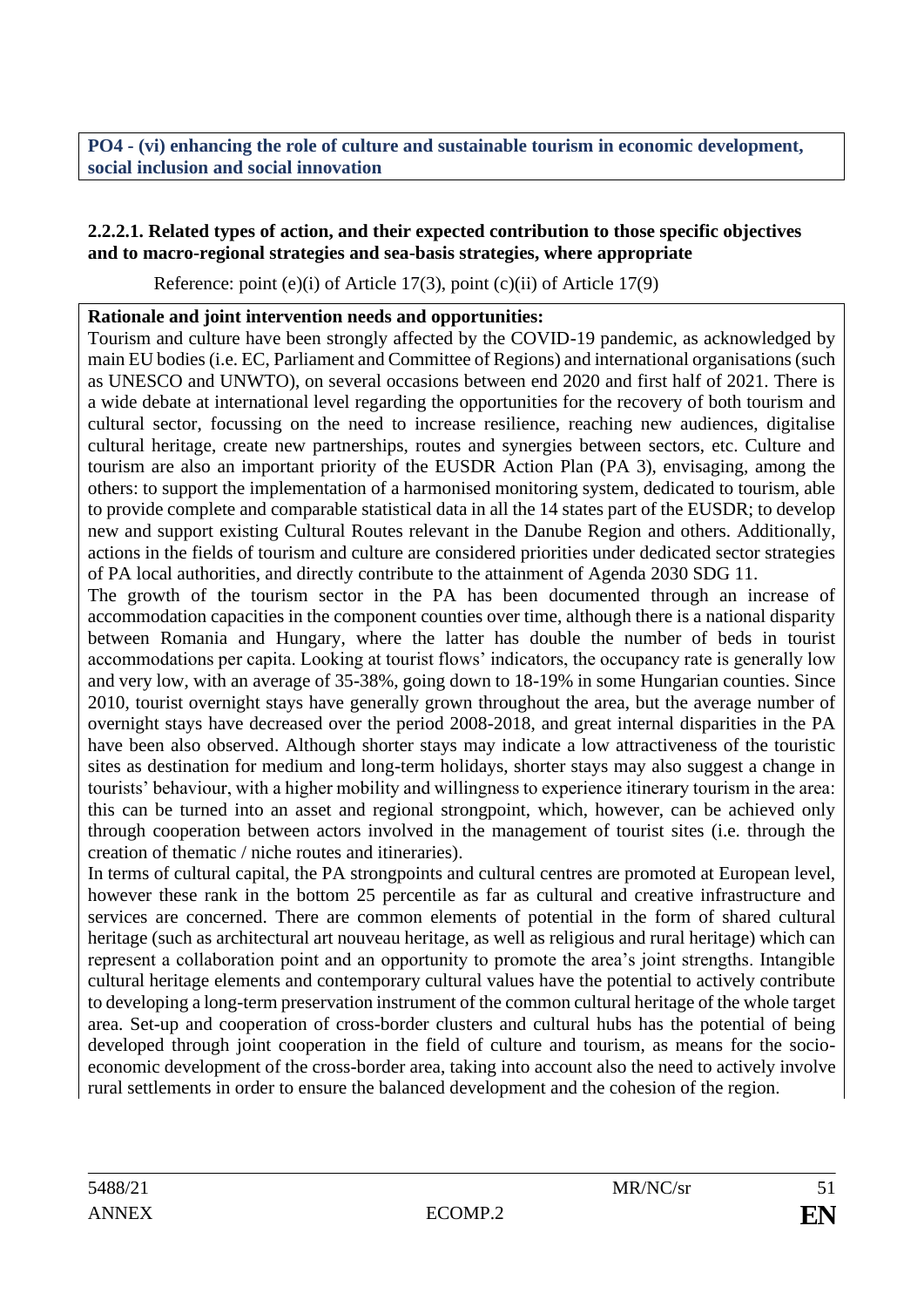**PO4 - (vi) enhancing the role of culture and sustainable tourism in economic development, social inclusion and social innovation**

#### 2.2.2.1. Related types of action, and their expected contribution to those specific objectives and to macro-regional strategies and sea-basis strategies, where appropriate

Reference: point (e)(i) of Article 17(3), point (c)(ii) of Article 17(9)

**Rationale and joint intervention needs and opportunities:**

Tourism and culture have been strongly affected by the COVID-19 pandemic, as acknowledged by main EU bodies (i.e. EC, Parliament and Committee of Regions) and international organisations (such as UNESCO and UNWTO), on several occasions between end 2020 and first half of 2021. There is a wide debate at international level regarding the opportunities for the recovery of both tourism and cultural sector, focussing on the need to increase resilience, reaching new audiences, digitalise cultural heritage, create new partnerships, routes and synergies between sectors, etc. Culture and tourism are also an important priority of the EUSDR Action Plan (PA 3), envisaging, among the others: to support the implementation of a harmonised monitoring system, dedicated to tourism, able to provide complete and comparable statistical data in all the 14 states part of the EUSDR; to develop new and support existing Cultural Routes relevant in the Danube Region and others. Additionally, actions in the fields of tourism and culture are considered priorities under dedicated sector strategies of PA local authorities, and directly contribute to the attainment of Agenda 2030 SDG 11.

The growth of the tourism sector in the PA has been documented through an increase of accommodation capacities in the component counties over time, although there is a national disparity between Romania and Hungary, where the latter has double the number of beds in tourist accommodations per capita. Looking at tourist flows' indicators, the occupancy rate is generally low and very low, with an average of 35-38%, going down to 18-19% in some Hungarian counties. Since 2010, tourist overnight stays have generally grown throughout the area, but the average number of overnight stays have decreased over the period 2008-2018, and great internal disparities in the PA have been also observed. Although shorter stays may indicate a low attractiveness of the touristic sites as destination for medium and long-term holidays, shorter stays may also suggest a change in tourists' behaviour, with a higher mobility and willingness to experience itinerary tourism in the area: this can be turned into an asset and regional strongpoint, which, however, can be achieved only through cooperation between actors involved in the management of tourist sites (i.e. through the creation of thematic / niche routes and itineraries).

In terms of cultural capital, the PA strongpoints and cultural centres are promoted at European level, however these rank in the bottom 25 percentile as far as cultural and creative infrastructure and services are concerned. There are common elements of potential in the form of shared cultural heritage (such as architectural art nouveau heritage, as well as religious and rural heritage) which can represent a collaboration point and an opportunity to promote the area's joint strengths. Intangible cultural heritage elements and contemporary cultural values have the potential to actively contribute to developing a long-term preservation instrument of the common cultural heritage of the whole target area. Set-up and cooperation of cross-border clusters and cultural hubs has the potential of being developed through joint cooperation in the field of culture and tourism, as means for the socio-economic development of the cross-border area, taking into account also the need to actively involve rural settlements in order to ensure the balanced development and the cohesion of the region.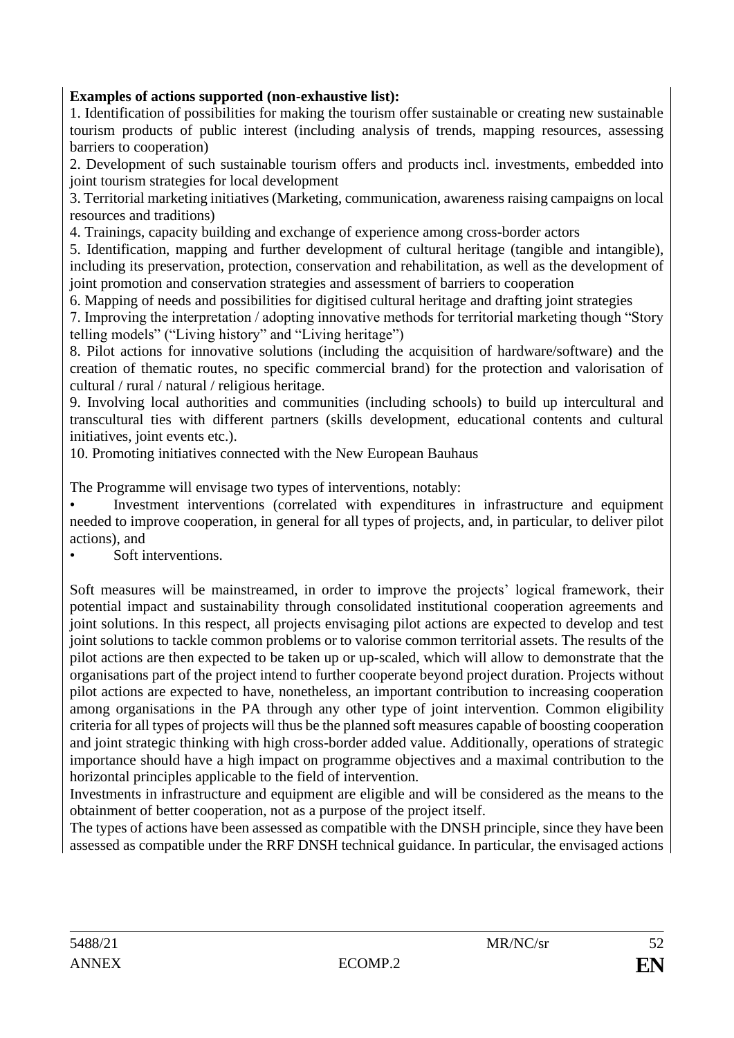**Examples of actions supported (non-exhaustive list):**

1. Identification of possibilities for making the tourism offer sustainable or creating new sustainable tourism products of public interest (including analysis of trends, mapping resources, assessing barriers to cooperation)
2. Development of such sustainable tourism offers and products incl. investments, embedded into joint tourism strategies for local development
3. Territorial marketing initiatives (Marketing, communication, awareness raising campaigns on local resources and traditions)
4. Trainings, capacity building and exchange of experience among cross-border actors
5. Identification, mapping and further development of cultural heritage (tangible and intangible), including its preservation, protection, conservation and rehabilitation, as well as the development of joint promotion and conservation strategies and assessment of barriers to cooperation
6. Mapping of needs and possibilities for digitised cultural heritage and drafting joint strategies
7. Improving the interpretation / adopting innovative methods for territorial marketing though "Story telling models" ("Living history" and "Living heritage")
8. Pilot actions for innovative solutions (including the acquisition of hardware/software) and the creation of thematic routes, no specific commercial brand) for the protection and valorisation of cultural / rural / natural / religious heritage.
9. Involving local authorities and communities (including schools) to build up intercultural and transcultural ties with different partners (skills development, educational contents and cultural initiatives, joint events etc.).
10. Promoting initiatives connected with the New European Bauhaus

The Programme will envisage two types of interventions, notably:

- Investment interventions (correlated with expenditures in infrastructure and equipment needed to improve cooperation, in general for all types of projects, and, in particular, to deliver pilot actions), and
- Soft interventions.

Soft measures will be mainstreamed, in order to improve the projects' logical framework, their potential impact and sustainability through consolidated institutional cooperation agreements and joint solutions. In this respect, all projects envisaging pilot actions are expected to develop and test joint solutions to tackle common problems or to valorise common territorial assets. The results of the pilot actions are then expected to be taken up or up-scaled, which will allow to demonstrate that the organisations part of the project intend to further cooperate beyond project duration. Projects without pilot actions are expected to have, nonetheless, an important contribution to increasing cooperation among organisations in the PA through any other type of joint intervention. Common eligibility criteria for all types of projects will thus be the planned soft measures capable of boosting cooperation and joint strategic thinking with high cross-border added value. Additionally, operations of strategic importance should have a high impact on programme objectives and a maximal contribution to the horizontal principles applicable to the field of intervention.

Investments in infrastructure and equipment are eligible and will be considered as the means to the obtainment of better cooperation, not as a purpose of the project itself.

The types of actions have been assessed as compatible with the DNSH principle, since they have been assessed as compatible under the RRF DNSH technical guidance. In particular, the envisaged actions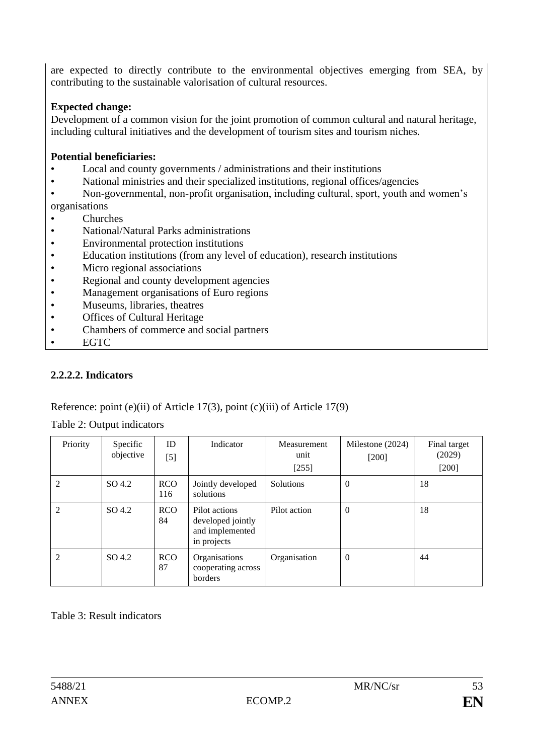are expected to directly contribute to the environmental objectives emerging from SEA, by contributing to the sustainable valorisation of cultural resources.

**Expected change:**
Development of a common vision for the joint promotion of common cultural and natural heritage, including cultural initiatives and the development of tourism sites and tourism niches.

**Potential beneficiaries:**

- Local and county governments / administrations and their institutions
- National ministries and their specialized institutions, regional offices/agencies
- Non-governmental, non-profit organisation, including cultural, sport, youth and women's organisations
- Churches
- National/Natural Parks administrations
- Environmental protection institutions
- Education institutions (from any level of education), research institutions
- Micro regional associations
- Regional and county development agencies
- Management organisations of Euro regions
- Museums, libraries, theatres
- Offices of Cultural Heritage
- Chambers of commerce and social partners
- EGTC

### 2.2.2.2. Indicators

Reference: point (e)(ii) of Article 17(3), point (c)(iii) of Article 17(9)

Table 2: Output indicators

| Priority | Specific objective | ID [5] | Indicator | Measurement unit [255] | Milestone (2024) [200] | Final target (2029) [200] |
|---|---|---|---|---|---|---|
| 2 | SO 4.2 | RCO 116 | Jointly developed solutions | Solutions | 0 | 18 |
| 2 | SO 4.2 | RCO 84 | Pilot actions developed jointly and implemented in projects | Pilot action | 0 | 18 |
| 2 | SO 4.2 | RCO 87 | Organisations cooperating across borders | Organisation | 0 | 44 |

Table 3: Result indicators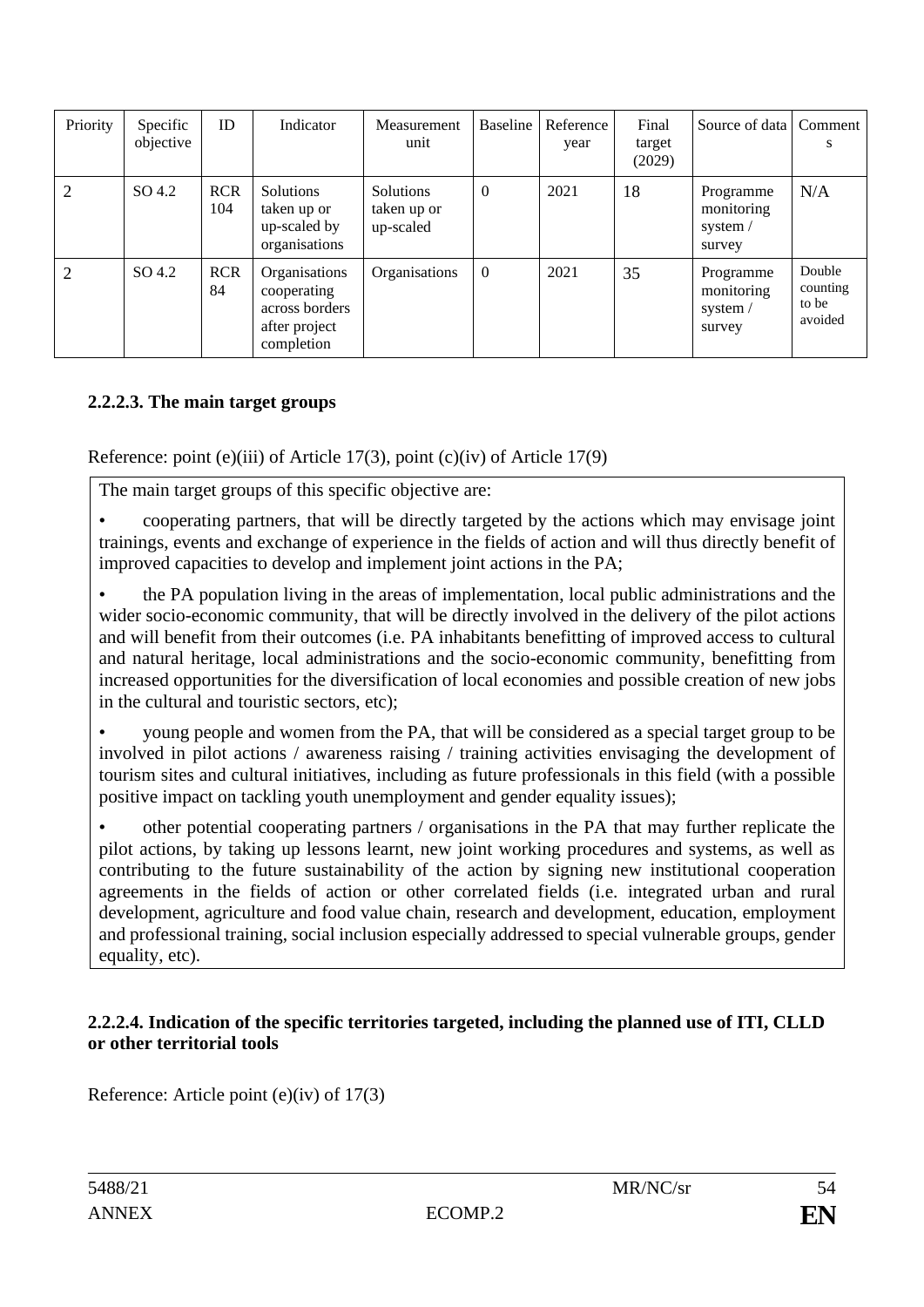| Priority | Specific objective | ID | Indicator | Measurement unit | Baseline | Reference year | Final target (2029) | Source of data | Comments |
|---|---|---|---|---|---|---|---|---|---|
| 2 | SO 4.2 | RCR 104 | Solutions taken up or up-scaled by organisations | Solutions taken up or up-scaled | 0 | 2021 | 18 | Programme monitoring system / survey | N/A |
| 2 | SO 4.2 | RCR 84 | Organisations cooperating across borders after project completion | Organisations | 0 | 2021 | 35 | Programme monitoring system / survey | Double counting to be avoided |

#### 2.2.2.3. The main target groups

Reference: point (e)(iii) of Article 17(3), point (c)(iv) of Article 17(9)

The main target groups of this specific objective are:

- cooperating partners, that will be directly targeted by the actions which may envisage joint trainings, events and exchange of experience in the fields of action and will thus directly benefit of improved capacities to develop and implement joint actions in the PA;
- the PA population living in the areas of implementation, local public administrations and the wider socio-economic community, that will be directly involved in the delivery of the pilot actions and will benefit from their outcomes (i.e. PA inhabitants benefitting of improved access to cultural and natural heritage, local administrations and the socio-economic community, benefitting from increased opportunities for the diversification of local economies and possible creation of new jobs in the cultural and touristic sectors, etc);
- young people and women from the PA, that will be considered as a special target group to be involved in pilot actions / awareness raising / training activities envisaging the development of tourism sites and cultural initiatives, including as future professionals in this field (with a possible positive impact on tackling youth unemployment and gender equality issues);
- other potential cooperating partners / organisations in the PA that may further replicate the pilot actions, by taking up lessons learnt, new joint working procedures and systems, as well as contributing to the future sustainability of the action by signing new institutional cooperation agreements in the fields of action or other correlated fields (i.e. integrated urban and rural development, agriculture and food value chain, research and development, education, employment and professional training, social inclusion especially addressed to special vulnerable groups, gender equality, etc).

#### 2.2.2.4. Indication of the specific territories targeted, including the planned use of ITI, CLLD or other territorial tools

Reference: Article point (e)(iv) of 17(3)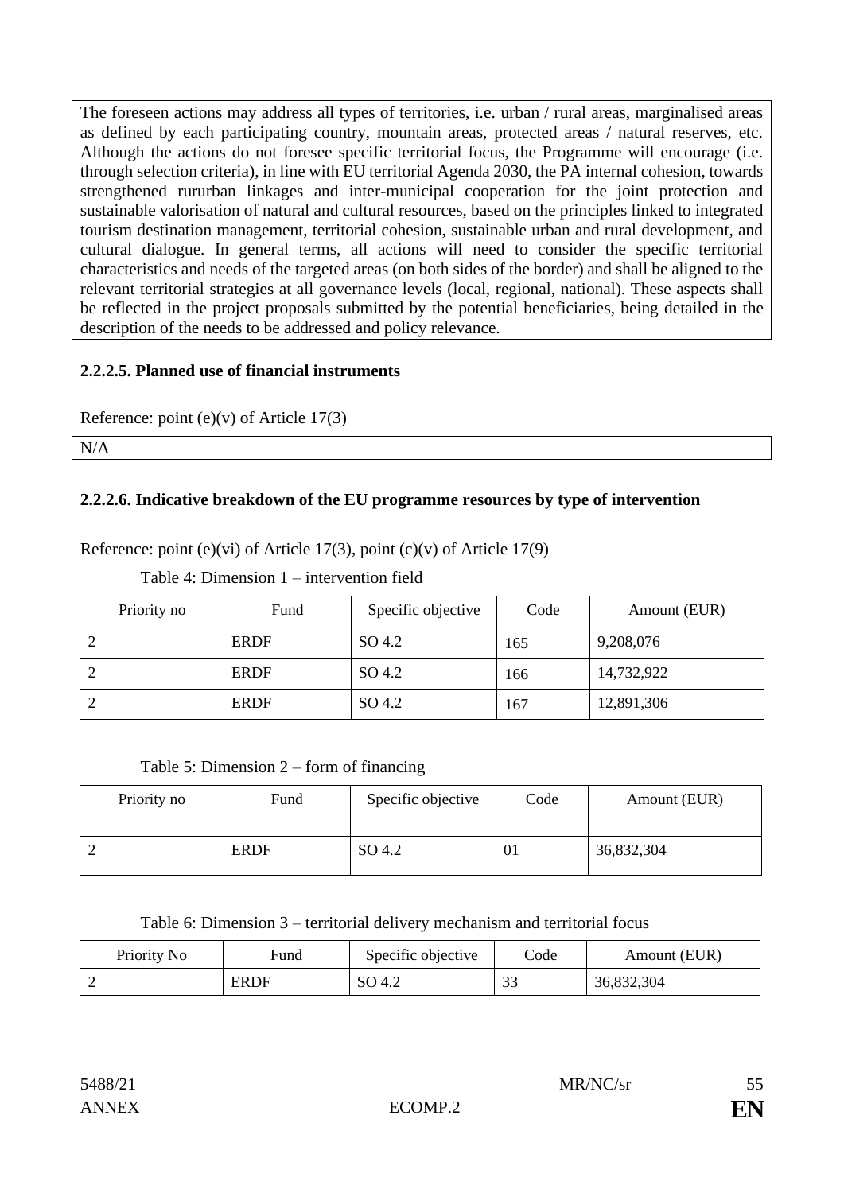The foreseen actions may address all types of territories, i.e. urban / rural areas, marginalised areas as defined by each participating country, mountain areas, protected areas / natural reserves, etc. Although the actions do not foresee specific territorial focus, the Programme will encourage (i.e. through selection criteria), in line with EU territorial Agenda 2030, the PA internal cohesion, towards strengthened rururban linkages and inter-municipal cooperation for the joint protection and sustainable valorisation of natural and cultural resources, based on the principles linked to integrated tourism destination management, territorial cohesion, sustainable urban and rural development, and cultural dialogue. In general terms, all actions will need to consider the specific territorial characteristics and needs of the targeted areas (on both sides of the border) and shall be aligned to the relevant territorial strategies at all governance levels (local, regional, national). These aspects shall be reflected in the project proposals submitted by the potential beneficiaries, being detailed in the description of the needs to be addressed and policy relevance.

### 2.2.2.5. Planned use of financial instruments

Reference: point (e)(v) of Article 17(3)

N/A

### 2.2.2.6. Indicative breakdown of the EU programme resources by type of intervention

Reference: point (e)(vi) of Article 17(3), point (c)(v) of Article 17(9)

Table 4: Dimension 1 – intervention field

| Priority no | Fund | Specific objective | Code | Amount (EUR) |
|---|---|---|---|---|
| 2 | ERDF | SO 4.2 | 165 | 9,208,076 |
| 2 | ERDF | SO 4.2 | 166 | 14,732,922 |
| 2 | ERDF | SO 4.2 | 167 | 12,891,306 |

Table 5: Dimension 2 – form of financing

| Priority no | Fund | Specific objective | Code | Amount (EUR) |
|---|---|---|---|---|
| 2 | ERDF | SO 4.2 | 01 | 36,832,304 |

Table 6: Dimension 3 – territorial delivery mechanism and territorial focus

| Priority No | Fund | Specific objective | Code | Amount (EUR) |
|---|---|---|---|---|
| 2 | ERDF | SO 4.2 | 33 | 36,832,304 |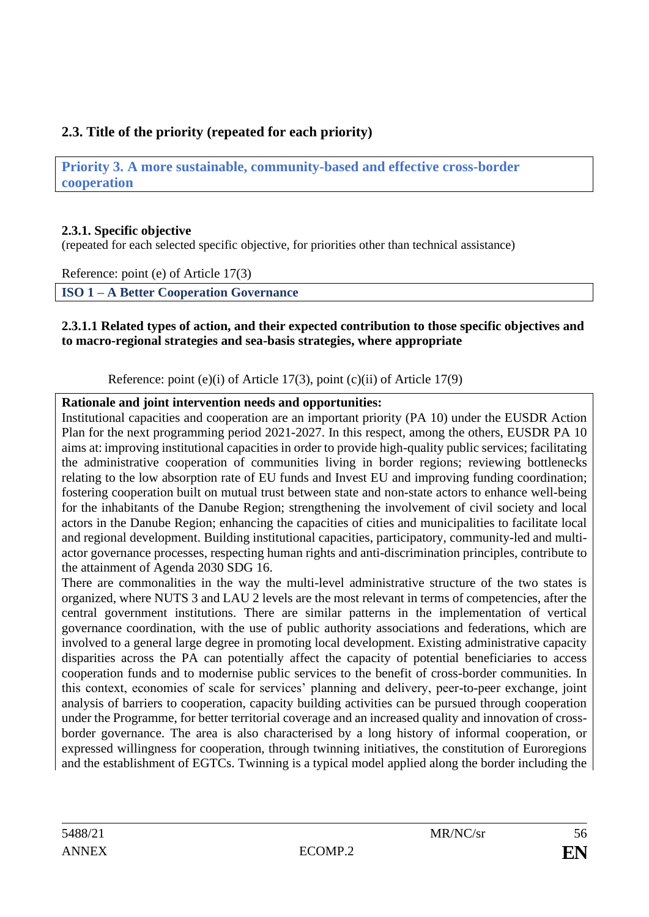## 2.3. Title of the priority (repeated for each priority)

**Priority 3. A more sustainable, community-based and effective cross-border cooperation**

### 2.3.1. Specific objective

(repeated for each selected specific objective, for priorities other than technical assistance)

Reference: point (e) of Article 17(3)

**ISO 1 – A Better Cooperation Governance**

#### 2.3.1.1 Related types of action, and their expected contribution to those specific objectives and to macro-regional strategies and sea-basis strategies, where appropriate

Reference: point (e)(i) of Article 17(3), point (c)(ii) of Article 17(9)

**Rationale and joint intervention needs and opportunities:**

Institutional capacities and cooperation are an important priority (PA 10) under the EUSDR Action Plan for the next programming period 2021-2027. In this respect, among the others, EUSDR PA 10 aims at: improving institutional capacities in order to provide high-quality public services; facilitating the administrative cooperation of communities living in border regions; reviewing bottlenecks relating to the low absorption rate of EU funds and Invest EU and improving funding coordination; fostering cooperation built on mutual trust between state and non-state actors to enhance well-being for the inhabitants of the Danube Region; strengthening the involvement of civil society and local actors in the Danube Region; enhancing the capacities of cities and municipalities to facilitate local and regional development. Building institutional capacities, participatory, community-led and multi-actor governance processes, respecting human rights and anti-discrimination principles, contribute to the attainment of Agenda 2030 SDG 16.

There are commonalities in the way the multi-level administrative structure of the two states is organized, where NUTS 3 and LAU 2 levels are the most relevant in terms of competencies, after the central government institutions. There are similar patterns in the implementation of vertical governance coordination, with the use of public authority associations and federations, which are involved to a general large degree in promoting local development. Existing administrative capacity disparities across the PA can potentially affect the capacity of potential beneficiaries to access cooperation funds and to modernise public services to the benefit of cross-border communities. In this context, economies of scale for services' planning and delivery, peer-to-peer exchange, joint analysis of barriers to cooperation, capacity building activities can be pursued through cooperation under the Programme, for better territorial coverage and an increased quality and innovation of cross-border governance. The area is also characterised by a long history of informal cooperation, or expressed willingness for cooperation, through twinning initiatives, the constitution of Euroregions and the establishment of EGTCs. Twinning is a typical model applied along the border including the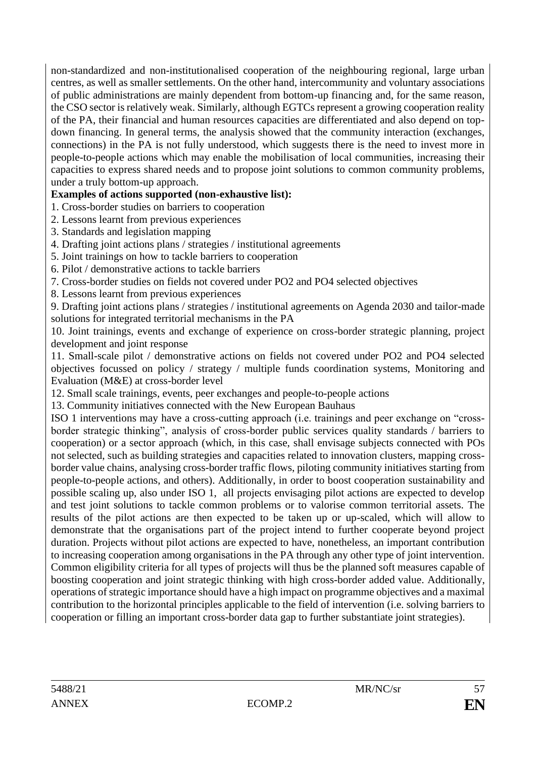non-standardized and non-institutionalised cooperation of the neighbouring regional, large urban centres, as well as smaller settlements. On the other hand, intercommunity and voluntary associations of public administrations are mainly dependent from bottom-up financing and, for the same reason, the CSO sector is relatively weak. Similarly, although EGTCs represent a growing cooperation reality of the PA, their financial and human resources capacities are differentiated and also depend on top-down financing. In general terms, the analysis showed that the community interaction (exchanges, connections) in the PA is not fully understood, which suggests there is the need to invest more in people-to-people actions which may enable the mobilisation of local communities, increasing their capacities to express shared needs and to propose joint solutions to common community problems, under a truly bottom-up approach.

**Examples of actions supported (non-exhaustive list):**

1. Cross-border studies on barriers to cooperation
2. Lessons learnt from previous experiences
3. Standards and legislation mapping
4. Drafting joint actions plans / strategies / institutional agreements
5. Joint trainings on how to tackle barriers to cooperation
6. Pilot / demonstrative actions to tackle barriers
7. Cross-border studies on fields not covered under PO2 and PO4 selected objectives
8. Lessons learnt from previous experiences
9. Drafting joint actions plans / strategies / institutional agreements on Agenda 2030 and tailor-made solutions for integrated territorial mechanisms in the PA
10. Joint trainings, events and exchange of experience on cross-border strategic planning, project development and joint response
11. Small-scale pilot / demonstrative actions on fields not covered under PO2 and PO4 selected objectives focussed on policy / strategy / multiple funds coordination systems, Monitoring and Evaluation (M&E) at cross-border level
12. Small scale trainings, events, peer exchanges and people-to-people actions
13. Community initiatives connected with the New European Bauhaus

ISO 1 interventions may have a cross-cutting approach (i.e. trainings and peer exchange on "cross-border strategic thinking", analysis of cross-border public services quality standards / barriers to cooperation) or a sector approach (which, in this case, shall envisage subjects connected with POs not selected, such as building strategies and capacities related to innovation clusters, mapping cross-border value chains, analysing cross-border traffic flows, piloting community initiatives starting from people-to-people actions, and others). Additionally, in order to boost cooperation sustainability and possible scaling up, also under ISO 1, all projects envisaging pilot actions are expected to develop and test joint solutions to tackle common problems or to valorise common territorial assets. The results of the pilot actions are then expected to be taken up or up-scaled, which will allow to demonstrate that the organisations part of the project intend to further cooperate beyond project duration. Projects without pilot actions are expected to have, nonetheless, an important contribution to increasing cooperation among organisations in the PA through any other type of joint intervention. Common eligibility criteria for all types of projects will thus be the planned soft measures capable of boosting cooperation and joint strategic thinking with high cross-border added value. Additionally, operations of strategic importance should have a high impact on programme objectives and a maximal contribution to the horizontal principles applicable to the field of intervention (i.e. solving barriers to cooperation or filling an important cross-border data gap to further substantiate joint strategies).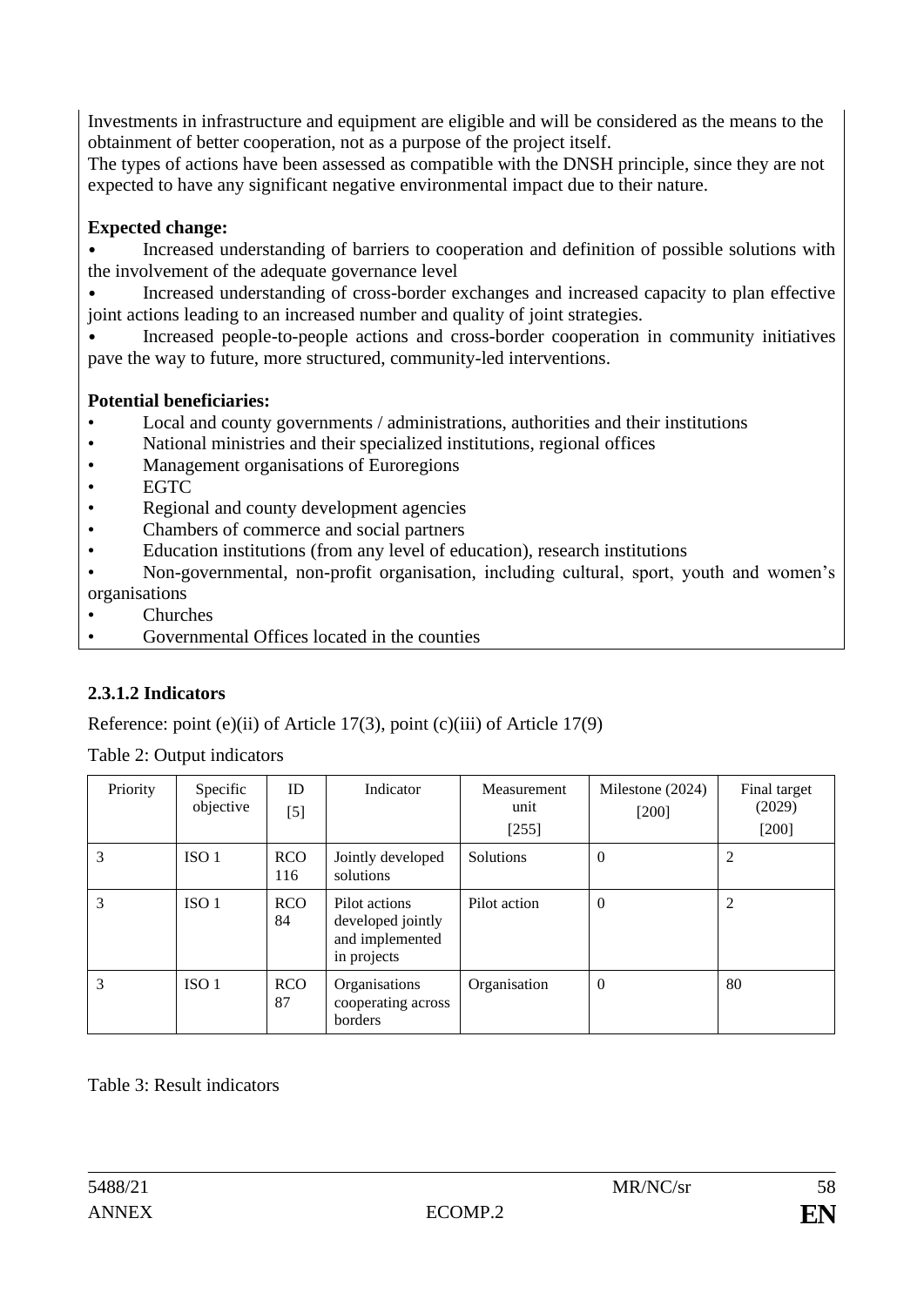Investments in infrastructure and equipment are eligible and will be considered as the means to the obtainment of better cooperation, not as a purpose of the project itself.
The types of actions have been assessed as compatible with the DNSH principle, since they are not expected to have any significant negative environmental impact due to their nature.

**Expected change:**

- Increased understanding of barriers to cooperation and definition of possible solutions with the involvement of the adequate governance level
- Increased understanding of cross-border exchanges and increased capacity to plan effective joint actions leading to an increased number and quality of joint strategies.
- Increased people-to-people actions and cross-border cooperation in community initiatives pave the way to future, more structured, community-led interventions.

**Potential beneficiaries:**

- Local and county governments / administrations, authorities and their institutions
- National ministries and their specialized institutions, regional offices
- Management organisations of Euroregions
- EGTC
- Regional and county development agencies
- Chambers of commerce and social partners
- Education institutions (from any level of education), research institutions
- Non-governmental, non-profit organisation, including cultural, sport, youth and women's organisations
- Churches
- Governmental Offices located in the counties

### 2.3.1.2 Indicators

Reference: point (e)(ii) of Article 17(3), point (c)(iii) of Article 17(9)

Table 2: Output indicators

| Priority | Specific objective | ID [5] | Indicator | Measurement unit [255] | Milestone (2024) [200] | Final target (2029) [200] |
|---|---|---|---|---|---|---|
| 3 | ISO 1 | RCO 116 | Jointly developed solutions | Solutions | 0 | 2 |
| 3 | ISO 1 | RCO 84 | Pilot actions developed jointly and implemented in projects | Pilot action | 0 | 2 |
| 3 | ISO 1 | RCO 87 | Organisations cooperating across borders | Organisation | 0 | 80 |

Table 3: Result indicators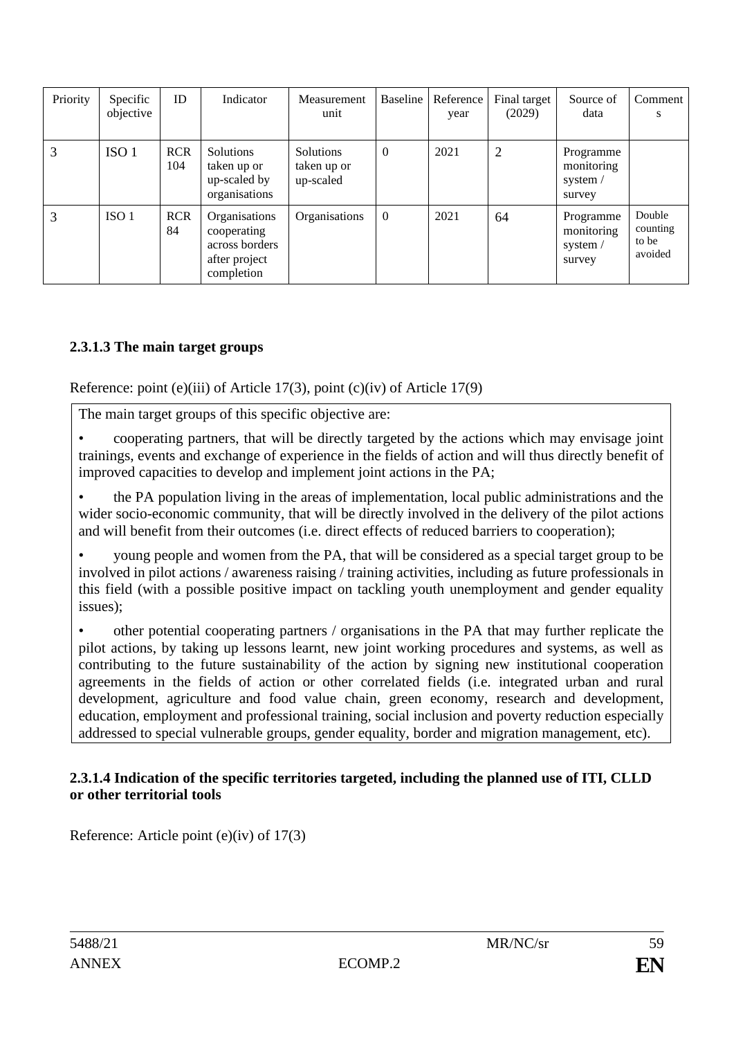| Priority | Specific objective | ID | Indicator | Measurement unit | Baseline | Reference year | Final target (2029) | Source of data | Comments |
|---|---|---|---|---|---|---|---|---|---|
| 3 | ISO 1 | RCR 104 | Solutions taken up or up-scaled by organisations | Solutions taken up or up-scaled | 0 | 2021 | 2 | Programme monitoring system / survey | |
| 3 | ISO 1 | RCR 84 | Organisations cooperating across borders after project completion | Organisations | 0 | 2021 | 64 | Programme monitoring system / survey | Double counting to be avoided |

### 2.3.1.3 The main target groups

Reference: point (e)(iii) of Article 17(3), point (c)(iv) of Article 17(9)

The main target groups of this specific objective are:

- cooperating partners, that will be directly targeted by the actions which may envisage joint trainings, events and exchange of experience in the fields of action and will thus directly benefit of improved capacities to develop and implement joint actions in the PA;
- the PA population living in the areas of implementation, local public administrations and the wider socio-economic community, that will be directly involved in the delivery of the pilot actions and will benefit from their outcomes (i.e. direct effects of reduced barriers to cooperation);
- young people and women from the PA, that will be considered as a special target group to be involved in pilot actions / awareness raising / training activities, including as future professionals in this field (with a possible positive impact on tackling youth unemployment and gender equality issues);
- other potential cooperating partners / organisations in the PA that may further replicate the pilot actions, by taking up lessons learnt, new joint working procedures and systems, as well as contributing to the future sustainability of the action by signing new institutional cooperation agreements in the fields of action or other correlated fields (i.e. integrated urban and rural development, agriculture and food value chain, green economy, research and development, education, employment and professional training, social inclusion and poverty reduction especially addressed to special vulnerable groups, gender equality, border and migration management, etc).

### 2.3.1.4 Indication of the specific territories targeted, including the planned use of ITI, CLLD or other territorial tools

Reference: Article point (e)(iv) of 17(3)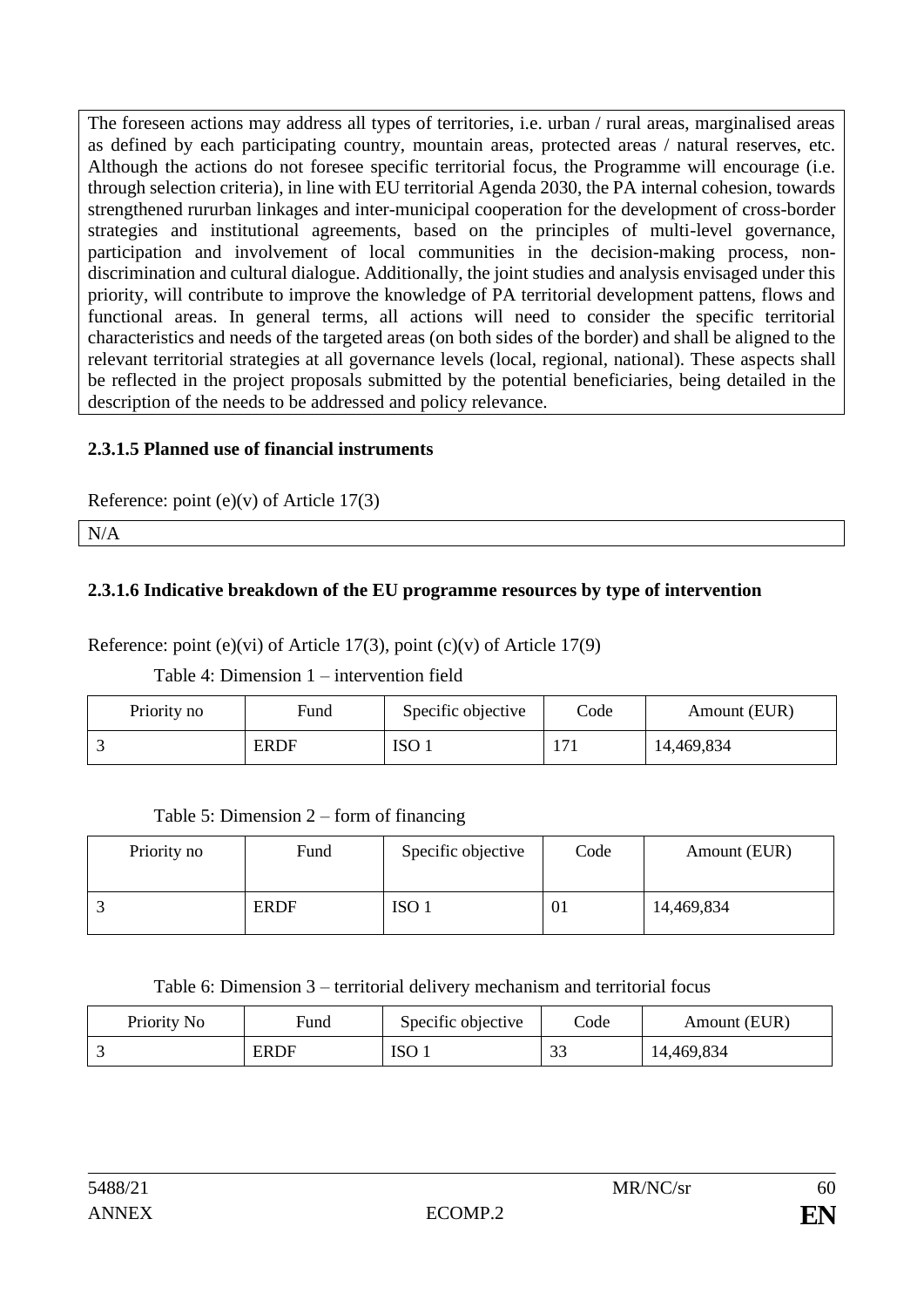The foreseen actions may address all types of territories, i.e. urban / rural areas, marginalised areas as defined by each participating country, mountain areas, protected areas / natural reserves, etc. Although the actions do not foresee specific territorial focus, the Programme will encourage (i.e. through selection criteria), in line with EU territorial Agenda 2030, the PA internal cohesion, towards strengthened rururban linkages and inter-municipal cooperation for the development of cross-border strategies and institutional agreements, based on the principles of multi-level governance, participation and involvement of local communities in the decision-making process, non-discrimination and cultural dialogue. Additionally, the joint studies and analysis envisaged under this priority, will contribute to improve the knowledge of PA territorial development pattens, flows and functional areas. In general terms, all actions will need to consider the specific territorial characteristics and needs of the targeted areas (on both sides of the border) and shall be aligned to the relevant territorial strategies at all governance levels (local, regional, national). These aspects shall be reflected in the project proposals submitted by the potential beneficiaries, being detailed in the description of the needs to be addressed and policy relevance.

### 2.3.1.5 Planned use of financial instruments

Reference: point (e)(v) of Article 17(3)

N/A

### 2.3.1.6 Indicative breakdown of the EU programme resources by type of intervention

Reference: point (e)(vi) of Article 17(3), point (c)(v) of Article 17(9)

Table 4: Dimension 1 – intervention field

| Priority no | Fund | Specific objective | Code | Amount (EUR) |
|---|---|---|---|---|
| 3 | ERDF | ISO 1 | 171 | 14,469,834 |

Table 5: Dimension 2 – form of financing

| Priority no | Fund | Specific objective | Code | Amount (EUR) |
|---|---|---|---|---|
| 3 | ERDF | ISO 1 | 01 | 14,469,834 |

Table 6: Dimension 3 – territorial delivery mechanism and territorial focus

| Priority No | Fund | Specific objective | Code | Amount (EUR) |
|---|---|---|---|---|
| 3 | ERDF | ISO 1 | 33 | 14,469,834 |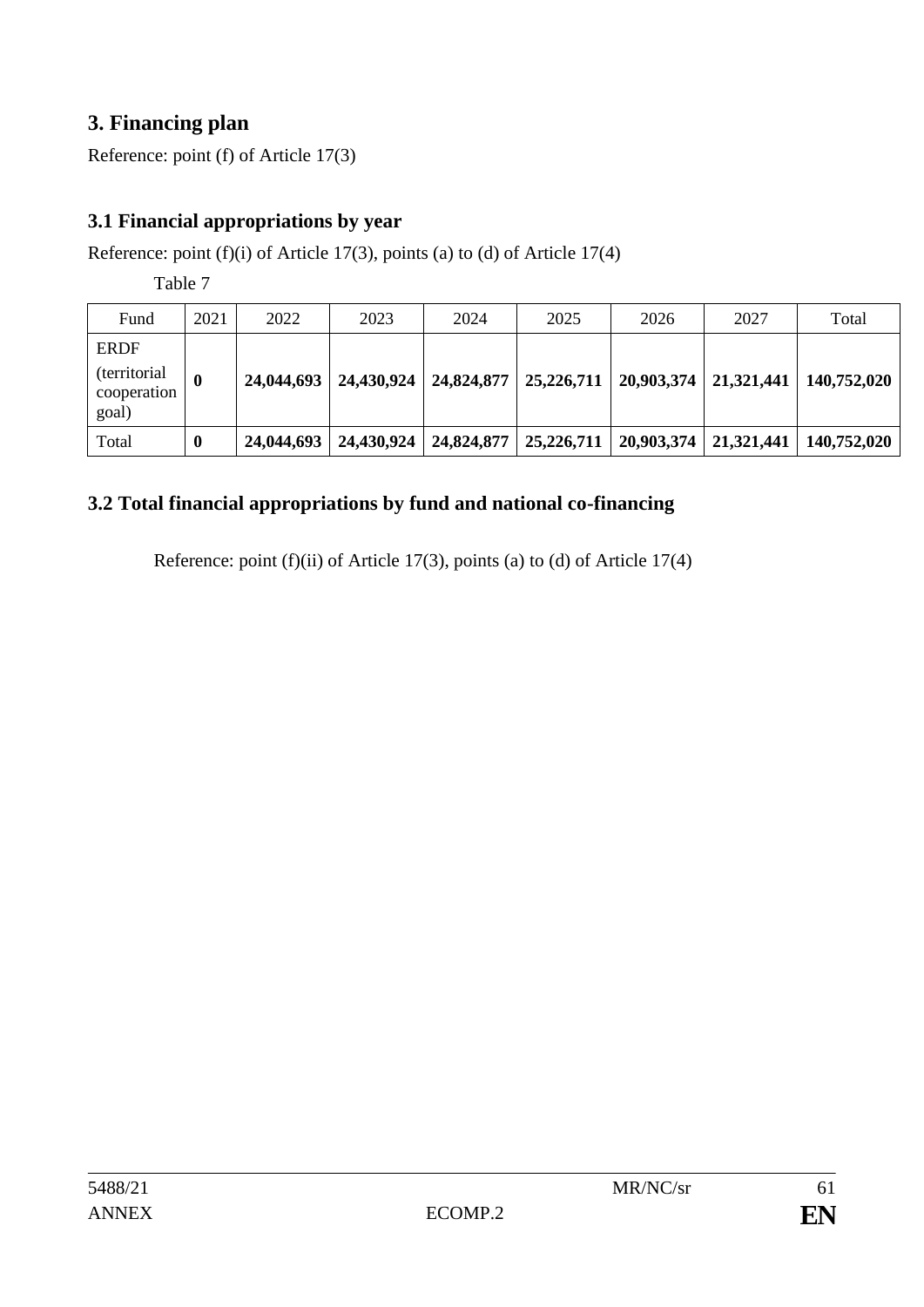## 3. Financing plan

Reference: point (f) of Article 17(3)

### 3.1 Financial appropriations by year

Reference: point (f)(i) of Article 17(3), points (a) to (d) of Article 17(4)

Table 7

| Fund | 2021 | 2022 | 2023 | 2024 | 2025 | 2026 | 2027 | Total |
|---|---|---|---|---|---|---|---|---|
| ERDF (territorial cooperation goal) | **0** | **24,044,693** | **24,430,924** | **24,824,877** | **25,226,711** | **20,903,374** | **21,321,441** | **140,752,020** |
| Total | **0** | **24,044,693** | **24,430,924** | **24,824,877** | **25,226,711** | **20,903,374** | **21,321,441** | **140,752,020** |

### 3.2 Total financial appropriations by fund and national co-financing

Reference: point (f)(ii) of Article 17(3), points (a) to (d) of Article 17(4)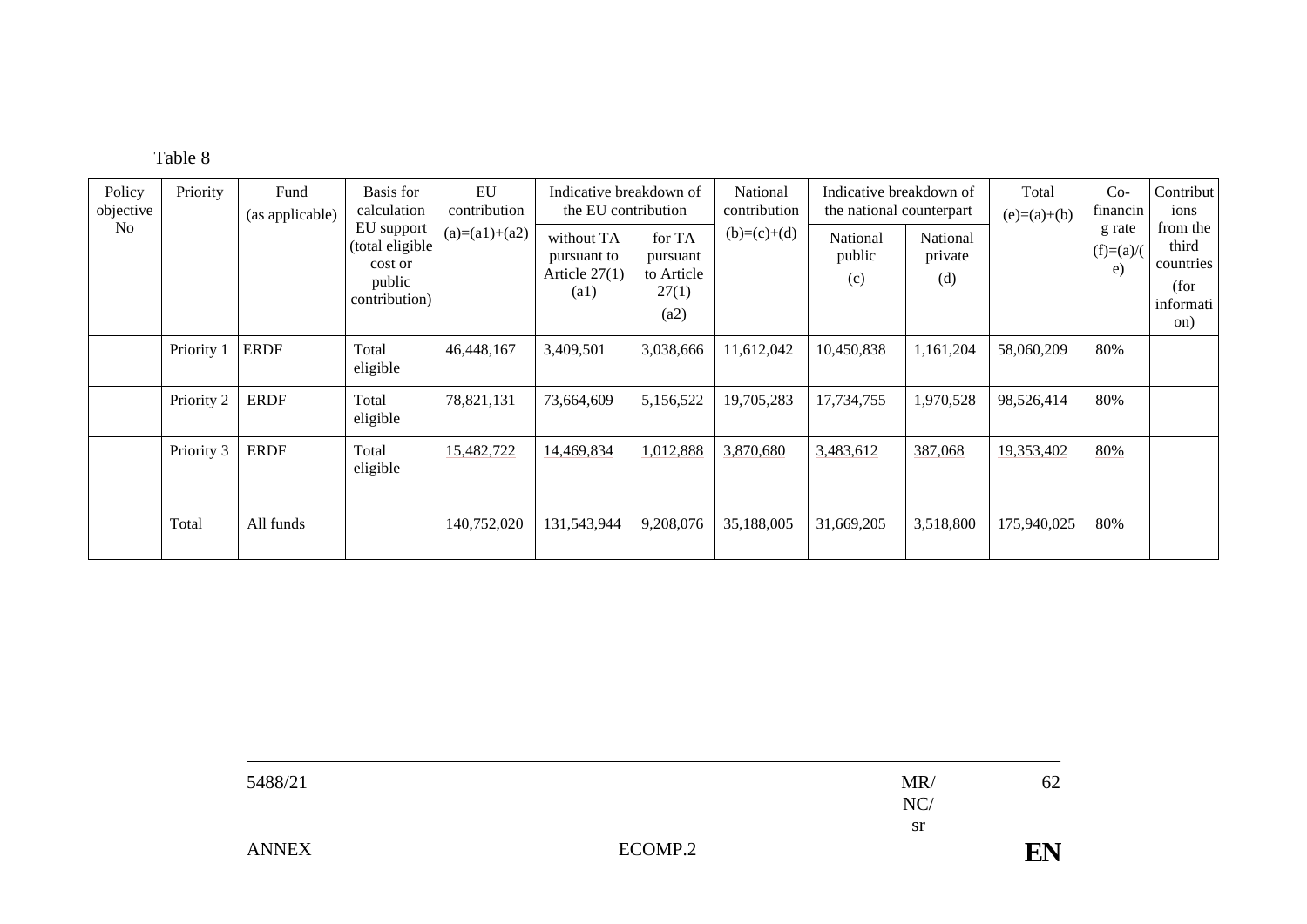Table 8

| Policy objective No | Priority | Fund (as applicable) | Basis for calculation EU support (total eligible cost or public contribution) | EU contribution (a)=(a1)+(a2) | Indicative breakdown of the EU contribution | | National contribution (b)=(c)+(d) | Indicative breakdown of the national counterpart | | Total (e)=(a)+(b) | Co-financing rate (f)=(a)/(e) | Contributions from the third countries (for information) |
|---|---|---|---|---|---|---|---|---|---|---|---|---|
| | | | | | without TA pursuant to Article 27(1) (a1) | for TA pursuant to Article 27(1) (a2) | | National public (c) | National private (d) | | | |
| | Priority 1 | ERDF | Total eligible | 46,448,167 | 3,409,501 | 3,038,666 | 11,612,042 | 10,450,838 | 1,161,204 | 58,060,209 | 80% | |
| | Priority 2 | ERDF | Total eligible | 78,821,131 | 73,664,609 | 5,156,522 | 19,705,283 | 17,734,755 | 1,970,528 | 98,526,414 | 80% | |
| | Priority 3 | ERDF | Total eligible | 15,482,722 | 14,469,834 | 1,012,888 | 3,870,680 | 3,483,612 | 387,068 | 19,353,402 | 80% | |
| | Total | All funds | | 140,752,020 | 131,543,944 | 9,208,076 | 35,188,005 | 31,669,205 | 3,518,800 | 175,940,025 | 80% | |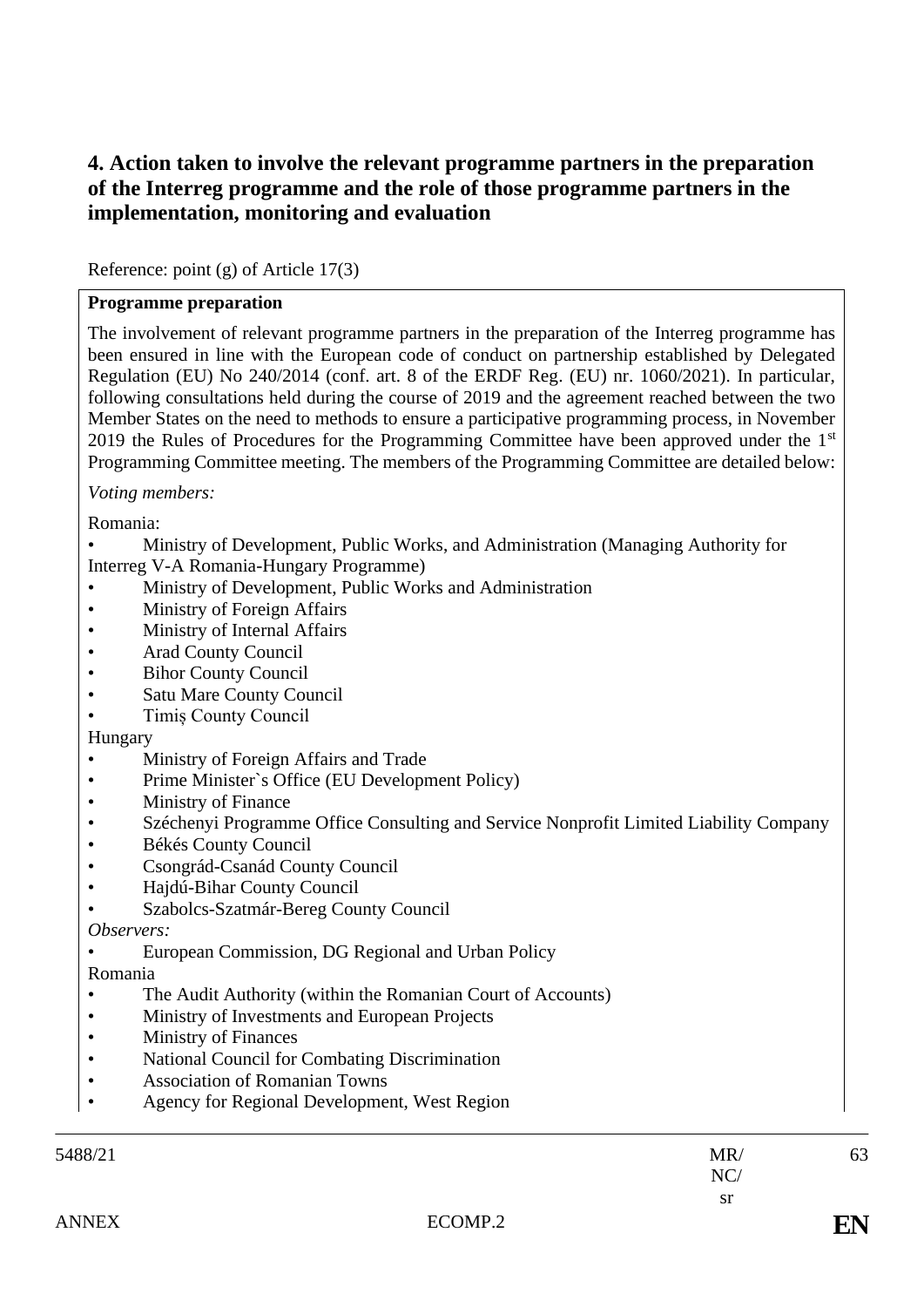## 4. Action taken to involve the relevant programme partners in the preparation of the Interreg programme and the role of those programme partners in the implementation, monitoring and evaluation

Reference: point (g) of Article 17(3)

**Programme preparation**

The involvement of relevant programme partners in the preparation of the Interreg programme has been ensured in line with the European code of conduct on partnership established by Delegated Regulation (EU) No 240/2014 (conf. art. 8 of the ERDF Reg. (EU) nr. 1060/2021). In particular, following consultations held during the course of 2019 and the agreement reached between the two Member States on the need to methods to ensure a participative programming process, in November 2019 the Rules of Procedures for the Programming Committee have been approved under the 1st Programming Committee meeting. The members of the Programming Committee are detailed below:

*Voting members:*

Romania:

- Ministry of Development, Public Works, and Administration (Managing Authority for Interreg V-A Romania-Hungary Programme)
- Ministry of Development, Public Works and Administration
- Ministry of Foreign Affairs
- Ministry of Internal Affairs
- Arad County Council
- Bihor County Council
- Satu Mare County Council
- Timiș County Council

Hungary

- Ministry of Foreign Affairs and Trade
- Prime Minister`s Office (EU Development Policy)
- Ministry of Finance
- Széchenyi Programme Office Consulting and Service Nonprofit Limited Liability Company
- Békés County Council
- Csongrád-Csanád County Council
- Hajdú-Bihar County Council
- Szabolcs-Szatmár-Bereg County Council

*Observers:*

- European Commission, DG Regional and Urban Policy

Romania

- The Audit Authority (within the Romanian Court of Accounts)
- Ministry of Investments and European Projects
- Ministry of Finances
- National Council for Combating Discrimination
- Association of Romanian Towns
- Agency for Regional Development, West Region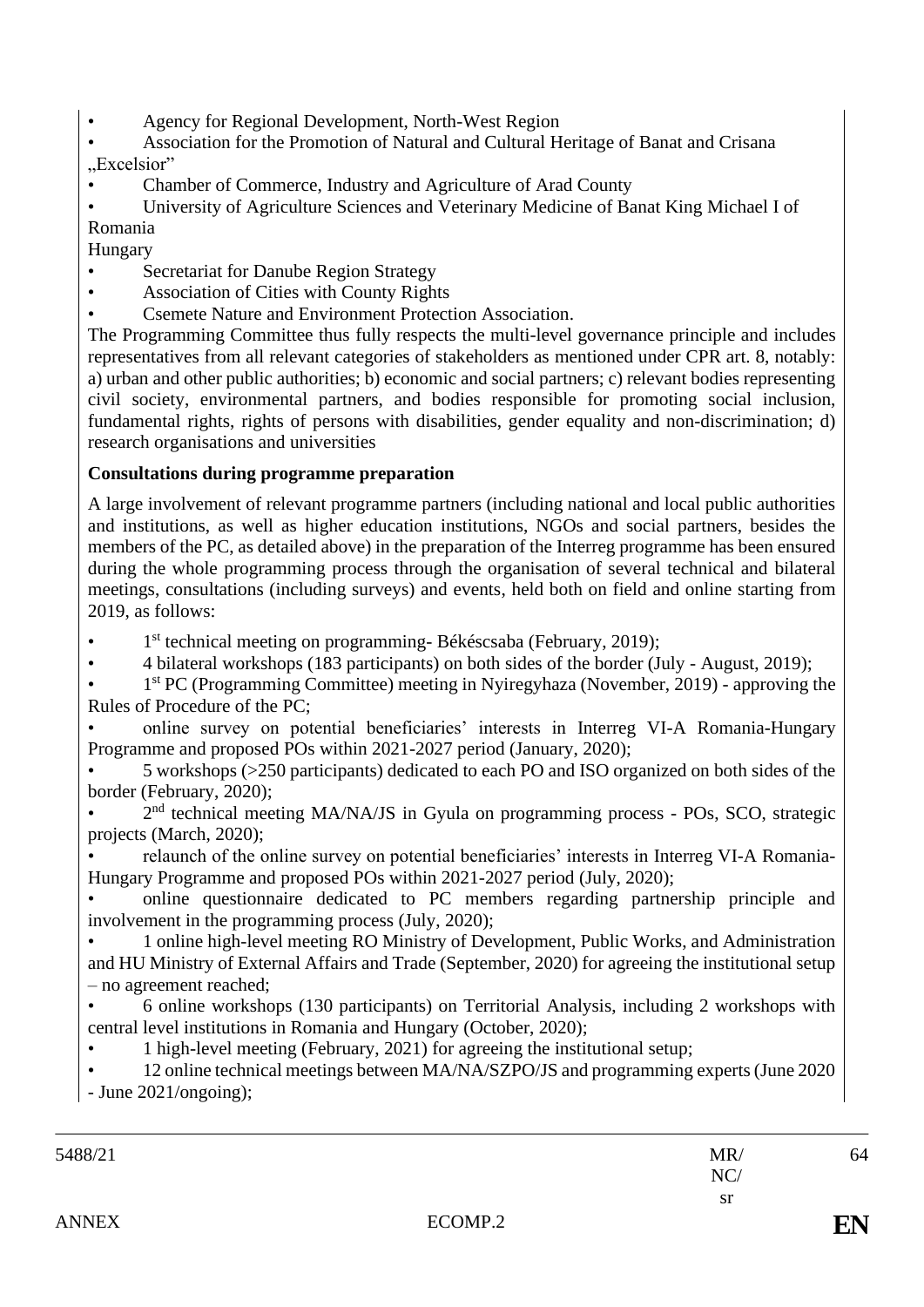- Agency for Regional Development, North-West Region
- Association for the Promotion of Natural and Cultural Heritage of Banat and Crisana „Excelsior"
- Chamber of Commerce, Industry and Agriculture of Arad County
- University of Agriculture Sciences and Veterinary Medicine of Banat King Michael I of Romania

Hungary

- Secretariat for Danube Region Strategy
- Association of Cities with County Rights
- Csemete Nature and Environment Protection Association.

The Programming Committee thus fully respects the multi-level governance principle and includes representatives from all relevant categories of stakeholders as mentioned under CPR art. 8, notably: a) urban and other public authorities; b) economic and social partners; c) relevant bodies representing civil society, environmental partners, and bodies responsible for promoting social inclusion, fundamental rights, rights of persons with disabilities, gender equality and non-discrimination; d) research organisations and universities

**Consultations during programme preparation**

A large involvement of relevant programme partners (including national and local public authorities and institutions, as well as higher education institutions, NGOs and social partners, besides the members of the PC, as detailed above) in the preparation of the Interreg programme has been ensured during the whole programming process through the organisation of several technical and bilateral meetings, consultations (including surveys) and events, held both on field and online starting from 2019, as follows:

- 1st technical meeting on programming- Békéscsaba (February, 2019);
- 4 bilateral workshops (183 participants) on both sides of the border (July - August, 2019);
- 1st PC (Programming Committee) meeting in Nyiregyhaza (November, 2019) - approving the Rules of Procedure of the PC;
- online survey on potential beneficiaries' interests in Interreg VI-A Romania-Hungary Programme and proposed POs within 2021-2027 period (January, 2020);
- 5 workshops (>250 participants) dedicated to each PO and ISO organized on both sides of the border (February, 2020);
- 2nd technical meeting MA/NA/JS in Gyula on programming process - POs, SCO, strategic projects (March, 2020);
- relaunch of the online survey on potential beneficiaries' interests in Interreg VI-A Romania-Hungary Programme and proposed POs within 2021-2027 period (July, 2020);
- online questionnaire dedicated to PC members regarding partnership principle and involvement in the programming process (July, 2020);
- 1 online high-level meeting RO Ministry of Development, Public Works, and Administration and HU Ministry of External Affairs and Trade (September, 2020) for agreeing the institutional setup – no agreement reached;
- 6 online workshops (130 participants) on Territorial Analysis, including 2 workshops with central level institutions in Romania and Hungary (October, 2020);
- 1 high-level meeting (February, 2021) for agreeing the institutional setup;
- 12 online technical meetings between MA/NA/SZPO/JS and programming experts (June 2020 - June 2021/ongoing);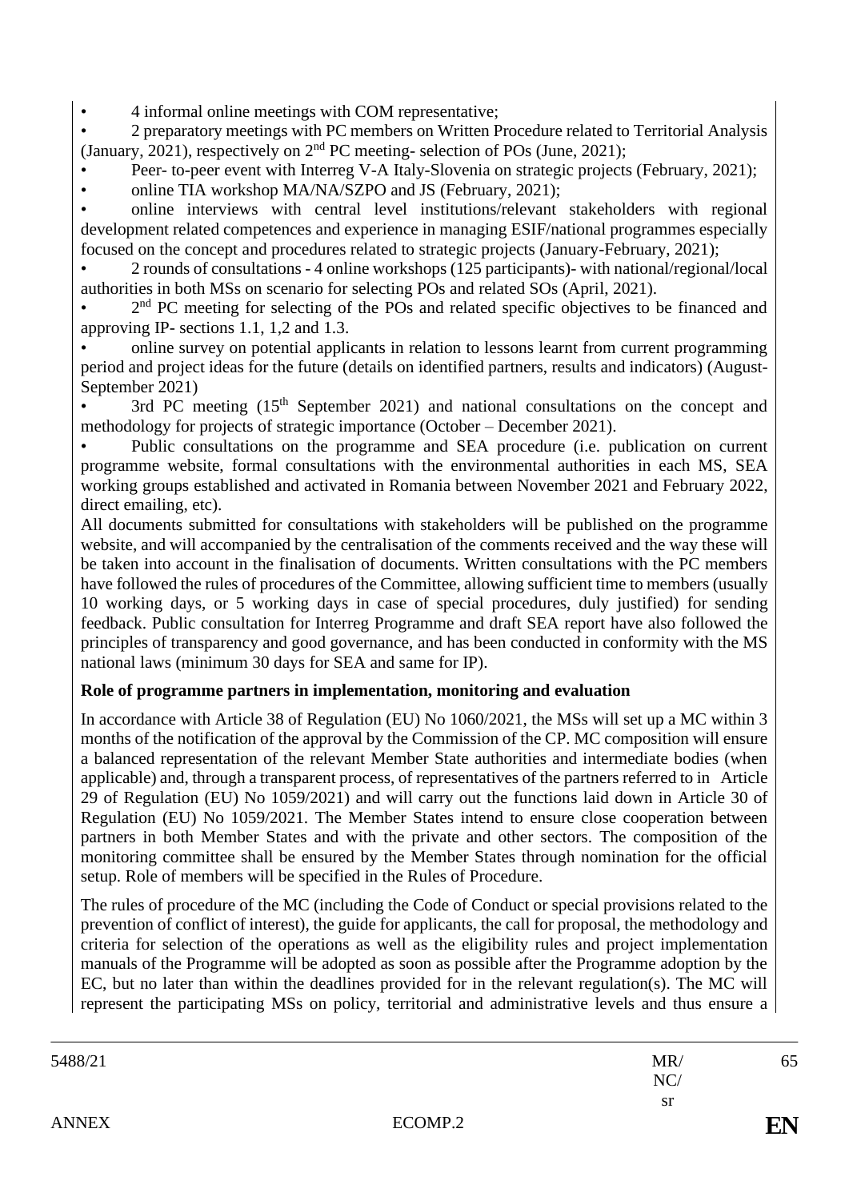- 4 informal online meetings with COM representative;
- 2 preparatory meetings with PC members on Written Procedure related to Territorial Analysis (January, 2021), respectively on 2nd PC meeting- selection of POs (June, 2021);
- Peer- to-peer event with Interreg V-A Italy-Slovenia on strategic projects (February, 2021);
- online TIA workshop MA/NA/SZPO and JS (February, 2021);
- online interviews with central level institutions/relevant stakeholders with regional development related competences and experience in managing ESIF/national programmes especially focused on the concept and procedures related to strategic projects (January-February, 2021);
- 2 rounds of consultations - 4 online workshops (125 participants)- with national/regional/local authorities in both MSs on scenario for selecting POs and related SOs (April, 2021).
- 2nd PC meeting for selecting of the POs and related specific objectives to be financed and approving IP- sections 1.1, 1,2 and 1.3.
- online survey on potential applicants in relation to lessons learnt from current programming period and project ideas for the future (details on identified partners, results and indicators) (August-September 2021)
- 3rd PC meeting (15th September 2021) and national consultations on the concept and methodology for projects of strategic importance (October – December 2021).
- Public consultations on the programme and SEA procedure (i.e. publication on current programme website, formal consultations with the environmental authorities in each MS, SEA working groups established and activated in Romania between November 2021 and February 2022, direct emailing, etc).

All documents submitted for consultations with stakeholders will be published on the programme website, and will accompanied by the centralisation of the comments received and the way these will be taken into account in the finalisation of documents. Written consultations with the PC members have followed the rules of procedures of the Committee, allowing sufficient time to members (usually 10 working days, or 5 working days in case of special procedures, duly justified) for sending feedback. Public consultation for Interreg Programme and draft SEA report have also followed the principles of transparency and good governance, and has been conducted in conformity with the MS national laws (minimum 30 days for SEA and same for IP).

**Role of programme partners in implementation, monitoring and evaluation**

In accordance with Article 38 of Regulation (EU) No 1060/2021, the MSs will set up a MC within 3 months of the notification of the approval by the Commission of the CP. MC composition will ensure a balanced representation of the relevant Member State authorities and intermediate bodies (when applicable) and, through a transparent process, of representatives of the partners referred to in Article 29 of Regulation (EU) No 1059/2021) and will carry out the functions laid down in Article 30 of Regulation (EU) No 1059/2021. The Member States intend to ensure close cooperation between partners in both Member States and with the private and other sectors. The composition of the monitoring committee shall be ensured by the Member States through nomination for the official setup. Role of members will be specified in the Rules of Procedure.

The rules of procedure of the MC (including the Code of Conduct or special provisions related to the prevention of conflict of interest), the guide for applicants, the call for proposal, the methodology and criteria for selection of the operations as well as the eligibility rules and project implementation manuals of the Programme will be adopted as soon as possible after the Programme adoption by the EC, but no later than within the deadlines provided for in the relevant regulation(s). The MC will represent the participating MSs on policy, territorial and administrative levels and thus ensure a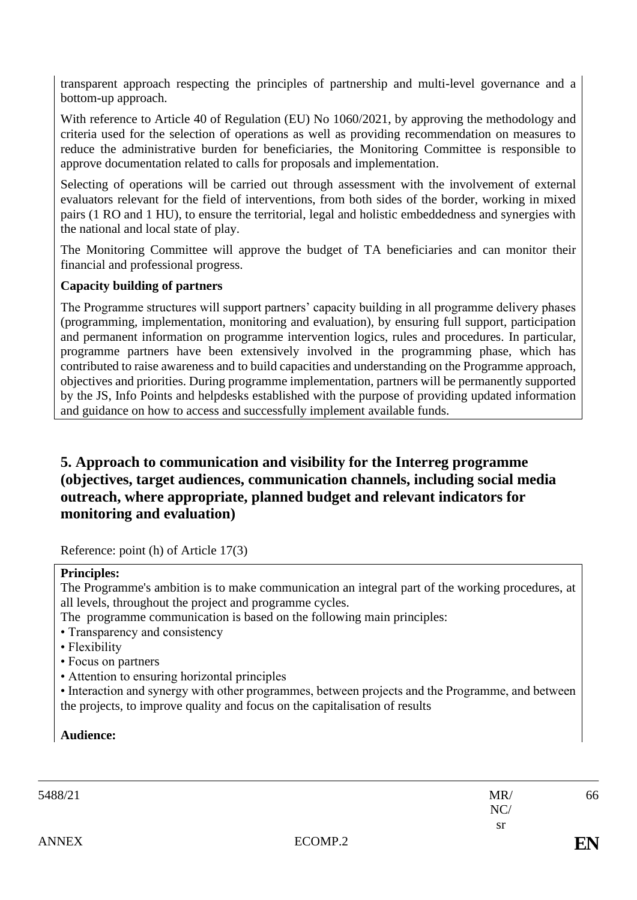transparent approach respecting the principles of partnership and multi-level governance and a bottom-up approach.

With reference to Article 40 of Regulation (EU) No 1060/2021, by approving the methodology and criteria used for the selection of operations as well as providing recommendation on measures to reduce the administrative burden for beneficiaries, the Monitoring Committee is responsible to approve documentation related to calls for proposals and implementation.

Selecting of operations will be carried out through assessment with the involvement of external evaluators relevant for the field of interventions, from both sides of the border, working in mixed pairs (1 RO and 1 HU), to ensure the territorial, legal and holistic embeddedness and synergies with the national and local state of play.

The Monitoring Committee will approve the budget of TA beneficiaries and can monitor their financial and professional progress.

**Capacity building of partners**

The Programme structures will support partners' capacity building in all programme delivery phases (programming, implementation, monitoring and evaluation), by ensuring full support, participation and permanent information on programme intervention logics, rules and procedures. In particular, programme partners have been extensively involved in the programming phase, which has contributed to raise awareness and to build capacities and understanding on the Programme approach, objectives and priorities. During programme implementation, partners will be permanently supported by the JS, Info Points and helpdesks established with the purpose of providing updated information and guidance on how to access and successfully implement available funds.

## 5. Approach to communication and visibility for the Interreg programme (objectives, target audiences, communication channels, including social media outreach, where appropriate, planned budget and relevant indicators for monitoring and evaluation)

Reference: point (h) of Article 17(3)

**Principles:**

The Programme's ambition is to make communication an integral part of the working procedures, at all levels, throughout the project and programme cycles.

The programme communication is based on the following main principles:

- Transparency and consistency
- Flexibility
- Focus on partners
- Attention to ensuring horizontal principles
- Interaction and synergy with other programmes, between projects and the Programme, and between the projects, to improve quality and focus on the capitalisation of results

**Audience:**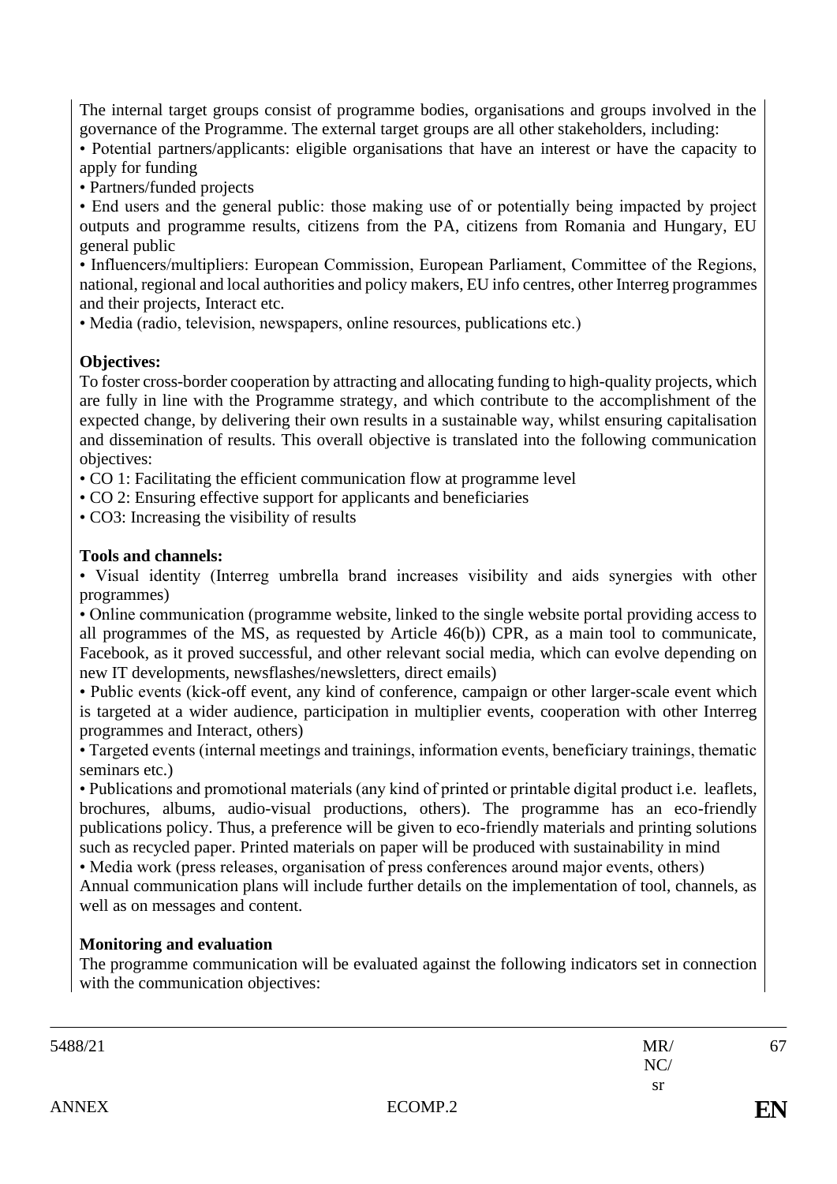The internal target groups consist of programme bodies, organisations and groups involved in the governance of the Programme. The external target groups are all other stakeholders, including:

• Potential partners/applicants: eligible organisations that have an interest or have the capacity to apply for funding

• Partners/funded projects

• End users and the general public: those making use of or potentially being impacted by project outputs and programme results, citizens from the PA, citizens from Romania and Hungary, EU general public

• Influencers/multipliers: European Commission, European Parliament, Committee of the Regions, national, regional and local authorities and policy makers, EU info centres, other Interreg programmes and their projects, Interact etc.

• Media (radio, television, newspapers, online resources, publications etc.)

**Objectives:**

To foster cross-border cooperation by attracting and allocating funding to high-quality projects, which are fully in line with the Programme strategy, and which contribute to the accomplishment of the expected change, by delivering their own results in a sustainable way, whilst ensuring capitalisation and dissemination of results. This overall objective is translated into the following communication objectives:

• CO 1: Facilitating the efficient communication flow at programme level

• CO 2: Ensuring effective support for applicants and beneficiaries

• CO3: Increasing the visibility of results

**Tools and channels:**

• Visual identity (Interreg umbrella brand increases visibility and aids synergies with other programmes)

• Online communication (programme website, linked to the single website portal providing access to all programmes of the MS, as requested by Article 46(b)) CPR, as a main tool to communicate, Facebook, as it proved successful, and other relevant social media, which can evolve depending on new IT developments, newsflashes/newsletters, direct emails)

• Public events (kick-off event, any kind of conference, campaign or other larger-scale event which is targeted at a wider audience, participation in multiplier events, cooperation with other Interreg programmes and Interact, others)

• Targeted events (internal meetings and trainings, information events, beneficiary trainings, thematic seminars etc.)

• Publications and promotional materials (any kind of printed or printable digital product i.e. leaflets, brochures, albums, audio-visual productions, others). The programme has an eco-friendly publications policy. Thus, a preference will be given to eco-friendly materials and printing solutions such as recycled paper. Printed materials on paper will be produced with sustainability in mind

• Media work (press releases, organisation of press conferences around major events, others)

Annual communication plans will include further details on the implementation of tool, channels, as well as on messages and content.

**Monitoring and evaluation**

The programme communication will be evaluated against the following indicators set in connection with the communication objectives: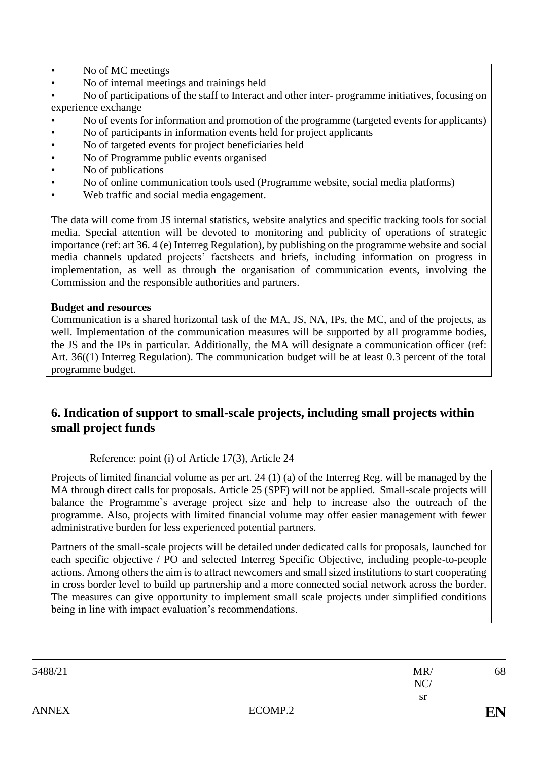- No of MC meetings
- No of internal meetings and trainings held
- No of participations of the staff to Interact and other inter- programme initiatives, focusing on experience exchange
- No of events for information and promotion of the programme (targeted events for applicants)
- No of participants in information events held for project applicants
- No of targeted events for project beneficiaries held
- No of Programme public events organised
- No of publications
- No of online communication tools used (Programme website, social media platforms)
- Web traffic and social media engagement.

The data will come from JS internal statistics, website analytics and specific tracking tools for social media. Special attention will be devoted to monitoring and publicity of operations of strategic importance (ref: art 36. 4 (e) Interreg Regulation), by publishing on the programme website and social media channels updated projects' factsheets and briefs, including information on progress in implementation, as well as through the organisation of communication events, involving the Commission and the responsible authorities and partners.

**Budget and resources**

Communication is a shared horizontal task of the MA, JS, NA, IPs, the MC, and of the projects, as well. Implementation of the communication measures will be supported by all programme bodies, the JS and the IPs in particular. Additionally, the MA will designate a communication officer (ref: Art. 36((1) Interreg Regulation). The communication budget will be at least 0.3 percent of the total programme budget.

## 6. Indication of support to small-scale projects, including small projects within small project funds

Reference: point (i) of Article 17(3), Article 24

Projects of limited financial volume as per art. 24 (1) (a) of the Interreg Reg. will be managed by the MA through direct calls for proposals. Article 25 (SPF) will not be applied. Small-scale projects will balance the Programme`s average project size and help to increase also the outreach of the programme. Also, projects with limited financial volume may offer easier management with fewer administrative burden for less experienced potential partners.

Partners of the small-scale projects will be detailed under dedicated calls for proposals, launched for each specific objective / PO and selected Interreg Specific Objective, including people-to-people actions. Among others the aim is to attract newcomers and small sized institutions to start cooperating in cross border level to build up partnership and a more connected social network across the border. The measures can give opportunity to implement small scale projects under simplified conditions being in line with impact evaluation's recommendations.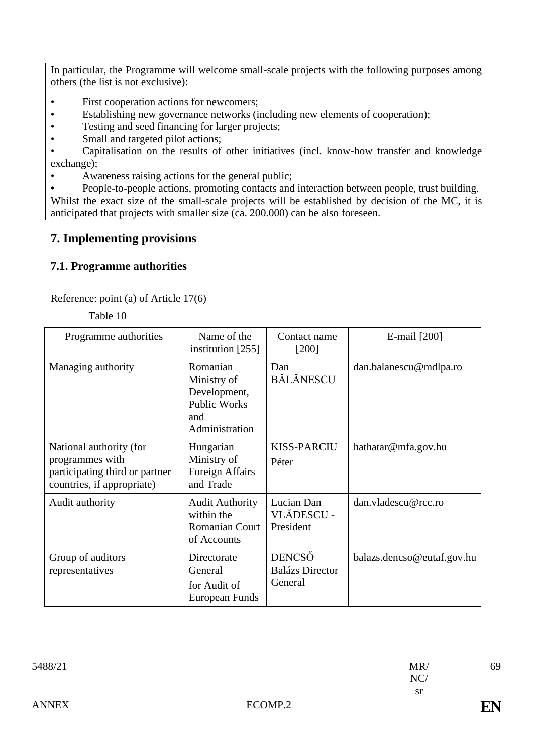In particular, the Programme will welcome small-scale projects with the following purposes among others (the list is not exclusive):

- First cooperation actions for newcomers;
- Establishing new governance networks (including new elements of cooperation);
- Testing and seed financing for larger projects;
- Small and targeted pilot actions;
- Capitalisation on the results of other initiatives (incl. know-how transfer and knowledge exchange);
- Awareness raising actions for the general public;
- People-to-people actions, promoting contacts and interaction between people, trust building.

Whilst the exact size of the small-scale projects will be established by decision of the MC, it is anticipated that projects with smaller size (ca. 200.000) can be also foreseen.

## 7. Implementing provisions

### 7.1. Programme authorities

Reference: point (a) of Article 17(6)

Table 10

| Programme authorities | Name of the institution [255] | Contact name [200] | E-mail [200] |
|---|---|---|---|
| Managing authority | Romanian Ministry of Development, Public Works and Administration | Dan BĂLĂNESCU | dan.balanescu@mdlpa.ro |
| National authority (for programmes with participating third or partner countries, if appropriate) | Hungarian Ministry of Foreign Affairs and Trade | KISS-PARCIU Péter | hathatar@mfa.gov.hu |
| Audit authority | Audit Authority within the Romanian Court of Accounts | Lucian Dan VLĂDESCU - President | dan.vladescu@rcc.ro |
| Group of auditors representatives | Directorate General for Audit of European Funds | DENCSŐ Balázs Director General | balazs.dencso@eutaf.gov.hu |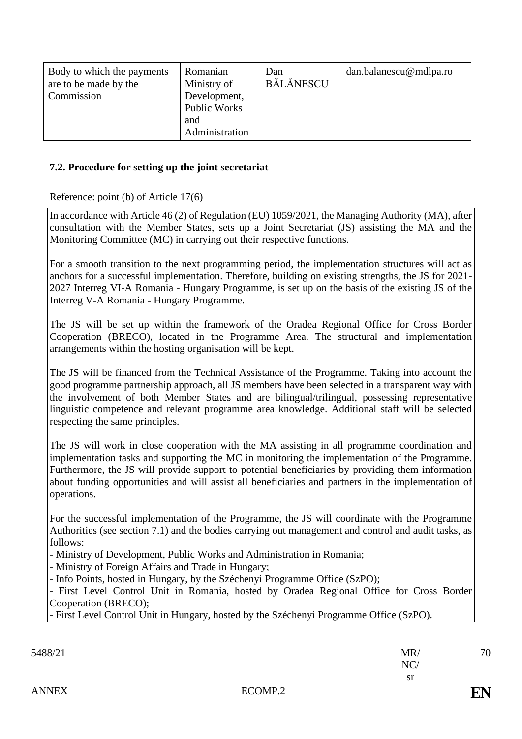| Body to which the payments are to be made by the Commission | Romanian Ministry of Development, Public Works and Administration | Dan BĂLĂNESCU | dan.balanescu@mdlpa.ro |
|---|---|---|---|

### 7.2. Procedure for setting up the joint secretariat

Reference: point (b) of Article 17(6)

In accordance with Article 46 (2) of Regulation (EU) 1059/2021, the Managing Authority (MA), after consultation with the Member States, sets up a Joint Secretariat (JS) assisting the MA and the Monitoring Committee (MC) in carrying out their respective functions.

For a smooth transition to the next programming period, the implementation structures will act as anchors for a successful implementation. Therefore, building on existing strengths, the JS for 2021-2027 Interreg VI-A Romania - Hungary Programme, is set up on the basis of the existing JS of the Interreg V-A Romania - Hungary Programme.

The JS will be set up within the framework of the Oradea Regional Office for Cross Border Cooperation (BRECO), located in the Programme Area. The structural and implementation arrangements within the hosting organisation will be kept.

The JS will be financed from the Technical Assistance of the Programme. Taking into account the good programme partnership approach, all JS members have been selected in a transparent way with the involvement of both Member States and are bilingual/trilingual, possessing representative linguistic competence and relevant programme area knowledge. Additional staff will be selected respecting the same principles.

The JS will work in close cooperation with the MA assisting in all programme coordination and implementation tasks and supporting the MC in monitoring the implementation of the Programme. Furthermore, the JS will provide support to potential beneficiaries by providing them information about funding opportunities and will assist all beneficiaries and partners in the implementation of operations.

For the successful implementation of the Programme, the JS will coordinate with the Programme Authorities (see section 7.1) and the bodies carrying out management and control and audit tasks, as follows:

- Ministry of Development, Public Works and Administration in Romania;
- Ministry of Foreign Affairs and Trade in Hungary;
- Info Points, hosted in Hungary, by the Széchenyi Programme Office (SzPO);
- First Level Control Unit in Romania, hosted by Oradea Regional Office for Cross Border Cooperation (BRECO);
- First Level Control Unit in Hungary, hosted by the Széchenyi Programme Office (SzPO).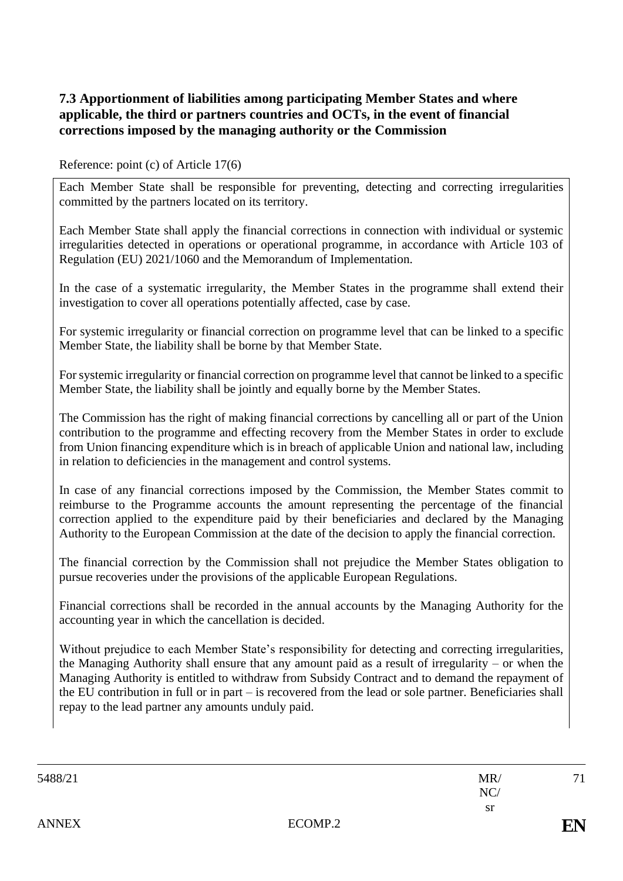### 7.3 Apportionment of liabilities among participating Member States and where applicable, the third or partners countries and OCTs, in the event of financial corrections imposed by the managing authority or the Commission

Reference: point (c) of Article 17(6)

Each Member State shall be responsible for preventing, detecting and correcting irregularities committed by the partners located on its territory.

Each Member State shall apply the financial corrections in connection with individual or systemic irregularities detected in operations or operational programme, in accordance with Article 103 of Regulation (EU) 2021/1060 and the Memorandum of Implementation.

In the case of a systematic irregularity, the Member States in the programme shall extend their investigation to cover all operations potentially affected, case by case.

For systemic irregularity or financial correction on programme level that can be linked to a specific Member State, the liability shall be borne by that Member State.

For systemic irregularity or financial correction on programme level that cannot be linked to a specific Member State, the liability shall be jointly and equally borne by the Member States.

The Commission has the right of making financial corrections by cancelling all or part of the Union contribution to the programme and effecting recovery from the Member States in order to exclude from Union financing expenditure which is in breach of applicable Union and national law, including in relation to deficiencies in the management and control systems.

In case of any financial corrections imposed by the Commission, the Member States commit to reimburse to the Programme accounts the amount representing the percentage of the financial correction applied to the expenditure paid by their beneficiaries and declared by the Managing Authority to the European Commission at the date of the decision to apply the financial correction.

The financial correction by the Commission shall not prejudice the Member States obligation to pursue recoveries under the provisions of the applicable European Regulations.

Financial corrections shall be recorded in the annual accounts by the Managing Authority for the accounting year in which the cancellation is decided.

Without prejudice to each Member State's responsibility for detecting and correcting irregularities, the Managing Authority shall ensure that any amount paid as a result of irregularity – or when the Managing Authority is entitled to withdraw from Subsidy Contract and to demand the repayment of the EU contribution in full or in part – is recovered from the lead or sole partner. Beneficiaries shall repay to the lead partner any amounts unduly paid.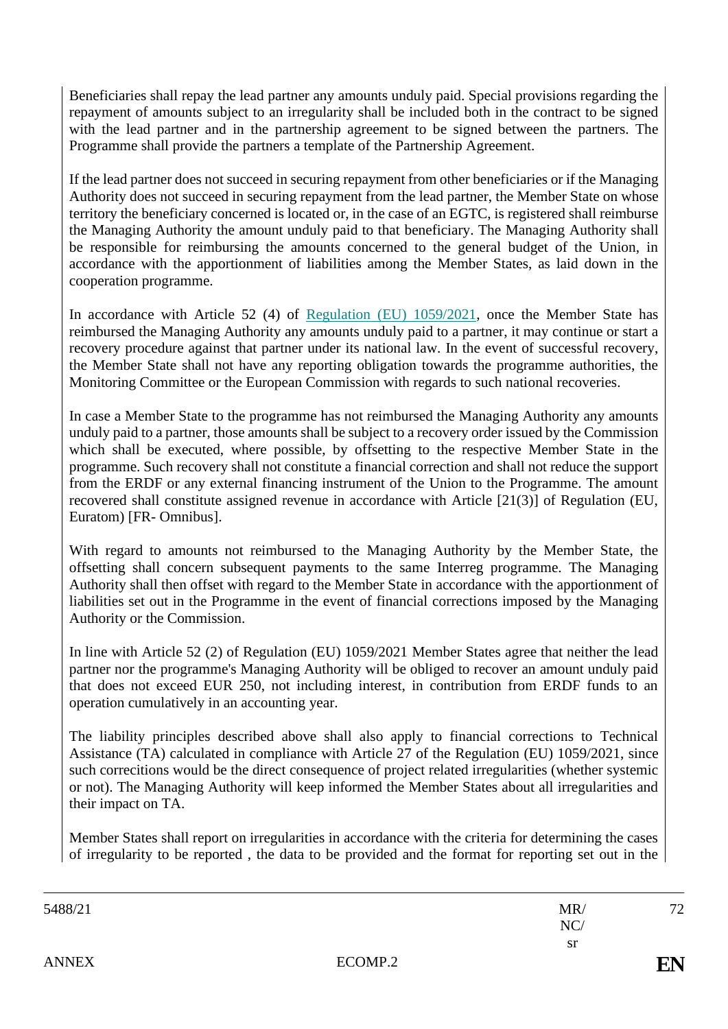Beneficiaries shall repay the lead partner any amounts unduly paid. Special provisions regarding the repayment of amounts subject to an irregularity shall be included both in the contract to be signed with the lead partner and in the partnership agreement to be signed between the partners. The Programme shall provide the partners a template of the Partnership Agreement.

If the lead partner does not succeed in securing repayment from other beneficiaries or if the Managing Authority does not succeed in securing repayment from the lead partner, the Member State on whose territory the beneficiary concerned is located or, in the case of an EGTC, is registered shall reimburse the Managing Authority the amount unduly paid to that beneficiary. The Managing Authority shall be responsible for reimbursing the amounts concerned to the general budget of the Union, in accordance with the apportionment of liabilities among the Member States, as laid down in the cooperation programme.

In accordance with Article 52 (4) of Regulation (EU) 1059/2021, once the Member State has reimbursed the Managing Authority any amounts unduly paid to a partner, it may continue or start a recovery procedure against that partner under its national law. In the event of successful recovery, the Member State shall not have any reporting obligation towards the programme authorities, the Monitoring Committee or the European Commission with regards to such national recoveries.

In case a Member State to the programme has not reimbursed the Managing Authority any amounts unduly paid to a partner, those amounts shall be subject to a recovery order issued by the Commission which shall be executed, where possible, by offsetting to the respective Member State in the programme. Such recovery shall not constitute a financial correction and shall not reduce the support from the ERDF or any external financing instrument of the Union to the Programme. The amount recovered shall constitute assigned revenue in accordance with Article [21(3)] of Regulation (EU, Euratom) [FR- Omnibus].

With regard to amounts not reimbursed to the Managing Authority by the Member State, the offsetting shall concern subsequent payments to the same Interreg programme. The Managing Authority shall then offset with regard to the Member State in accordance with the apportionment of liabilities set out in the Programme in the event of financial corrections imposed by the Managing Authority or the Commission.

In line with Article 52 (2) of Regulation (EU) 1059/2021 Member States agree that neither the lead partner nor the programme's Managing Authority will be obliged to recover an amount unduly paid that does not exceed EUR 250, not including interest, in contribution from ERDF funds to an operation cumulatively in an accounting year.

The liability principles described above shall also apply to financial corrections to Technical Assistance (TA) calculated in compliance with Article 27 of the Regulation (EU) 1059/2021, since such correcitions would be the direct consequence of project related irregularities (whether systemic or not). The Managing Authority will keep informed the Member States about all irregularities and their impact on TA.

Member States shall report on irregularities in accordance with the criteria for determining the cases of irregularity to be reported , the data to be provided and the format for reporting set out in the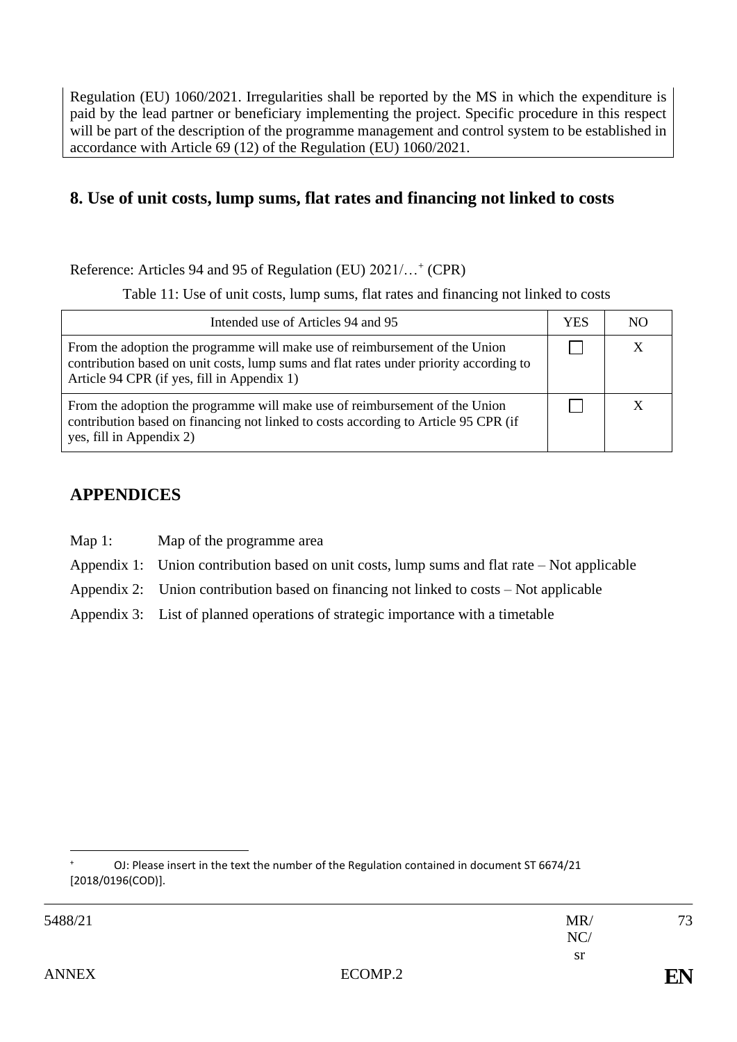Regulation (EU) 1060/2021. Irregularities shall be reported by the MS in which the expenditure is paid by the lead partner or beneficiary implementing the project. Specific procedure in this respect will be part of the description of the programme management and control system to be established in accordance with Article 69 (12) of the Regulation (EU) 1060/2021.

## 8. Use of unit costs, lump sums, flat rates and financing not linked to costs

Reference: Articles 94 and 95 of Regulation (EU) 2021/…[+] (CPR)

Table 11: Use of unit costs, lump sums, flat rates and financing not linked to costs

| Intended use of Articles 94 and 95 | YES | NO |
|---|---|---|
| From the adoption the programme will make use of reimbursement of the Union contribution based on unit costs, lump sums and flat rates under priority according to Article 94 CPR (if yes, fill in Appendix 1) | ☐ | X |
| From the adoption the programme will make use of reimbursement of the Union contribution based on financing not linked to costs according to Article 95 CPR (if yes, fill in Appendix 2) | ☐ | X |

## APPENDICES

Map 1: Map of the programme area

Appendix 1: Union contribution based on unit costs, lump sums and flat rate – Not applicable

Appendix 2: Union contribution based on financing not linked to costs – Not applicable

Appendix 3: List of planned operations of strategic importance with a timetable

[+] OJ: Please insert in the text the number of the Regulation contained in document ST 6674/21 [2018/0196(COD)].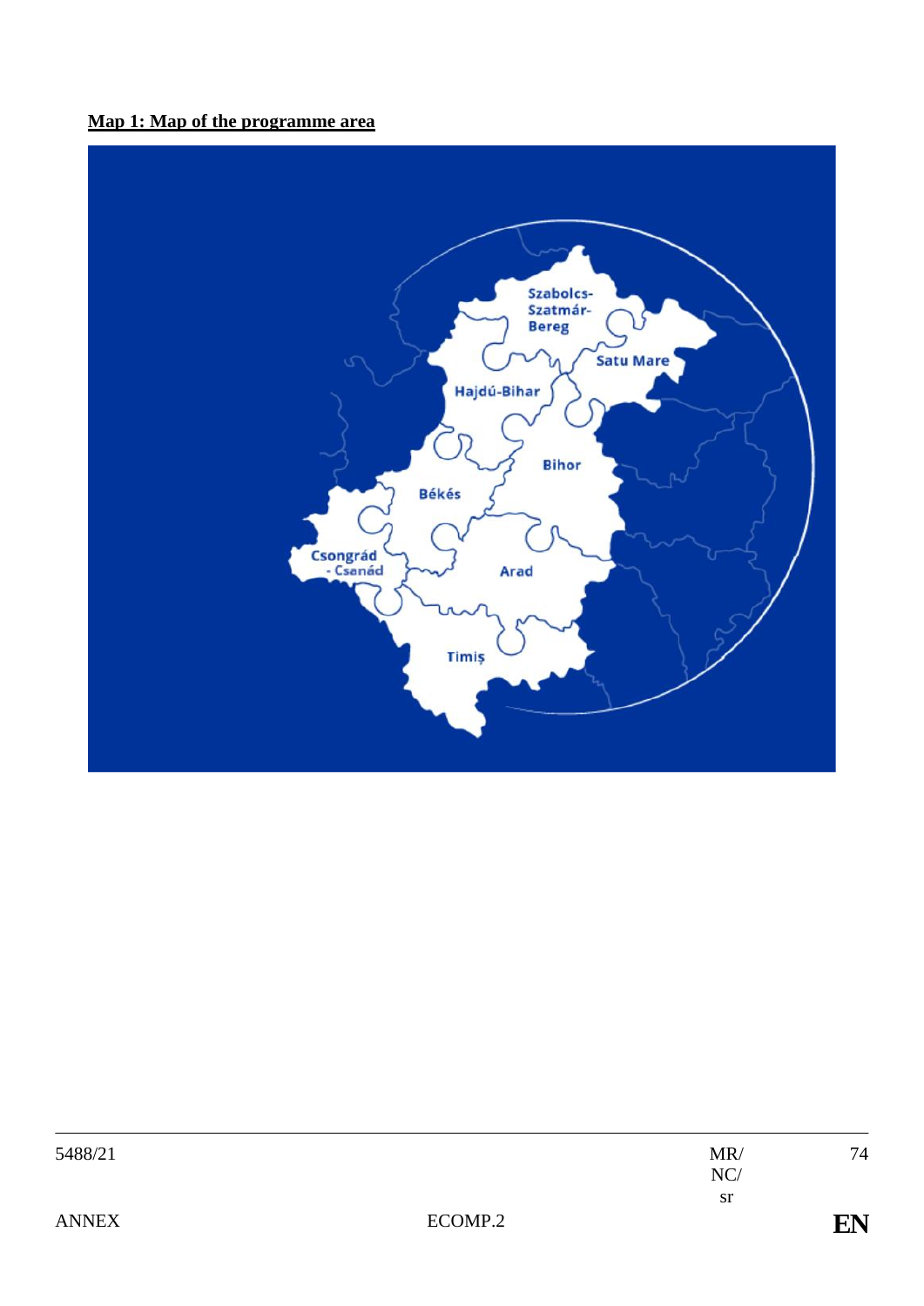**Map 1: Map of the programme area**

Szabolcs-Szatmár-Bereg

Satu Mare

Hajdú-Bihar

Bihor

Békés

Csongrád - Csanád

Arad

Timiș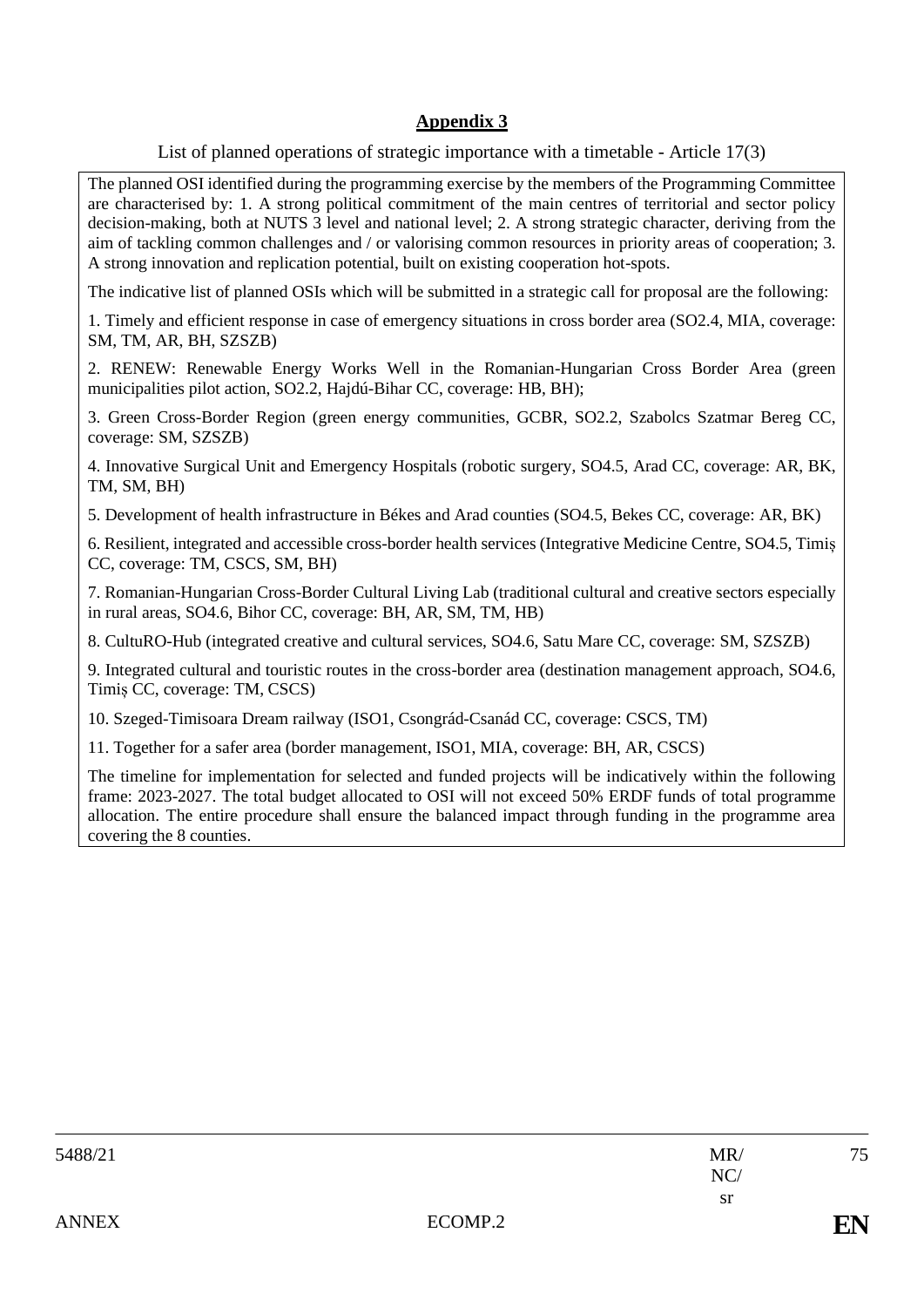## Appendix 3

List of planned operations of strategic importance with a timetable - Article 17(3)

The planned OSI identified during the programming exercise by the members of the Programming Committee are characterised by: 1. A strong political commitment of the main centres of territorial and sector policy decision-making, both at NUTS 3 level and national level; 2. A strong strategic character, deriving from the aim of tackling common challenges and / or valorising common resources in priority areas of cooperation; 3. A strong innovation and replication potential, built on existing cooperation hot-spots.

The indicative list of planned OSIs which will be submitted in a strategic call for proposal are the following:

1. Timely and efficient response in case of emergency situations in cross border area (SO2.4, MIA, coverage: SM, TM, AR, BH, SZSZB)

2. RENEW: Renewable Energy Works Well in the Romanian-Hungarian Cross Border Area (green municipalities pilot action, SO2.2, Hajdú-Bihar CC, coverage: HB, BH);

3. Green Cross-Border Region (green energy communities, GCBR, SO2.2, Szabolcs Szatmar Bereg CC, coverage: SM, SZSZB)

4. Innovative Surgical Unit and Emergency Hospitals (robotic surgery, SO4.5, Arad CC, coverage: AR, BK, TM, SM, BH)

5. Development of health infrastructure in Békes and Arad counties (SO4.5, Bekes CC, coverage: AR, BK)

6. Resilient, integrated and accessible cross-border health services (Integrative Medicine Centre, SO4.5, Timiș CC, coverage: TM, CSCS, SM, BH)

7. Romanian-Hungarian Cross-Border Cultural Living Lab (traditional cultural and creative sectors especially in rural areas, SO4.6, Bihor CC, coverage: BH, AR, SM, TM, HB)

8. CultuRO-Hub (integrated creative and cultural services, SO4.6, Satu Mare CC, coverage: SM, SZSZB)

9. Integrated cultural and touristic routes in the cross-border area (destination management approach, SO4.6, Timiș CC, coverage: TM, CSCS)

10. Szeged-Timisoara Dream railway (ISO1, Csongrád-Csanád CC, coverage: CSCS, TM)

11. Together for a safer area (border management, ISO1, MIA, coverage: BH, AR, CSCS)

The timeline for implementation for selected and funded projects will be indicatively within the following frame: 2023-2027. The total budget allocated to OSI will not exceed 50% ERDF funds of total programme allocation. The entire procedure shall ensure the balanced impact through funding in the programme area covering the 8 counties.